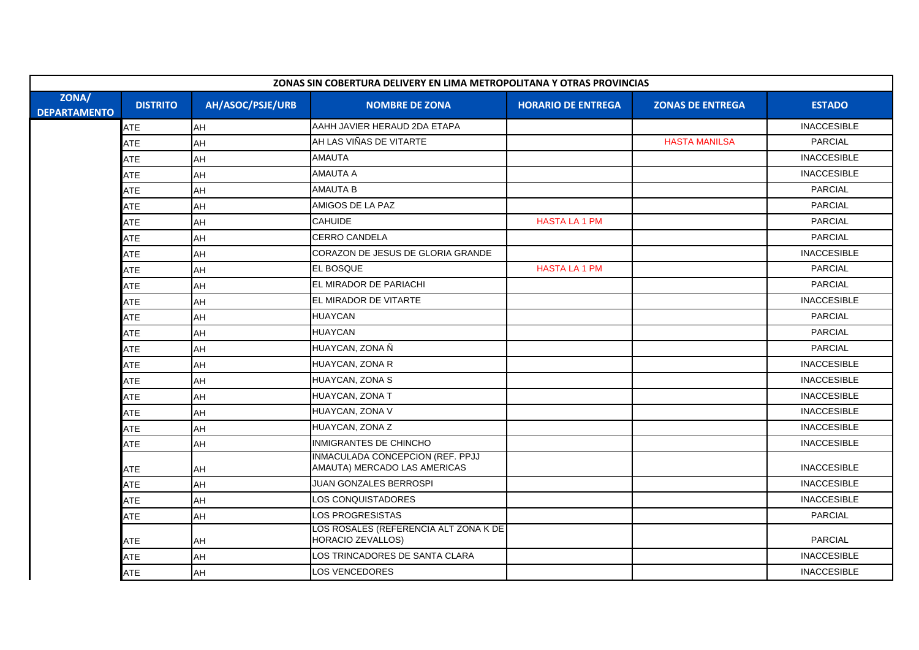| ZONAS SIN COBERTURA DELIVERY EN LIMA METROPOLITANA Y OTRAS PROVINCIAS | | | | | | |
|---|---|---|---|---|---|---|
| **ZONA/ DEPARTAMENTO** | **DISTRITO** | **AH/ASOC/PSJE/URB** | **NOMBRE DE ZONA** | **HORARIO DE ENTREGA** | **ZONAS DE ENTREGA** | **ESTADO** |
| | ATE | AH | AAHH JAVIER HERAUD 2DA ETAPA | | | INACCESIBLE |
| | ATE | AH | AH LAS VIÑAS DE VITARTE | | HASTA MANILSA | PARCIAL |
| | ATE | AH | AMAUTA | | | INACCESIBLE |
| | ATE | AH | AMAUTA A | | | INACCESIBLE |
| | ATE | AH | AMAUTA B | | | PARCIAL |
| | ATE | AH | AMIGOS DE LA PAZ | | | PARCIAL |
| | ATE | AH | CAHUIDE | HASTA LA 1 PM | | PARCIAL |
| | ATE | AH | CERRO CANDELA | | | PARCIAL |
| | ATE | AH | CORAZON DE JESUS DE GLORIA GRANDE | | | INACCESIBLE |
| | ATE | AH | EL BOSQUE | HASTA LA 1 PM | | PARCIAL |
| | ATE | AH | EL MIRADOR DE PARIACHI | | | PARCIAL |
| | ATE | AH | EL MIRADOR DE VITARTE | | | INACCESIBLE |
| | ATE | AH | HUAYCAN | | | PARCIAL |
| | ATE | AH | HUAYCAN | | | PARCIAL |
| | ATE | AH | HUAYCAN, ZONA Ñ | | | PARCIAL |
| | ATE | AH | HUAYCAN, ZONA R | | | INACCESIBLE |
| | ATE | AH | HUAYCAN, ZONA S | | | INACCESIBLE |
| | ATE | AH | HUAYCAN, ZONA T | | | INACCESIBLE |
| | ATE | AH | HUAYCAN, ZONA V | | | INACCESIBLE |
| | ATE | AH | HUAYCAN, ZONA Z | | | INACCESIBLE |
| | ATE | AH | INMIGRANTES DE CHINCHO | | | INACCESIBLE |
| | ATE | AH | INMACULADA CONCEPCION (REF. PPJJ AMAUTA) MERCADO LAS AMERICAS | | | INACCESIBLE |
| | ATE | AH | JUAN GONZALES BERROSPI | | | INACCESIBLE |
| | ATE | AH | LOS CONQUISTADORES | | | INACCESIBLE |
| | ATE | AH | LOS PROGRESISTAS | | | PARCIAL |
| | ATE | AH | LOS ROSALES (REFERENCIA ALT ZONA K DE HORACIO ZEVALLOS) | | | PARCIAL |
| | ATE | AH | LOS TRINCADORES DE SANTA CLARA | | | INACCESIBLE |
| | ATE | AH | LOS VENCEDORES | | | INACCESIBLE |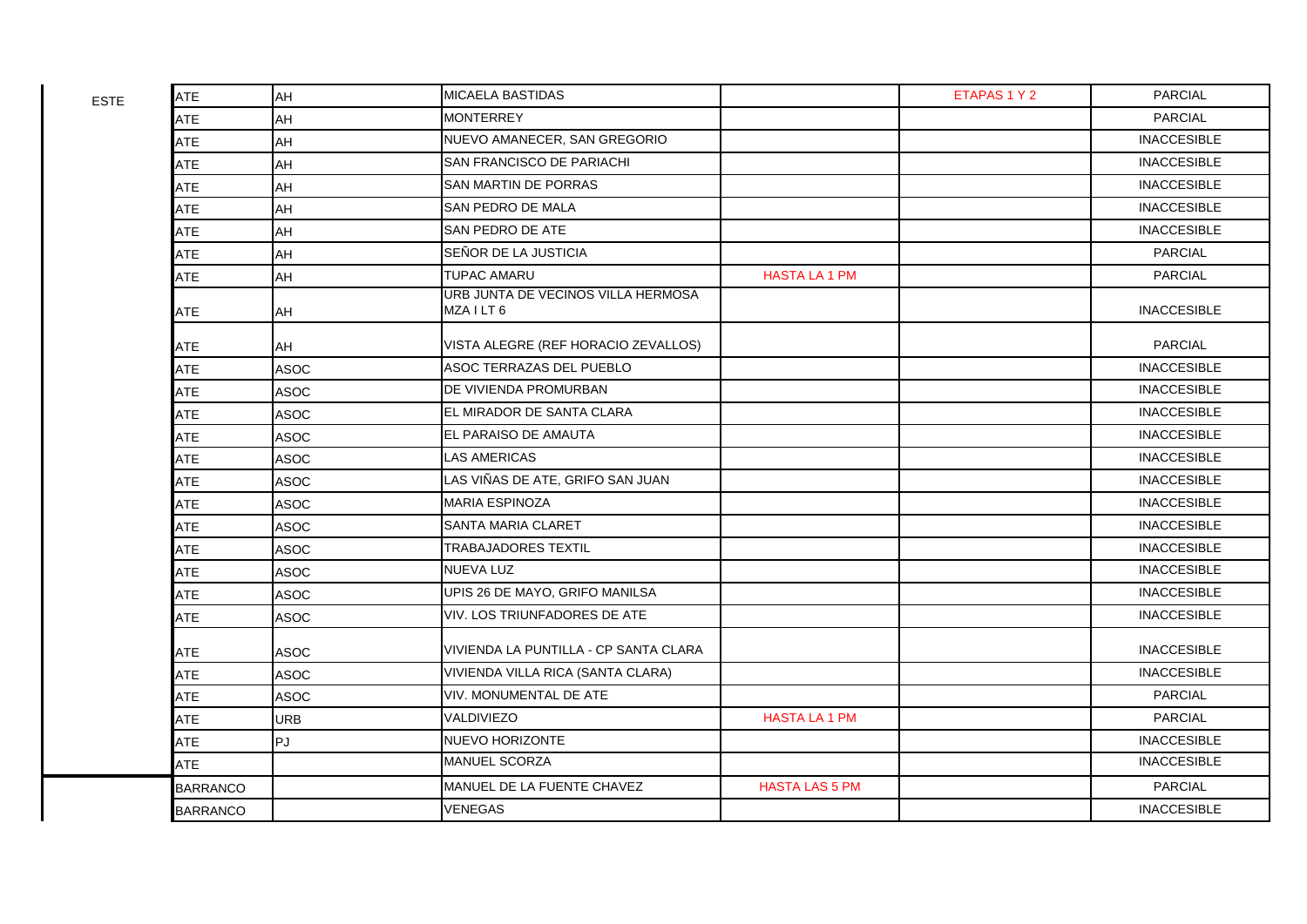| | | | | | | |
|---|---|---|---|---|---|---|
| ESTE | ATE | AH | MICAELA BASTIDAS | | ETAPAS 1 Y 2 | PARCIAL |
| | ATE | AH | MONTERREY | | | PARCIAL |
| | ATE | AH | NUEVO AMANECER, SAN GREGORIO | | | INACCESIBLE |
| | ATE | AH | SAN FRANCISCO DE PARIACHI | | | INACCESIBLE |
| | ATE | AH | SAN MARTIN DE PORRAS | | | INACCESIBLE |
| | ATE | AH | SAN PEDRO DE MALA | | | INACCESIBLE |
| | ATE | AH | SAN PEDRO DE ATE | | | INACCESIBLE |
| | ATE | AH | SEÑOR DE LA JUSTICIA | | | PARCIAL |
| | ATE | AH | TUPAC AMARU | HASTA LA 1 PM | | PARCIAL |
| | ATE | AH | URB JUNTA DE VECINOS VILLA HERMOSA MZA I LT 6 | | | INACCESIBLE |
| | ATE | AH | VISTA ALEGRE (REF HORACIO ZEVALLOS) | | | PARCIAL |
| | ATE | ASOC | ASOC TERRAZAS DEL PUEBLO | | | INACCESIBLE |
| | ATE | ASOC | DE VIVIENDA PROMURBAN | | | INACCESIBLE |
| | ATE | ASOC | EL MIRADOR DE SANTA CLARA | | | INACCESIBLE |
| | ATE | ASOC | EL PARAISO DE AMAUTA | | | INACCESIBLE |
| | ATE | ASOC | LAS AMERICAS | | | INACCESIBLE |
| | ATE | ASOC | LAS VIÑAS DE ATE, GRIFO SAN JUAN | | | INACCESIBLE |
| | ATE | ASOC | MARIA ESPINOZA | | | INACCESIBLE |
| | ATE | ASOC | SANTA MARIA CLARET | | | INACCESIBLE |
| | ATE | ASOC | TRABAJADORES TEXTIL | | | INACCESIBLE |
| | ATE | ASOC | NUEVA LUZ | | | INACCESIBLE |
| | ATE | ASOC | UPIS 26 DE MAYO, GRIFO MANILSA | | | INACCESIBLE |
| | ATE | ASOC | VIV. LOS TRIUNFADORES DE ATE | | | INACCESIBLE |
| | ATE | ASOC | VIVIENDA LA PUNTILLA - CP SANTA CLARA | | | INACCESIBLE |
| | ATE | ASOC | VIVIENDA VILLA RICA (SANTA CLARA) | | | INACCESIBLE |
| | ATE | ASOC | VIV. MONUMENTAL DE ATE | | | PARCIAL |
| | ATE | URB | VALDIVIEZO | HASTA LA 1 PM | | PARCIAL |
| | ATE | PJ | NUEVO HORIZONTE | | | INACCESIBLE |
| | ATE | | MANUEL SCORZA | | | INACCESIBLE |
| | BARRANCO | | MANUEL DE LA FUENTE CHAVEZ | HASTA LAS 5 PM | | PARCIAL |
| | BARRANCO | | VENEGAS | | | INACCESIBLE |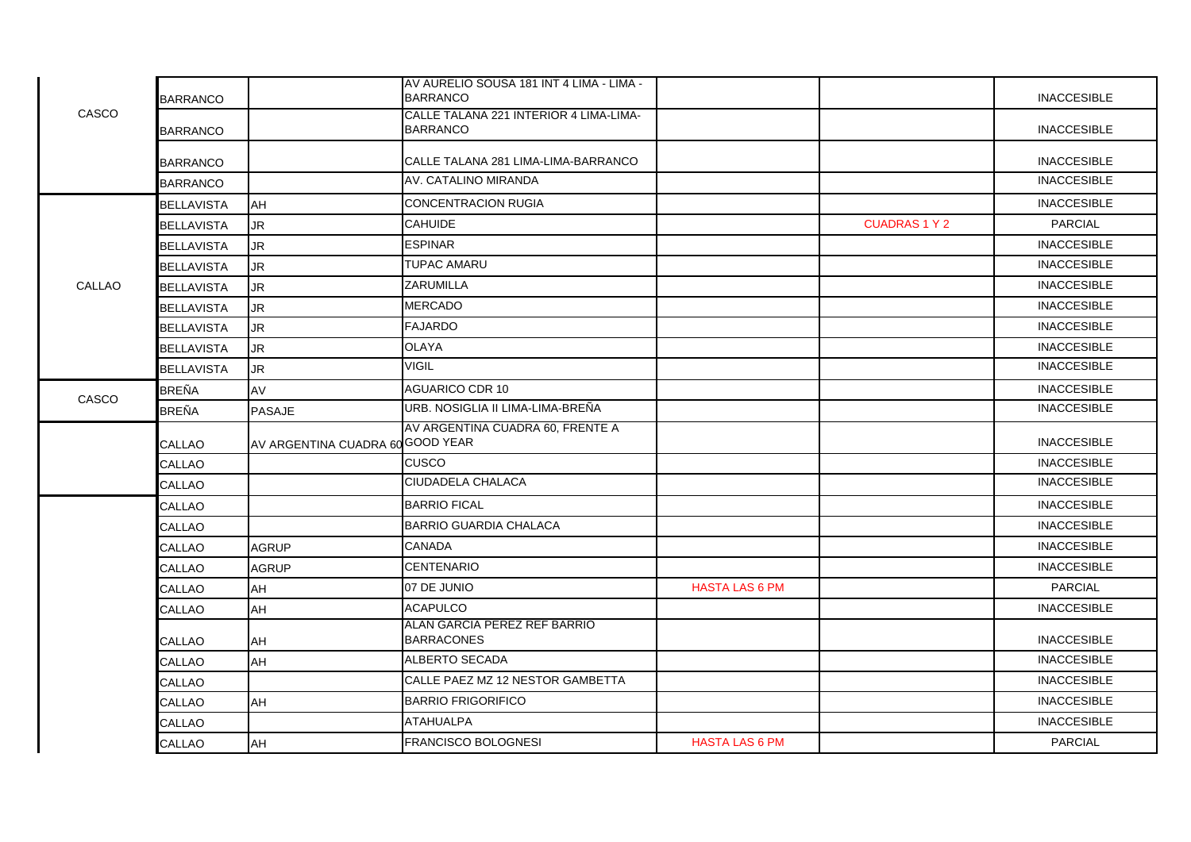| | | | | | | |
|---|---|---|---|---|---|---|
| CASCO | BARRANCO | | AV AURELIO SOUSA 181 INT 4 LIMA - LIMA - BARRANCO | | | INACCESIBLE |
| | BARRANCO | | CALLE TALANA 221 INTERIOR 4 LIMA-LIMA-BARRANCO | | | INACCESIBLE |
| | BARRANCO | | CALLE TALANA 281 LIMA-LIMA-BARRANCO | | | INACCESIBLE |
| | BARRANCO | | AV. CATALINO MIRANDA | | | INACCESIBLE |
| CALLAO | BELLAVISTA | AH | CONCENTRACION RUGIA | | | INACCESIBLE |
| | BELLAVISTA | JR | CAHUIDE | | CUADRAS 1 Y 2 | PARCIAL |
| | BELLAVISTA | JR | ESPINAR | | | INACCESIBLE |
| | BELLAVISTA | JR | TUPAC AMARU | | | INACCESIBLE |
| | BELLAVISTA | JR | ZARUMILLA | | | INACCESIBLE |
| | BELLAVISTA | JR | MERCADO | | | INACCESIBLE |
| | BELLAVISTA | JR | FAJARDO | | | INACCESIBLE |
| | BELLAVISTA | JR | OLAYA | | | INACCESIBLE |
| | BELLAVISTA | JR | VIGIL | | | INACCESIBLE |
| CASCO | BREÑA | AV | AGUARICO CDR 10 | | | INACCESIBLE |
| | BREÑA | PASAJE | URB. NOSIGLIA II LIMA-LIMA-BREÑA | | | INACCESIBLE |
| | CALLAO | AV ARGENTINA CUADRA 60 | AV ARGENTINA CUADRA 60, FRENTE A GOOD YEAR | | | INACCESIBLE |
| | CALLAO | | CUSCO | | | INACCESIBLE |
| | CALLAO | | CIUDADELA CHALACA | | | INACCESIBLE |
| | CALLAO | | BARRIO FICAL | | | INACCESIBLE |
| | CALLAO | | BARRIO GUARDIA CHALACA | | | INACCESIBLE |
| | CALLAO | AGRUP | CANADA | | | INACCESIBLE |
| | CALLAO | AGRUP | CENTENARIO | | | INACCESIBLE |
| | CALLAO | AH | 07 DE JUNIO | HASTA LAS 6 PM | | PARCIAL |
| | CALLAO | AH | ACAPULCO | | | INACCESIBLE |
| | CALLAO | AH | ALAN GARCIA PEREZ REF BARRIO BARRACONES | | | INACCESIBLE |
| | CALLAO | AH | ALBERTO SECADA | | | INACCESIBLE |
| | CALLAO | | CALLE PAEZ MZ 12 NESTOR GAMBETTA | | | INACCESIBLE |
| | CALLAO | AH | BARRIO FRIGORIFICO | | | INACCESIBLE |
| | CALLAO | | ATAHUALPA | | | INACCESIBLE |
| | CALLAO | AH | FRANCISCO BOLOGNESI | HASTA LAS 6 PM | | PARCIAL |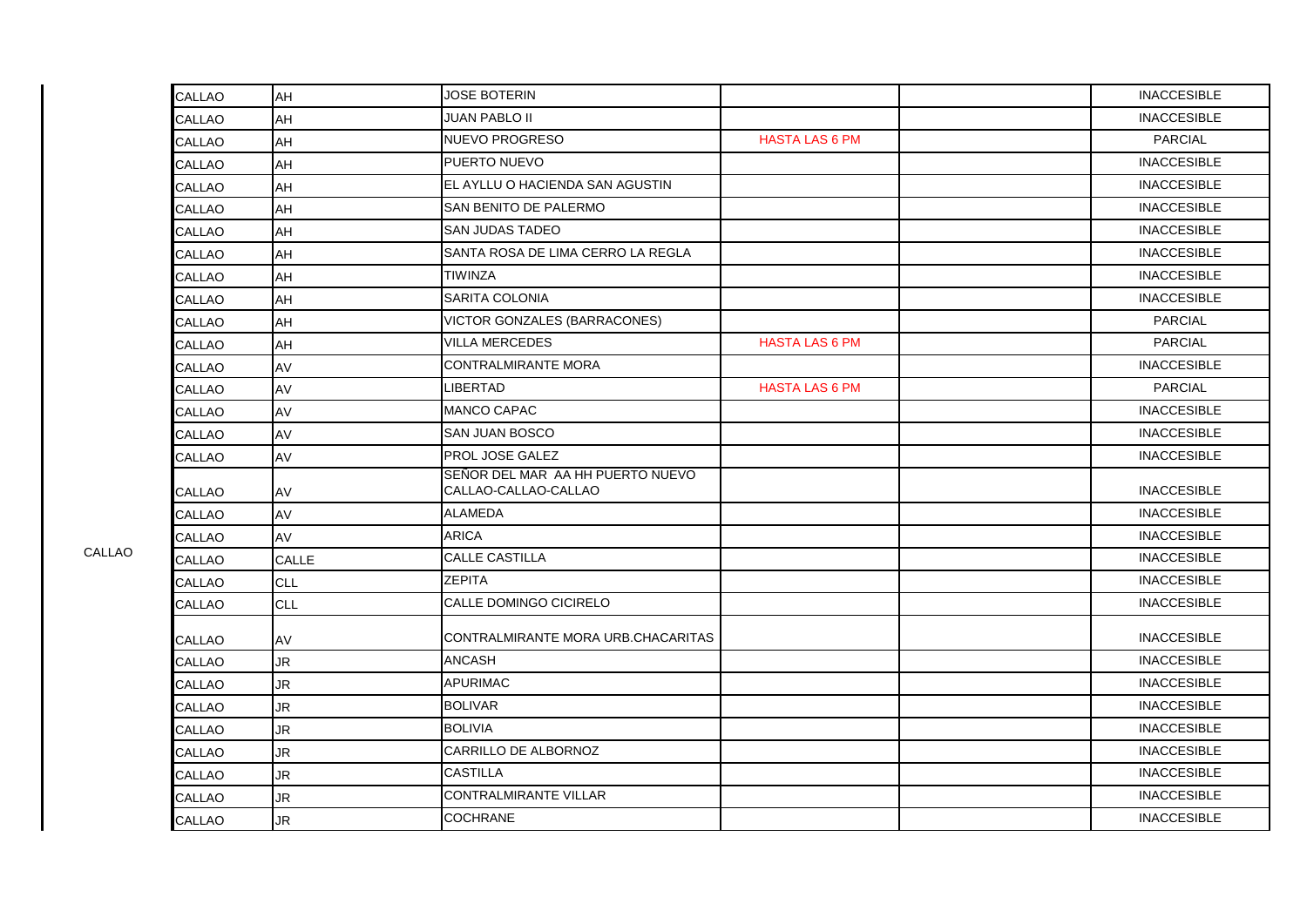| CALLAO | CALLAO | AH | JOSE BOTERIN | | | INACCESIBLE |
|---|---|---|---|---|---|---|
| | CALLAO | AH | JUAN PABLO II | | | INACCESIBLE |
| | CALLAO | AH | NUEVO PROGRESO | HASTA LAS 6 PM | | PARCIAL |
| | CALLAO | AH | PUERTO NUEVO | | | INACCESIBLE |
| | CALLAO | AH | EL AYLLU O HACIENDA SAN AGUSTIN | | | INACCESIBLE |
| | CALLAO | AH | SAN BENITO DE PALERMO | | | INACCESIBLE |
| | CALLAO | AH | SAN JUDAS TADEO | | | INACCESIBLE |
| | CALLAO | AH | SANTA ROSA DE LIMA CERRO LA REGLA | | | INACCESIBLE |
| | CALLAO | AH | TIWINZA | | | INACCESIBLE |
| | CALLAO | AH | SARITA COLONIA | | | INACCESIBLE |
| | CALLAO | AH | VICTOR GONZALES (BARRACONES) | | | PARCIAL |
| | CALLAO | AH | VILLA MERCEDES | HASTA LAS 6 PM | | PARCIAL |
| | CALLAO | AV | CONTRALMIRANTE MORA | | | INACCESIBLE |
| | CALLAO | AV | LIBERTAD | HASTA LAS 6 PM | | PARCIAL |
| | CALLAO | AV | MANCO CAPAC | | | INACCESIBLE |
| | CALLAO | AV | SAN JUAN BOSCO | | | INACCESIBLE |
| | CALLAO | AV | PROL JOSE GALEZ | | | INACCESIBLE |
| | CALLAO | AV | SEÑOR DEL MAR AA HH PUERTO NUEVO CALLAO-CALLAO-CALLAO | | | INACCESIBLE |
| | CALLAO | AV | ALAMEDA | | | INACCESIBLE |
| | CALLAO | AV | ARICA | | | INACCESIBLE |
| | CALLAO | CALLE | CALLE CASTILLA | | | INACCESIBLE |
| | CALLAO | CLL | ZEPITA | | | INACCESIBLE |
| | CALLAO | CLL | CALLE DOMINGO CICIRELO | | | INACCESIBLE |
| | CALLAO | AV | CONTRALMIRANTE MORA URB.CHACARITAS | | | INACCESIBLE |
| | CALLAO | JR | ANCASH | | | INACCESIBLE |
| | CALLAO | JR | APURIMAC | | | INACCESIBLE |
| | CALLAO | JR | BOLIVAR | | | INACCESIBLE |
| | CALLAO | JR | BOLIVIA | | | INACCESIBLE |
| | CALLAO | JR | CARRILLO DE ALBORNOZ | | | INACCESIBLE |
| | CALLAO | JR | CASTILLA | | | INACCESIBLE |
| | CALLAO | JR | CONTRALMIRANTE VILLAR | | | INACCESIBLE |
| | CALLAO | JR | COCHRANE | | | INACCESIBLE |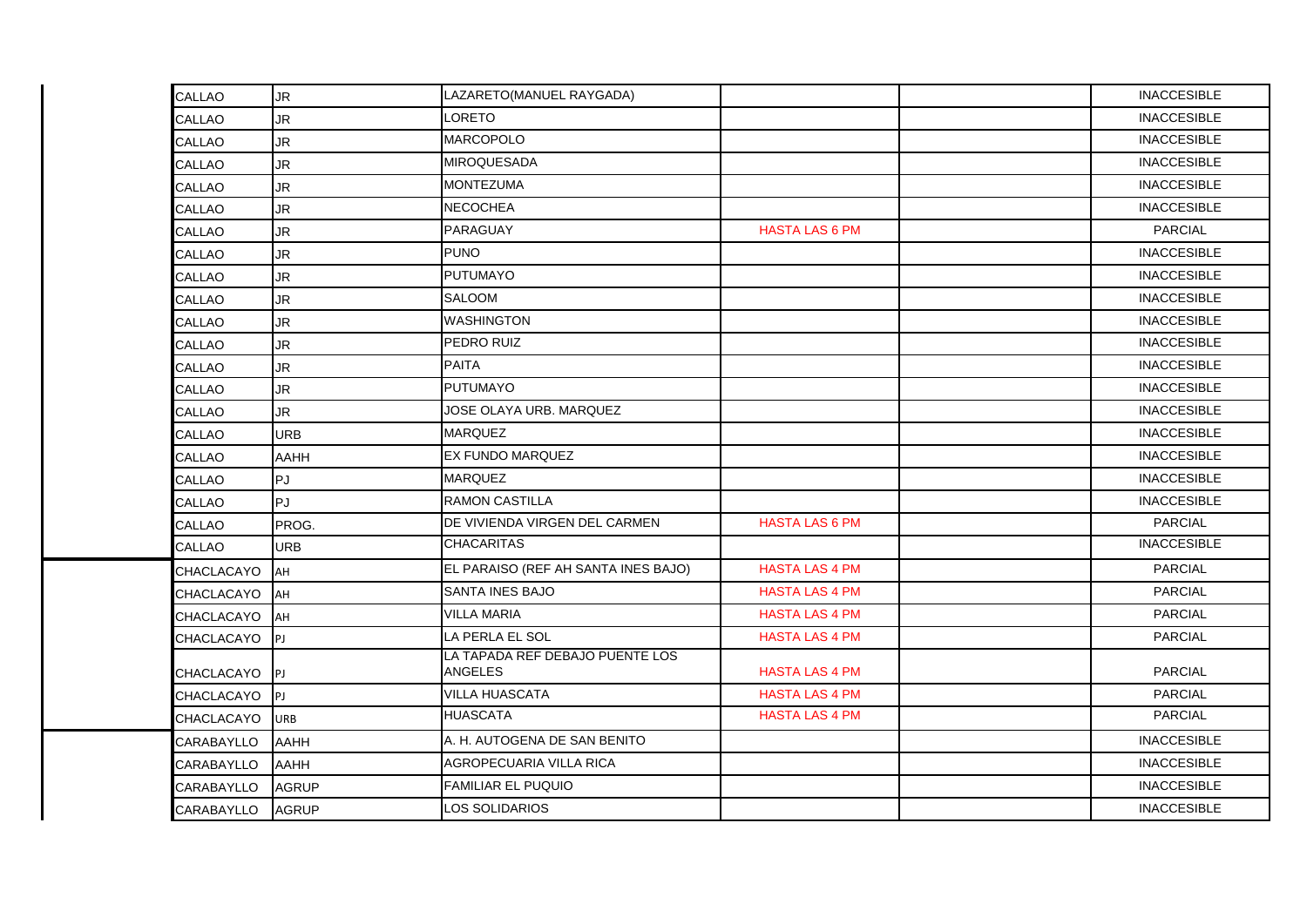| | | | | | | |
|---|---|---|---|---|---|---|
| | CALLAO | JR | LAZARETO(MANUEL RAYGADA) | | | INACCESIBLE |
| | CALLAO | JR | LORETO | | | INACCESIBLE |
| | CALLAO | JR | MARCOPOLO | | | INACCESIBLE |
| | CALLAO | JR | MIROQUESADA | | | INACCESIBLE |
| | CALLAO | JR | MONTEZUMA | | | INACCESIBLE |
| | CALLAO | JR | NECOCHEA | | | INACCESIBLE |
| | CALLAO | JR | PARAGUAY | HASTA LAS 6 PM | | PARCIAL |
| | CALLAO | JR | PUNO | | | INACCESIBLE |
| | CALLAO | JR | PUTUMAYO | | | INACCESIBLE |
| | CALLAO | JR | SALOOM | | | INACCESIBLE |
| | CALLAO | JR | WASHINGTON | | | INACCESIBLE |
| | CALLAO | JR | PEDRO RUIZ | | | INACCESIBLE |
| | CALLAO | JR | PAITA | | | INACCESIBLE |
| | CALLAO | JR | PUTUMAYO | | | INACCESIBLE |
| | CALLAO | JR | JOSE OLAYA URB. MARQUEZ | | | INACCESIBLE |
| | CALLAO | URB | MARQUEZ | | | INACCESIBLE |
| | CALLAO | AAHH | EX FUNDO MARQUEZ | | | INACCESIBLE |
| | CALLAO | PJ | MARQUEZ | | | INACCESIBLE |
| | CALLAO | PJ | RAMON CASTILLA | | | INACCESIBLE |
| | CALLAO | PROG. | DE VIVIENDA VIRGEN DEL CARMEN | HASTA LAS 6 PM | | PARCIAL |
| | CALLAO | URB | CHACARITAS | | | INACCESIBLE |
| | CHACLACAYO | AH | EL PARAISO (REF AH SANTA INES BAJO) | HASTA LAS 4 PM | | PARCIAL |
| | CHACLACAYO | AH | SANTA INES BAJO | HASTA LAS 4 PM | | PARCIAL |
| | CHACLACAYO | AH | VILLA MARIA | HASTA LAS 4 PM | | PARCIAL |
| | CHACLACAYO | PJ | LA PERLA EL SOL | HASTA LAS 4 PM | | PARCIAL |
| | CHACLACAYO | PJ | LA TAPADA REF DEBAJO PUENTE LOS ANGELES | HASTA LAS 4 PM | | PARCIAL |
| | CHACLACAYO | PJ | VILLA HUASCATA | HASTA LAS 4 PM | | PARCIAL |
| | CHACLACAYO | URB | HUASCATA | HASTA LAS 4 PM | | PARCIAL |
| | CARABAYLLO | AAHH | A. H. AUTOGENA DE SAN BENITO | | | INACCESIBLE |
| | CARABAYLLO | AAHH | AGROPECUARIA VILLA RICA | | | INACCESIBLE |
| | CARABAYLLO | AGRUP | FAMILIAR EL PUQUIO | | | INACCESIBLE |
| | CARABAYLLO | AGRUP | LOS SOLIDARIOS | | | INACCESIBLE |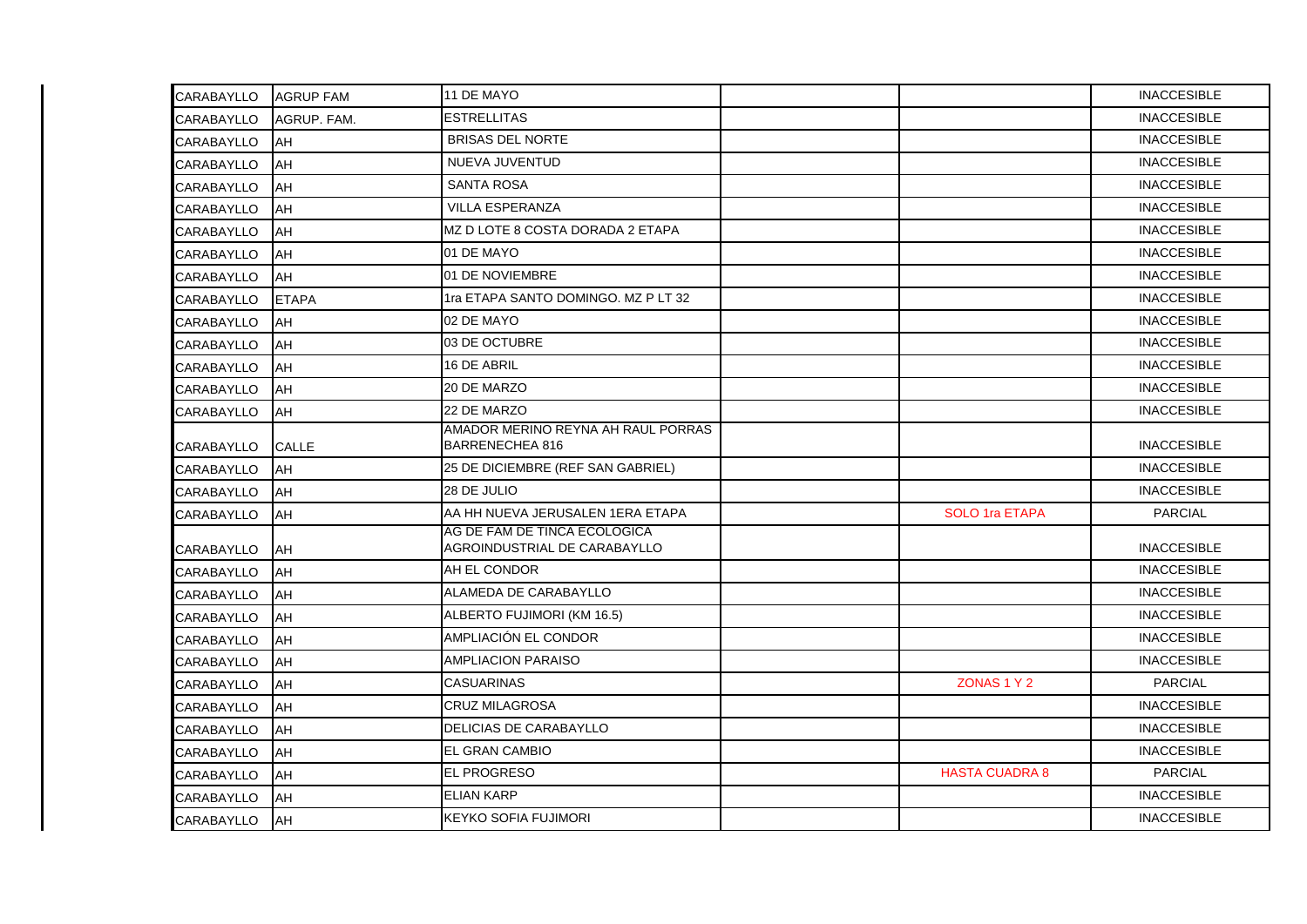| CARABAYLLO | AGRUP FAM | 11 DE MAYO | | | INACCESIBLE |
|---|---|---|---|---|---|
| CARABAYLLO | AGRUP. FAM. | ESTRELLITAS | | | INACCESIBLE |
| CARABAYLLO | AH | BRISAS DEL NORTE | | | INACCESIBLE |
| CARABAYLLO | AH | NUEVA JUVENTUD | | | INACCESIBLE |
| CARABAYLLO | AH | SANTA ROSA | | | INACCESIBLE |
| CARABAYLLO | AH | VILLA ESPERANZA | | | INACCESIBLE |
| CARABAYLLO | AH | MZ D LOTE 8 COSTA DORADA 2 ETAPA | | | INACCESIBLE |
| CARABAYLLO | AH | 01 DE MAYO | | | INACCESIBLE |
| CARABAYLLO | AH | 01 DE NOVIEMBRE | | | INACCESIBLE |
| CARABAYLLO | ETAPA | 1ra ETAPA SANTO DOMINGO. MZ P LT 32 | | | INACCESIBLE |
| CARABAYLLO | AH | 02 DE MAYO | | | INACCESIBLE |
| CARABAYLLO | AH | 03 DE OCTUBRE | | | INACCESIBLE |
| CARABAYLLO | AH | 16 DE ABRIL | | | INACCESIBLE |
| CARABAYLLO | AH | 20 DE MARZO | | | INACCESIBLE |
| CARABAYLLO | AH | 22 DE MARZO | | | INACCESIBLE |
| CARABAYLLO | CALLE | AMADOR MERINO REYNA AH RAUL PORRAS BARRENECHEA 816 | | | INACCESIBLE |
| CARABAYLLO | AH | 25 DE DICIEMBRE (REF SAN GABRIEL) | | | INACCESIBLE |
| CARABAYLLO | AH | 28 DE JULIO | | | INACCESIBLE |
| CARABAYLLO | AH | AA HH NUEVA JERUSALEN 1ERA ETAPA | | SOLO 1ra ETAPA | PARCIAL |
| CARABAYLLO | AH | AG DE FAM DE TINCA ECOLOGICA AGROINDUSTRIAL DE CARABAYLLO | | | INACCESIBLE |
| CARABAYLLO | AH | AH EL CONDOR | | | INACCESIBLE |
| CARABAYLLO | AH | ALAMEDA DE CARABAYLLO | | | INACCESIBLE |
| CARABAYLLO | AH | ALBERTO FUJIMORI (KM 16.5) | | | INACCESIBLE |
| CARABAYLLO | AH | AMPLIACIÓN EL CONDOR | | | INACCESIBLE |
| CARABAYLLO | AH | AMPLIACION PARAISO | | | INACCESIBLE |
| CARABAYLLO | AH | CASUARINAS | | ZONAS 1 Y 2 | PARCIAL |
| CARABAYLLO | AH | CRUZ MILAGROSA | | | INACCESIBLE |
| CARABAYLLO | AH | DELICIAS DE CARABAYLLO | | | INACCESIBLE |
| CARABAYLLO | AH | EL GRAN CAMBIO | | | INACCESIBLE |
| CARABAYLLO | AH | EL PROGRESO | | HASTA CUADRA 8 | PARCIAL |
| CARABAYLLO | AH | ELIAN KARP | | | INACCESIBLE |
| CARABAYLLO | AH | KEYKO SOFIA FUJIMORI | | | INACCESIBLE |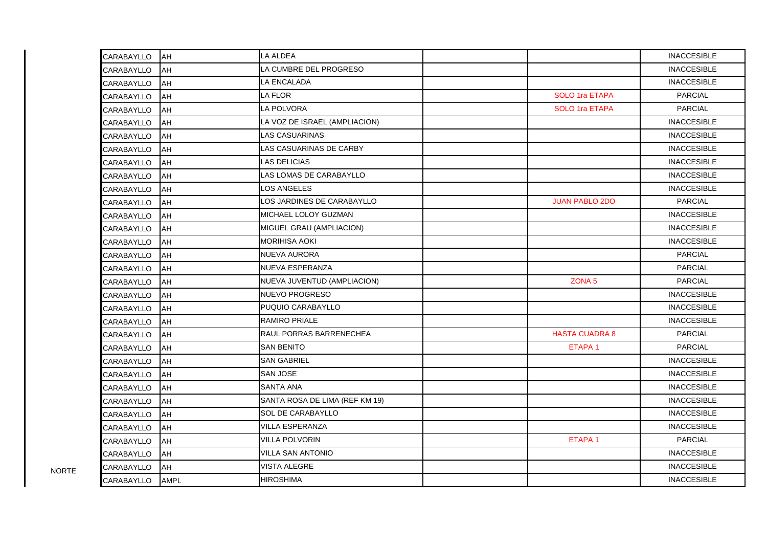| | | | | | | |
|---|---|---|---|---|---|---|
| | CARABAYLLO | AH | LA ALDEA | | | INACCESIBLE |
| | CARABAYLLO | AH | LA CUMBRE DEL PROGRESO | | | INACCESIBLE |
| | CARABAYLLO | AH | LA ENCALADA | | | INACCESIBLE |
| | CARABAYLLO | AH | LA FLOR | | SOLO 1ra ETAPA | PARCIAL |
| | CARABAYLLO | AH | LA POLVORA | | SOLO 1ra ETAPA | PARCIAL |
| | CARABAYLLO | AH | LA VOZ DE ISRAEL (AMPLIACION) | | | INACCESIBLE |
| | CARABAYLLO | AH | LAS CASUARINAS | | | INACCESIBLE |
| | CARABAYLLO | AH | LAS CASUARINAS DE CARBY | | | INACCESIBLE |
| | CARABAYLLO | AH | LAS DELICIAS | | | INACCESIBLE |
| | CARABAYLLO | AH | LAS LOMAS DE CARABAYLLO | | | INACCESIBLE |
| | CARABAYLLO | AH | LOS ANGELES | | | INACCESIBLE |
| | CARABAYLLO | AH | LOS JARDINES DE CARABAYLLO | | JUAN PABLO 2DO | PARCIAL |
| | CARABAYLLO | AH | MICHAEL LOLOY GUZMAN | | | INACCESIBLE |
| | CARABAYLLO | AH | MIGUEL GRAU (AMPLIACION) | | | INACCESIBLE |
| | CARABAYLLO | AH | MORIHISA AOKI | | | INACCESIBLE |
| | CARABAYLLO | AH | NUEVA AURORA | | | PARCIAL |
| | CARABAYLLO | AH | NUEVA ESPERANZA | | | PARCIAL |
| | CARABAYLLO | AH | NUEVA JUVENTUD (AMPLIACION) | | ZONA 5 | PARCIAL |
| | CARABAYLLO | AH | NUEVO PROGRESO | | | INACCESIBLE |
| | CARABAYLLO | AH | PUQUIO CARABAYLLO | | | INACCESIBLE |
| | CARABAYLLO | AH | RAMIRO PRIALE | | | INACCESIBLE |
| | CARABAYLLO | AH | RAUL PORRAS BARRENECHEA | | HASTA CUADRA 8 | PARCIAL |
| | CARABAYLLO | AH | SAN BENITO | | ETAPA 1 | PARCIAL |
| | CARABAYLLO | AH | SAN GABRIEL | | | INACCESIBLE |
| | CARABAYLLO | AH | SAN JOSE | | | INACCESIBLE |
| | CARABAYLLO | AH | SANTA ANA | | | INACCESIBLE |
| | CARABAYLLO | AH | SANTA ROSA DE LIMA (REF KM 19) | | | INACCESIBLE |
| | CARABAYLLO | AH | SOL DE CARABAYLLO | | | INACCESIBLE |
| | CARABAYLLO | AH | VILLA ESPERANZA | | | INACCESIBLE |
| | CARABAYLLO | AH | VILLA POLVORIN | | ETAPA 1 | PARCIAL |
| | CARABAYLLO | AH | VILLA SAN ANTONIO | | | INACCESIBLE |
| NORTE | CARABAYLLO | AH | VISTA ALEGRE | | | INACCESIBLE |
| | CARABAYLLO | AMPL | HIROSHIMA | | | INACCESIBLE |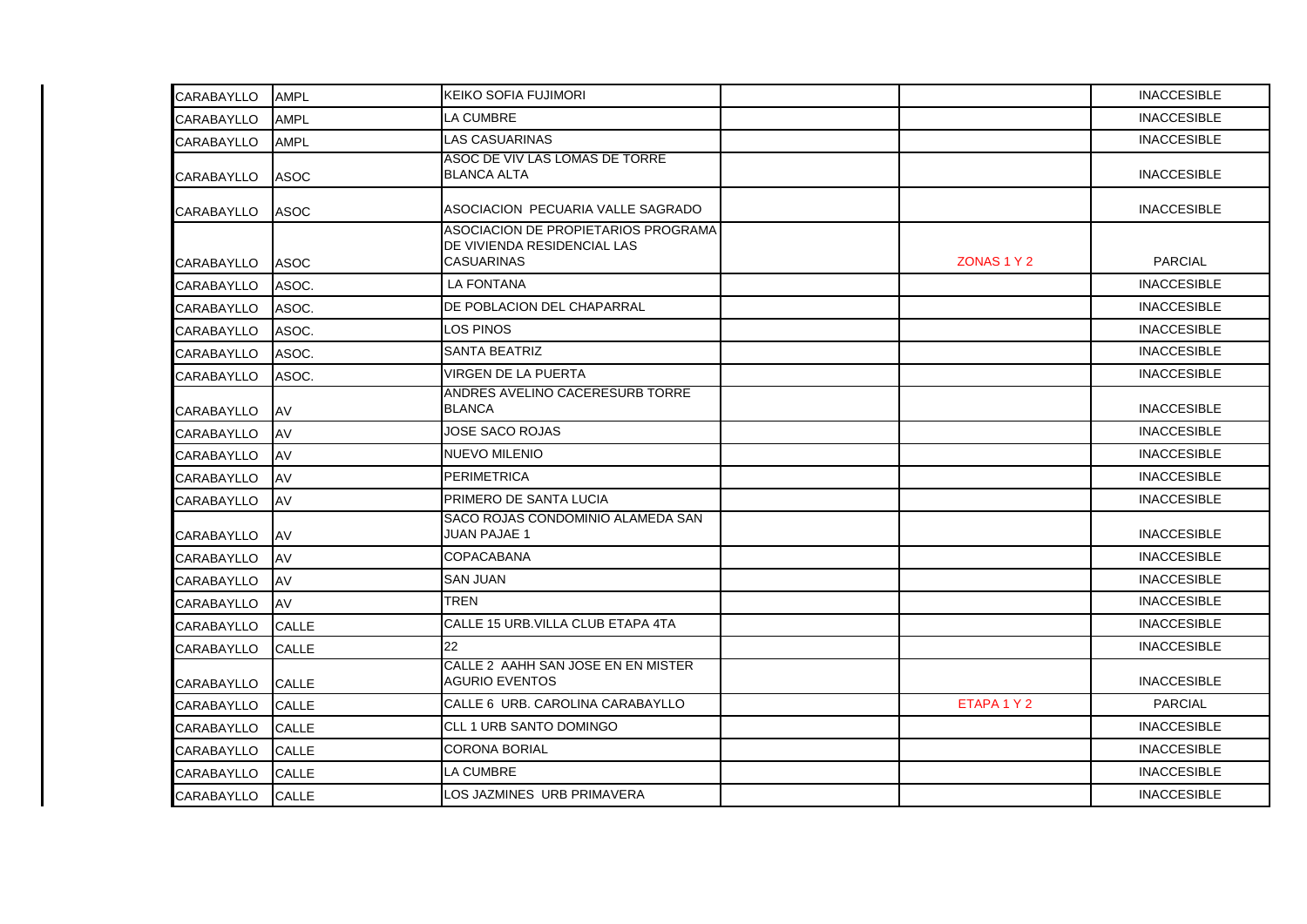| | | | | | |
|---|---|---|---|---|---|
| CARABAYLLO | AMPL | KEIKO SOFIA FUJIMORI | | | INACCESIBLE |
| CARABAYLLO | AMPL | LA CUMBRE | | | INACCESIBLE |
| CARABAYLLO | AMPL | LAS CASUARINAS | | | INACCESIBLE |
| CARABAYLLO | ASOC | ASOC DE VIV LAS LOMAS DE TORRE BLANCA ALTA | | | INACCESIBLE |
| CARABAYLLO | ASOC | ASOCIACION PECUARIA VALLE SAGRADO | | | INACCESIBLE |
| CARABAYLLO | ASOC | ASOCIACION DE PROPIETARIOS PROGRAMA DE VIVIENDA RESIDENCIAL LAS CASUARINAS | | ZONAS 1 Y 2 | PARCIAL |
| CARABAYLLO | ASOC. | LA FONTANA | | | INACCESIBLE |
| CARABAYLLO | ASOC. | DE POBLACION DEL CHAPARRAL | | | INACCESIBLE |
| CARABAYLLO | ASOC. | LOS PINOS | | | INACCESIBLE |
| CARABAYLLO | ASOC. | SANTA BEATRIZ | | | INACCESIBLE |
| CARABAYLLO | ASOC. | VIRGEN DE LA PUERTA | | | INACCESIBLE |
| CARABAYLLO | AV | ANDRES AVELINO CACERESURB TORRE BLANCA | | | INACCESIBLE |
| CARABAYLLO | AV | JOSE SACO ROJAS | | | INACCESIBLE |
| CARABAYLLO | AV | NUEVO MILENIO | | | INACCESIBLE |
| CARABAYLLO | AV | PERIMETRICA | | | INACCESIBLE |
| CARABAYLLO | AV | PRIMERO DE SANTA LUCIA | | | INACCESIBLE |
| CARABAYLLO | AV | SACO ROJAS CONDOMINIO ALAMEDA SAN JUAN PAJAE 1 | | | INACCESIBLE |
| CARABAYLLO | AV | COPACABANA | | | INACCESIBLE |
| CARABAYLLO | AV | SAN JUAN | | | INACCESIBLE |
| CARABAYLLO | AV | TREN | | | INACCESIBLE |
| CARABAYLLO | CALLE | CALLE 15 URB.VILLA CLUB ETAPA 4TA | | | INACCESIBLE |
| CARABAYLLO | CALLE | 22 | | | INACCESIBLE |
| CARABAYLLO | CALLE | CALLE 2 AAHH SAN JOSE EN EN MISTER AGURIO EVENTOS | | | INACCESIBLE |
| CARABAYLLO | CALLE | CALLE 6 URB. CAROLINA CARABAYLLO | | ETAPA 1 Y 2 | PARCIAL |
| CARABAYLLO | CALLE | CLL 1 URB SANTO DOMINGO | | | INACCESIBLE |
| CARABAYLLO | CALLE | CORONA BORIAL | | | INACCESIBLE |
| CARABAYLLO | CALLE | LA CUMBRE | | | INACCESIBLE |
| CARABAYLLO | CALLE | LOS JAZMINES URB PRIMAVERA | | | INACCESIBLE |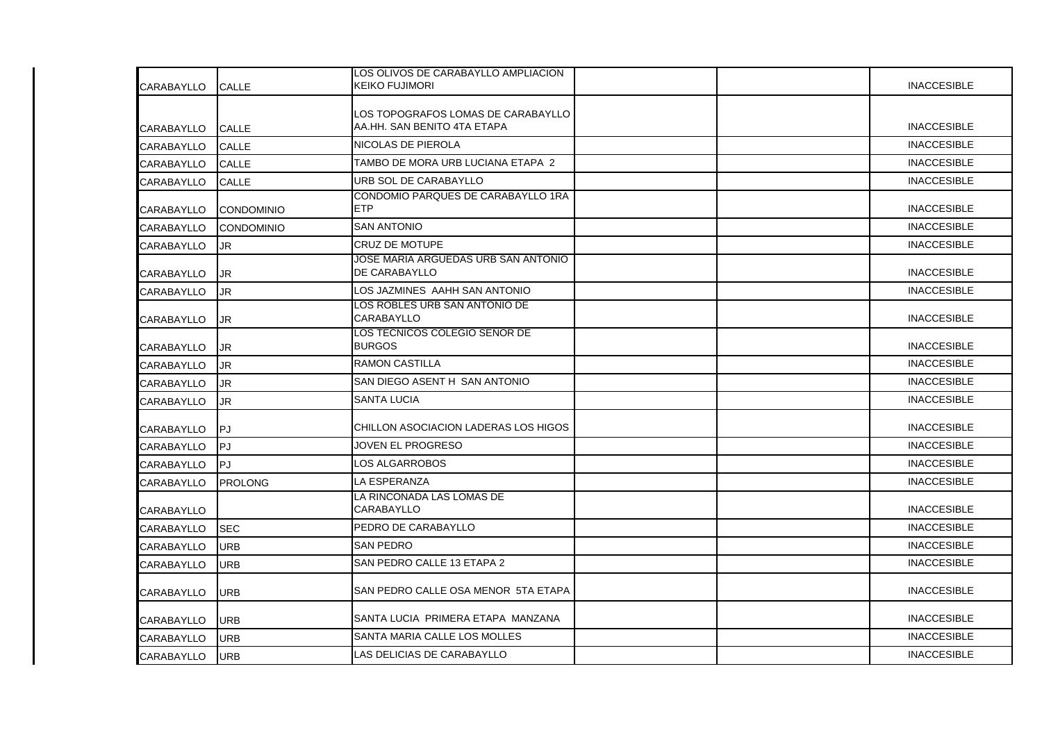| | | | | | |
|---|---|---|---|---|---|
| CARABAYLLO | CALLE | LOS OLIVOS DE CARABAYLLO AMPLIACION KEIKO FUJIMORI | | | INACCESIBLE |
| CARABAYLLO | CALLE | LOS TOPOGRAFOS LOMAS DE CARABAYLLO AA.HH. SAN BENITO 4TA ETAPA | | | INACCESIBLE |
| CARABAYLLO | CALLE | NICOLAS DE PIEROLA | | | INACCESIBLE |
| CARABAYLLO | CALLE | TAMBO DE MORA URB LUCIANA ETAPA 2 | | | INACCESIBLE |
| CARABAYLLO | CALLE | URB SOL DE CARABAYLLO | | | INACCESIBLE |
| CARABAYLLO | CONDOMINIO | CONDOMIO PARQUES DE CARABAYLLO 1RA ETP | | | INACCESIBLE |
| CARABAYLLO | CONDOMINIO | SAN ANTONIO | | | INACCESIBLE |
| CARABAYLLO | JR | CRUZ DE MOTUPE | | | INACCESIBLE |
| CARABAYLLO | JR | JOSE MARIA ARGUEDAS URB SAN ANTONIO DE CARABAYLLO | | | INACCESIBLE |
| CARABAYLLO | JR | LOS JAZMINES AAHH SAN ANTONIO | | | INACCESIBLE |
| CARABAYLLO | JR | LOS ROBLES URB SAN ANTONIO DE CARABAYLLO | | | INACCESIBLE |
| CARABAYLLO | JR | LOS TECNICOS COLEGIO SEÑOR DE BURGOS | | | INACCESIBLE |
| CARABAYLLO | JR | RAMON CASTILLA | | | INACCESIBLE |
| CARABAYLLO | JR | SAN DIEGO ASENT H SAN ANTONIO | | | INACCESIBLE |
| CARABAYLLO | JR | SANTA LUCIA | | | INACCESIBLE |
| CARABAYLLO | PJ | CHILLON ASOCIACION LADERAS LOS HIGOS | | | INACCESIBLE |
| CARABAYLLO | PJ | JOVEN EL PROGRESO | | | INACCESIBLE |
| CARABAYLLO | PJ | LOS ALGARROBOS | | | INACCESIBLE |
| CARABAYLLO | PROLONG | LA ESPERANZA | | | INACCESIBLE |
| CARABAYLLO | | LA RINCONADA LAS LOMAS DE CARABAYLLO | | | INACCESIBLE |
| CARABAYLLO | SEC | PEDRO DE CARABAYLLO | | | INACCESIBLE |
| CARABAYLLO | URB | SAN PEDRO | | | INACCESIBLE |
| CARABAYLLO | URB | SAN PEDRO CALLE 13 ETAPA 2 | | | INACCESIBLE |
| CARABAYLLO | URB | SAN PEDRO CALLE OSA MENOR 5TA ETAPA | | | INACCESIBLE |
| CARABAYLLO | URB | SANTA LUCIA PRIMERA ETAPA MANZANA | | | INACCESIBLE |
| CARABAYLLO | URB | SANTA MARIA CALLE LOS MOLLES | | | INACCESIBLE |
| CARABAYLLO | URB | LAS DELICIAS DE CARABAYLLO | | | INACCESIBLE |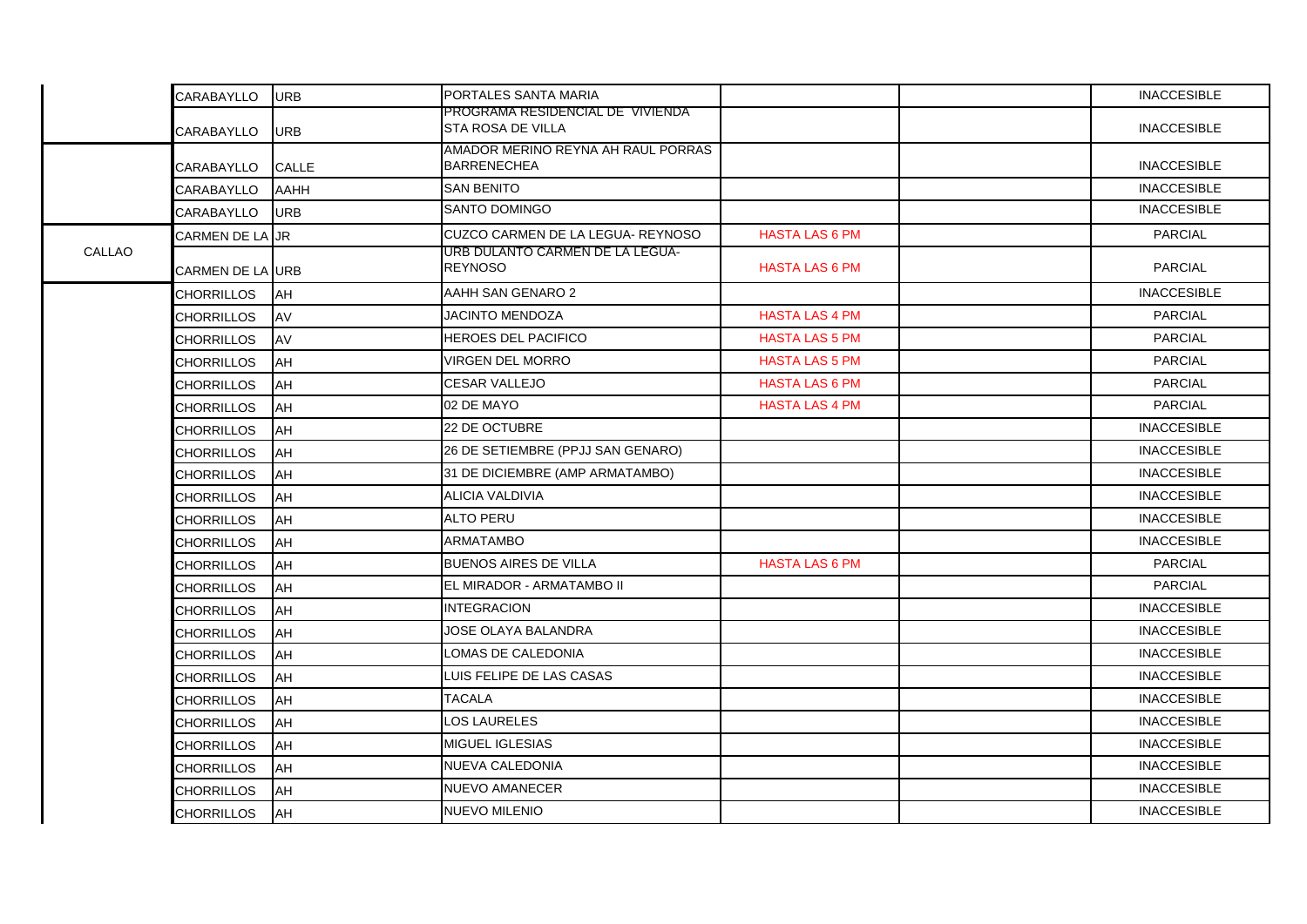| | | | | | | |
|---|---|---|---|---|---|---|
| | CARABAYLLO | URB | PORTALES SANTA MARIA | | | INACCESIBLE |
| | CARABAYLLO | URB | PROGRAMA RESIDENCIAL DE VIVIENDA STA ROSA DE VILLA | | | INACCESIBLE |
| | CARABAYLLO | CALLE | AMADOR MERINO REYNA AH RAUL PORRAS BARRENECHEA | | | INACCESIBLE |
| | CARABAYLLO | AAHH | SAN BENITO | | | INACCESIBLE |
| | CARABAYLLO | URB | SANTO DOMINGO | | | INACCESIBLE |
| CALLAO | CARMEN DE LA | JR | CUZCO CARMEN DE LA LEGUA- REYNOSO | HASTA LAS 6 PM | | PARCIAL |
| | CARMEN DE LA | URB | URB DULANTO CARMEN DE LA LEGUA-REYNOSO | HASTA LAS 6 PM | | PARCIAL |
| | CHORRILLOS | AH | AAHH SAN GENARO 2 | | | INACCESIBLE |
| | CHORRILLOS | AV | JACINTO MENDOZA | HASTA LAS 4 PM | | PARCIAL |
| | CHORRILLOS | AV | HEROES DEL PACIFICO | HASTA LAS 5 PM | | PARCIAL |
| | CHORRILLOS | AH | VIRGEN DEL MORRO | HASTA LAS 5 PM | | PARCIAL |
| | CHORRILLOS | AH | CESAR VALLEJO | HASTA LAS 6 PM | | PARCIAL |
| | CHORRILLOS | AH | 02 DE MAYO | HASTA LAS 4 PM | | PARCIAL |
| | CHORRILLOS | AH | 22 DE OCTUBRE | | | INACCESIBLE |
| | CHORRILLOS | AH | 26 DE SETIEMBRE (PPJJ SAN GENARO) | | | INACCESIBLE |
| | CHORRILLOS | AH | 31 DE DICIEMBRE (AMP ARMATAMBO) | | | INACCESIBLE |
| | CHORRILLOS | AH | ALICIA VALDIVIA | | | INACCESIBLE |
| | CHORRILLOS | AH | ALTO PERU | | | INACCESIBLE |
| | CHORRILLOS | AH | ARMATAMBO | | | INACCESIBLE |
| | CHORRILLOS | AH | BUENOS AIRES DE VILLA | HASTA LAS 6 PM | | PARCIAL |
| | CHORRILLOS | AH | EL MIRADOR - ARMATAMBO II | | | PARCIAL |
| | CHORRILLOS | AH | INTEGRACION | | | INACCESIBLE |
| | CHORRILLOS | AH | JOSE OLAYA BALANDRA | | | INACCESIBLE |
| | CHORRILLOS | AH | LOMAS DE CALEDONIA | | | INACCESIBLE |
| | CHORRILLOS | AH | LUIS FELIPE DE LAS CASAS | | | INACCESIBLE |
| | CHORRILLOS | AH | TACALA | | | INACCESIBLE |
| | CHORRILLOS | AH | LOS LAURELES | | | INACCESIBLE |
| | CHORRILLOS | AH | MIGUEL IGLESIAS | | | INACCESIBLE |
| | CHORRILLOS | AH | NUEVA CALEDONIA | | | INACCESIBLE |
| | CHORRILLOS | AH | NUEVO AMANECER | | | INACCESIBLE |
| | CHORRILLOS | AH | NUEVO MILENIO | | | INACCESIBLE |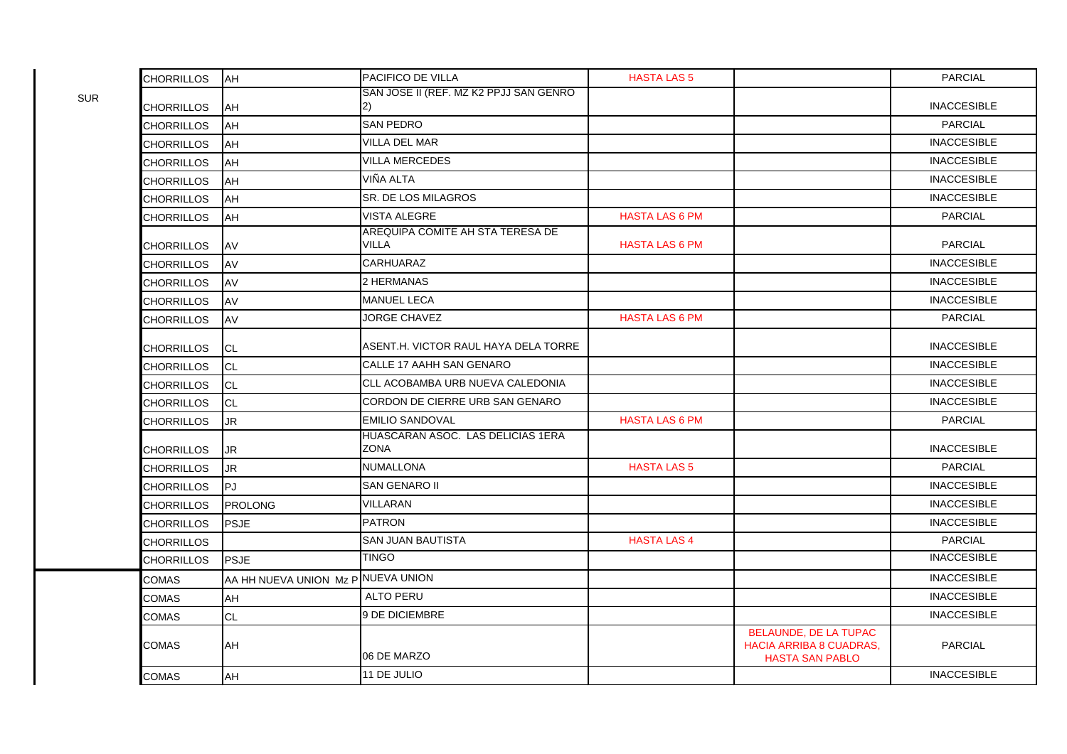| | | | | | | |
|---|---|---|---|---|---|---|
| SUR | CHORRILLOS | AH | PACIFICO DE VILLA | HASTA LAS 5 | | PARCIAL |
| | CHORRILLOS | AH | SAN JOSE II (REF. MZ K2 PPJJ SAN GENRO 2) | | | INACCESIBLE |
| | CHORRILLOS | AH | SAN PEDRO | | | PARCIAL |
| | CHORRILLOS | AH | VILLA DEL MAR | | | INACCESIBLE |
| | CHORRILLOS | AH | VILLA MERCEDES | | | INACCESIBLE |
| | CHORRILLOS | AH | VIÑA ALTA | | | INACCESIBLE |
| | CHORRILLOS | AH | SR. DE LOS MILAGROS | | | INACCESIBLE |
| | CHORRILLOS | AH | VISTA ALEGRE | HASTA LAS 6 PM | | PARCIAL |
| | CHORRILLOS | AV | AREQUIPA COMITE AH STA TERESA DE VILLA | HASTA LAS 6 PM | | PARCIAL |
| | CHORRILLOS | AV | CARHUARAZ | | | INACCESIBLE |
| | CHORRILLOS | AV | 2 HERMANAS | | | INACCESIBLE |
| | CHORRILLOS | AV | MANUEL LECA | | | INACCESIBLE |
| | CHORRILLOS | AV | JORGE CHAVEZ | HASTA LAS 6 PM | | PARCIAL |
| | CHORRILLOS | CL | ASENT.H. VICTOR RAUL HAYA DELA TORRE | | | INACCESIBLE |
| | CHORRILLOS | CL | CALLE 17 AAHH SAN GENARO | | | INACCESIBLE |
| | CHORRILLOS | CL | CLL ACOBAMBA URB NUEVA CALEDONIA | | | INACCESIBLE |
| | CHORRILLOS | CL | CORDON DE CIERRE URB SAN GENARO | | | INACCESIBLE |
| | CHORRILLOS | JR | EMILIO SANDOVAL | HASTA LAS 6 PM | | PARCIAL |
| | CHORRILLOS | JR | HUASCARAN ASOC. LAS DELICIAS 1ERA ZONA | | | INACCESIBLE |
| | CHORRILLOS | JR | NUMALLONA | HASTA LAS 5 | | PARCIAL |
| | CHORRILLOS | PJ | SAN GENARO II | | | INACCESIBLE |
| | CHORRILLOS | PROLONG | VILLARAN | | | INACCESIBLE |
| | CHORRILLOS | PSJE | PATRON | | | INACCESIBLE |
| | CHORRILLOS | | SAN JUAN BAUTISTA | HASTA LAS 4 | | PARCIAL |
| | CHORRILLOS | PSJE | TINGO | | | INACCESIBLE |
| | COMAS | AA HH NUEVA UNION Mz P | NUEVA UNION | | | INACCESIBLE |
| | COMAS | AH | ALTO PERU | | | INACCESIBLE |
| | COMAS | CL | 9 DE DICIEMBRE | | | INACCESIBLE |
| | COMAS | AH | 06 DE MARZO | | BELAUNDE, DE LA TUPAC HACIA ARRIBA 8 CUADRAS, HASTA SAN PABLO | PARCIAL |
| | COMAS | AH | 11 DE JULIO | | | INACCESIBLE |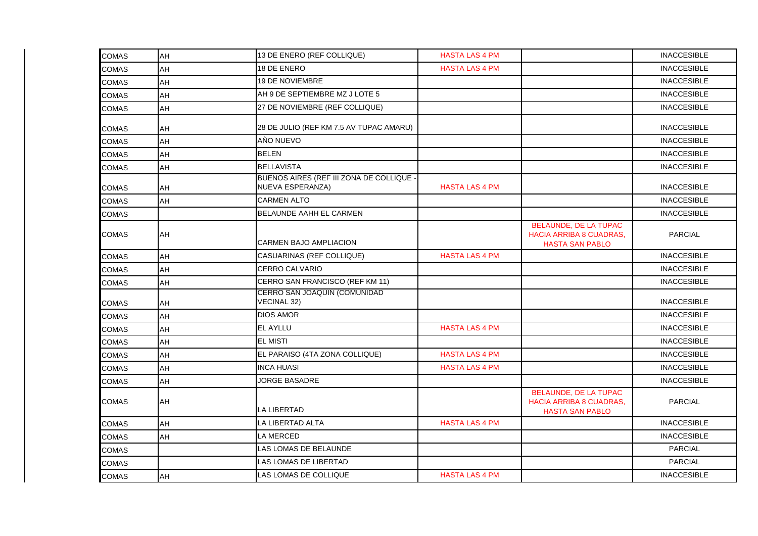| COMAS | AH | 13 DE ENERO (REF COLLIQUE) | HASTA LAS 4 PM | | INACCESIBLE |
|---|---|---|---|---|---|
| COMAS | AH | 18 DE ENERO | HASTA LAS 4 PM | | INACCESIBLE |
| COMAS | AH | 19 DE NOVIEMBRE | | | INACCESIBLE |
| COMAS | AH | AH 9 DE SEPTIEMBRE MZ J LOTE 5 | | | INACCESIBLE |
| COMAS | AH | 27 DE NOVIEMBRE (REF COLLIQUE) | | | INACCESIBLE |
| COMAS | AH | 28 DE JULIO (REF KM 7.5 AV TUPAC AMARU) | | | INACCESIBLE |
| COMAS | AH | AÑO NUEVO | | | INACCESIBLE |
| COMAS | AH | BELEN | | | INACCESIBLE |
| COMAS | AH | BELLAVISTA | | | INACCESIBLE |
| COMAS | AH | BUENOS AIRES (REF III ZONA DE COLLIQUE - NUEVA ESPERANZA) | HASTA LAS 4 PM | | INACCESIBLE |
| COMAS | AH | CARMEN ALTO | | | INACCESIBLE |
| COMAS | | BELAUNDE AAHH EL CARMEN | | | INACCESIBLE |
| COMAS | AH | CARMEN BAJO AMPLIACION | | BELAUNDE, DE LA TUPAC HACIA ARRIBA 8 CUADRAS, HASTA SAN PABLO | PARCIAL |
| COMAS | AH | CASUARINAS (REF COLLIQUE) | HASTA LAS 4 PM | | INACCESIBLE |
| COMAS | AH | CERRO CALVARIO | | | INACCESIBLE |
| COMAS | AH | CERRO SAN FRANCISCO (REF KM 11) | | | INACCESIBLE |
| COMAS | AH | CERRO SAN JOAQUIN (COMUNIDAD VECINAL 32) | | | INACCESIBLE |
| COMAS | AH | DIOS AMOR | | | INACCESIBLE |
| COMAS | AH | EL AYLLU | HASTA LAS 4 PM | | INACCESIBLE |
| COMAS | AH | EL MISTI | | | INACCESIBLE |
| COMAS | AH | EL PARAISO (4TA ZONA COLLIQUE) | HASTA LAS 4 PM | | INACCESIBLE |
| COMAS | AH | INCA HUASI | HASTA LAS 4 PM | | INACCESIBLE |
| COMAS | AH | JORGE BASADRE | | | INACCESIBLE |
| COMAS | AH | LA LIBERTAD | | BELAUNDE, DE LA TUPAC HACIA ARRIBA 8 CUADRAS, HASTA SAN PABLO | PARCIAL |
| COMAS | AH | LA LIBERTAD ALTA | HASTA LAS 4 PM | | INACCESIBLE |
| COMAS | AH | LA MERCED | | | INACCESIBLE |
| COMAS | | LAS LOMAS DE BELAUNDE | | | PARCIAL |
| COMAS | | LAS LOMAS DE LIBERTAD | | | PARCIAL |
| COMAS | AH | LAS LOMAS DE COLLIQUE | HASTA LAS 4 PM | | INACCESIBLE |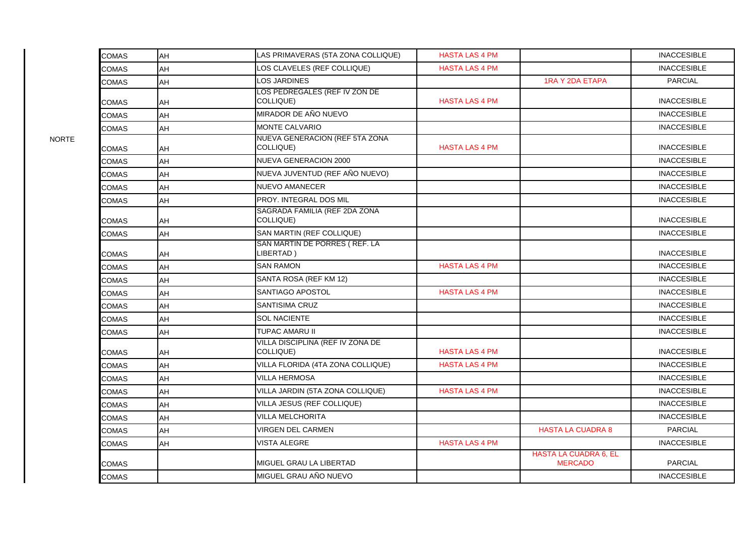| | | | | | | |
|---|---|---|---|---|---|---|
| NORTE | COMAS | AH | LAS PRIMAVERAS (5TA ZONA COLLIQUE) | HASTA LAS 4 PM | | INACCESIBLE |
| | COMAS | AH | LOS CLAVELES (REF COLLIQUE) | HASTA LAS 4 PM | | INACCESIBLE |
| | COMAS | AH | LOS JARDINES | | 1RA Y 2DA ETAPA | PARCIAL |
| | COMAS | AH | LOS PEDREGALES (REF IV ZON DE COLLIQUE) | HASTA LAS 4 PM | | INACCESIBLE |
| | COMAS | AH | MIRADOR DE AÑO NUEVO | | | INACCESIBLE |
| | COMAS | AH | MONTE CALVARIO | | | INACCESIBLE |
| | COMAS | AH | NUEVA GENERACION (REF 5TA ZONA COLLIQUE) | HASTA LAS 4 PM | | INACCESIBLE |
| | COMAS | AH | NUEVA GENERACION 2000 | | | INACCESIBLE |
| | COMAS | AH | NUEVA JUVENTUD (REF AÑO NUEVO) | | | INACCESIBLE |
| | COMAS | AH | NUEVO AMANECER | | | INACCESIBLE |
| | COMAS | AH | PROY. INTEGRAL DOS MIL | | | INACCESIBLE |
| | COMAS | AH | SAGRADA FAMILIA (REF 2DA ZONA COLLIQUE) | | | INACCESIBLE |
| | COMAS | AH | SAN MARTIN (REF COLLIQUE) | | | INACCESIBLE |
| | COMAS | AH | SAN MARTIN DE PORRES ( REF. LA LIBERTAD ) | | | INACCESIBLE |
| | COMAS | AH | SAN RAMON | HASTA LAS 4 PM | | INACCESIBLE |
| | COMAS | AH | SANTA ROSA (REF KM 12) | | | INACCESIBLE |
| | COMAS | AH | SANTIAGO APOSTOL | HASTA LAS 4 PM | | INACCESIBLE |
| | COMAS | AH | SANTISIMA CRUZ | | | INACCESIBLE |
| | COMAS | AH | SOL NACIENTE | | | INACCESIBLE |
| | COMAS | AH | TUPAC AMARU II | | | INACCESIBLE |
| | COMAS | AH | VILLA DISCIPLINA (REF IV ZONA DE COLLIQUE) | HASTA LAS 4 PM | | INACCESIBLE |
| | COMAS | AH | VILLA FLORIDA (4TA ZONA COLLIQUE) | HASTA LAS 4 PM | | INACCESIBLE |
| | COMAS | AH | VILLA HERMOSA | | | INACCESIBLE |
| | COMAS | AH | VILLA JARDIN (5TA ZONA COLLIQUE) | HASTA LAS 4 PM | | INACCESIBLE |
| | COMAS | AH | VILLA JESUS (REF COLLIQUE) | | | INACCESIBLE |
| | COMAS | AH | VILLA MELCHORITA | | | INACCESIBLE |
| | COMAS | AH | VIRGEN DEL CARMEN | | HASTA LA CUADRA 8 | PARCIAL |
| | COMAS | AH | VISTA ALEGRE | HASTA LAS 4 PM | | INACCESIBLE |
| | COMAS | | MIGUEL GRAU LA LIBERTAD | | HASTA LA CUADRA 6, EL MERCADO | PARCIAL |
| | COMAS | | MIGUEL GRAU AÑO NUEVO | | | INACCESIBLE |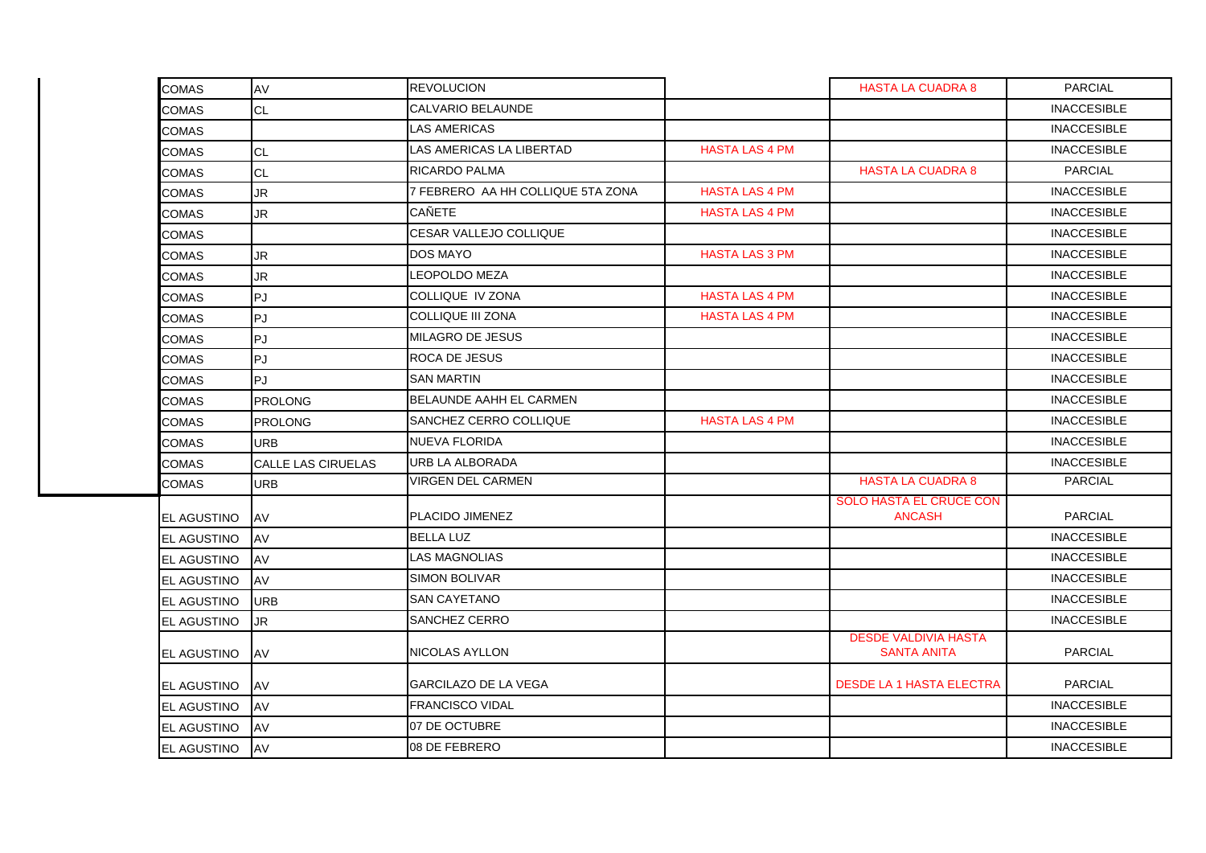| | | | | | |
|---|---|---|---|---|---|
| COMAS | AV | REVOLUCION | | HASTA LA CUADRA 8 | PARCIAL |
| COMAS | CL | CALVARIO BELAUNDE | | | INACCESIBLE |
| COMAS | | LAS AMERICAS | | | INACCESIBLE |
| COMAS | CL | LAS AMERICAS LA LIBERTAD | HASTA LAS 4 PM | | INACCESIBLE |
| COMAS | CL | RICARDO PALMA | | HASTA LA CUADRA 8 | PARCIAL |
| COMAS | JR | 7 FEBRERO AA HH COLLIQUE 5TA ZONA | HASTA LAS 4 PM | | INACCESIBLE |
| COMAS | JR | CAÑETE | HASTA LAS 4 PM | | INACCESIBLE |
| COMAS | | CESAR VALLEJO COLLIQUE | | | INACCESIBLE |
| COMAS | JR | DOS MAYO | HASTA LAS 3 PM | | INACCESIBLE |
| COMAS | JR | LEOPOLDO MEZA | | | INACCESIBLE |
| COMAS | PJ | COLLIQUE IV ZONA | HASTA LAS 4 PM | | INACCESIBLE |
| COMAS | PJ | COLLIQUE III ZONA | HASTA LAS 4 PM | | INACCESIBLE |
| COMAS | PJ | MILAGRO DE JESUS | | | INACCESIBLE |
| COMAS | PJ | ROCA DE JESUS | | | INACCESIBLE |
| COMAS | PJ | SAN MARTIN | | | INACCESIBLE |
| COMAS | PROLONG | BELAUNDE AAHH EL CARMEN | | | INACCESIBLE |
| COMAS | PROLONG | SANCHEZ CERRO COLLIQUE | HASTA LAS 4 PM | | INACCESIBLE |
| COMAS | URB | NUEVA FLORIDA | | | INACCESIBLE |
| COMAS | CALLE LAS CIRUELAS | URB LA ALBORADA | | | INACCESIBLE |
| COMAS | URB | VIRGEN DEL CARMEN | | HASTA LA CUADRA 8 | PARCIAL |
| EL AGUSTINO | AV | PLACIDO JIMENEZ | | SOLO HASTA EL CRUCE CON ANCASH | PARCIAL |
| EL AGUSTINO | AV | BELLA LUZ | | | INACCESIBLE |
| EL AGUSTINO | AV | LAS MAGNOLIAS | | | INACCESIBLE |
| EL AGUSTINO | AV | SIMON BOLIVAR | | | INACCESIBLE |
| EL AGUSTINO | URB | SAN CAYETANO | | | INACCESIBLE |
| EL AGUSTINO | JR | SANCHEZ CERRO | | | INACCESIBLE |
| EL AGUSTINO | AV | NICOLAS AYLLON | | DESDE VALDIVIA HASTA SANTA ANITA | PARCIAL |
| EL AGUSTINO | AV | GARCILAZO DE LA VEGA | | DESDE LA 1 HASTA ELECTRA | PARCIAL |
| EL AGUSTINO | AV | FRANCISCO VIDAL | | | INACCESIBLE |
| EL AGUSTINO | AV | 07 DE OCTUBRE | | | INACCESIBLE |
| EL AGUSTINO | AV | 08 DE FEBRERO | | | INACCESIBLE |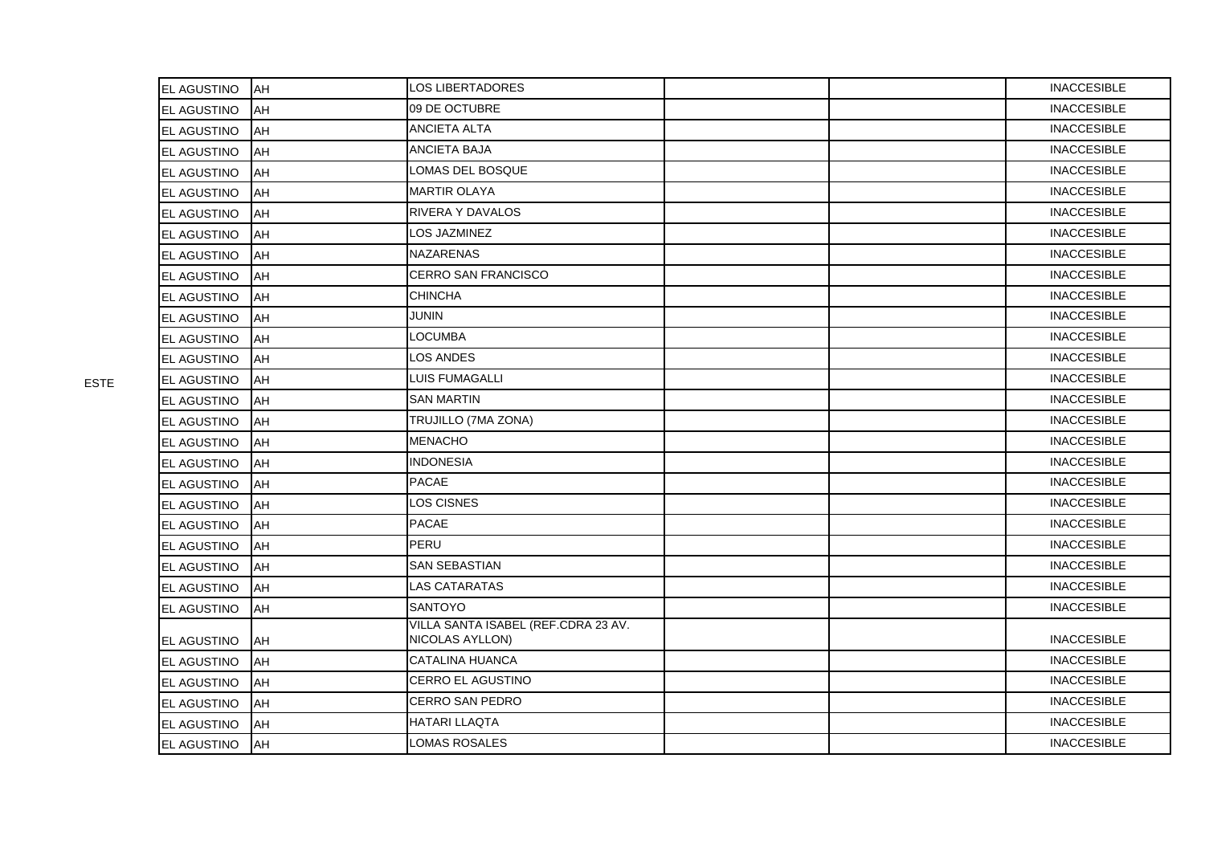| | | | | | | |
|---|---|---|---|---|---|---|
| | EL AGUSTINO | AH | LOS LIBERTADORES | | | INACCESIBLE |
| | EL AGUSTINO | AH | 09 DE OCTUBRE | | | INACCESIBLE |
| | EL AGUSTINO | AH | ANCIETA ALTA | | | INACCESIBLE |
| | EL AGUSTINO | AH | ANCIETA BAJA | | | INACCESIBLE |
| | EL AGUSTINO | AH | LOMAS DEL BOSQUE | | | INACCESIBLE |
| | EL AGUSTINO | AH | MARTIR OLAYA | | | INACCESIBLE |
| | EL AGUSTINO | AH | RIVERA Y DAVALOS | | | INACCESIBLE |
| | EL AGUSTINO | AH | LOS JAZMINEZ | | | INACCESIBLE |
| | EL AGUSTINO | AH | NAZARENAS | | | INACCESIBLE |
| | EL AGUSTINO | AH | CERRO SAN FRANCISCO | | | INACCESIBLE |
| | EL AGUSTINO | AH | CHINCHA | | | INACCESIBLE |
| | EL AGUSTINO | AH | JUNIN | | | INACCESIBLE |
| | EL AGUSTINO | AH | LOCUMBA | | | INACCESIBLE |
| | EL AGUSTINO | AH | LOS ANDES | | | INACCESIBLE |
| ESTE | EL AGUSTINO | AH | LUIS FUMAGALLI | | | INACCESIBLE |
| | EL AGUSTINO | AH | SAN MARTIN | | | INACCESIBLE |
| | EL AGUSTINO | AH | TRUJILLO (7MA ZONA) | | | INACCESIBLE |
| | EL AGUSTINO | AH | MENACHO | | | INACCESIBLE |
| | EL AGUSTINO | AH | INDONESIA | | | INACCESIBLE |
| | EL AGUSTINO | AH | PACAE | | | INACCESIBLE |
| | EL AGUSTINO | AH | LOS CISNES | | | INACCESIBLE |
| | EL AGUSTINO | AH | PACAE | | | INACCESIBLE |
| | EL AGUSTINO | AH | PERU | | | INACCESIBLE |
| | EL AGUSTINO | AH | SAN SEBASTIAN | | | INACCESIBLE |
| | EL AGUSTINO | AH | LAS CATARATAS | | | INACCESIBLE |
| | EL AGUSTINO | AH | SANTOYO | | | INACCESIBLE |
| | EL AGUSTINO | AH | VILLA SANTA ISABEL (REF.CDRA 23 AV. NICOLAS AYLLON) | | | INACCESIBLE |
| | EL AGUSTINO | AH | CATALINA HUANCA | | | INACCESIBLE |
| | EL AGUSTINO | AH | CERRO EL AGUSTINO | | | INACCESIBLE |
| | EL AGUSTINO | AH | CERRO SAN PEDRO | | | INACCESIBLE |
| | EL AGUSTINO | AH | HATARI LLAQTA | | | INACCESIBLE |
| | EL AGUSTINO | AH | LOMAS ROSALES | | | INACCESIBLE |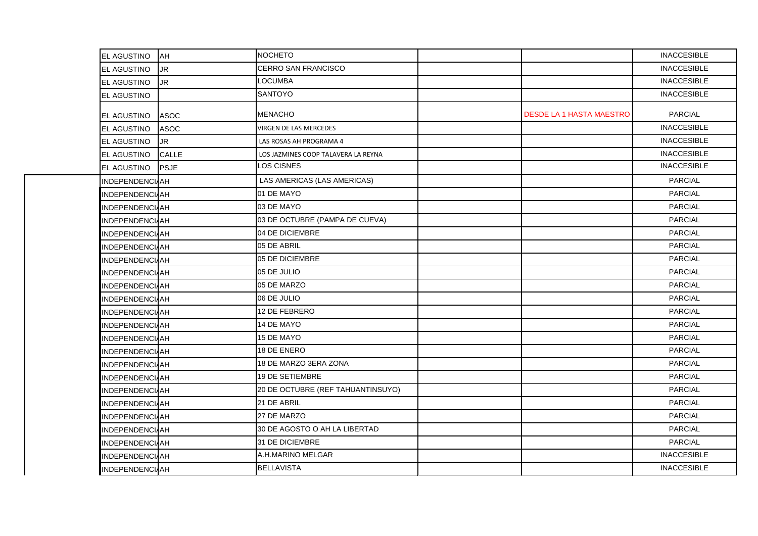| | | | | | |
|---|---|---|---|---|---|
| EL AGUSTINO | AH | NOCHETO | | | INACCESIBLE |
| EL AGUSTINO | JR | CERRO SAN FRANCISCO | | | INACCESIBLE |
| EL AGUSTINO | JR | LOCUMBA | | | INACCESIBLE |
| EL AGUSTINO | | SANTOYO | | | INACCESIBLE |
| EL AGUSTINO | ASOC | MENACHO | | DESDE LA 1 HASTA MAESTRO | PARCIAL |
| EL AGUSTINO | ASOC | VIRGEN DE LAS MERCEDES | | | INACCESIBLE |
| EL AGUSTINO | JR | LAS ROSAS AH PROGRAMA 4 | | | INACCESIBLE |
| EL AGUSTINO | CALLE | LOS JAZMINES COOP TALAVERA LA REYNA | | | INACCESIBLE |
| EL AGUSTINO | PSJE | LOS CISNES | | | INACCESIBLE |
| INDEPENDENCIA | AH | LAS AMERICAS (LAS AMERICAS) | | | PARCIAL |
| INDEPENDENCIA | AH | 01 DE MAYO | | | PARCIAL |
| INDEPENDENCIA | AH | 03 DE MAYO | | | PARCIAL |
| INDEPENDENCIA | AH | 03 DE OCTUBRE (PAMPA DE CUEVA) | | | PARCIAL |
| INDEPENDENCIA | AH | 04 DE DICIEMBRE | | | PARCIAL |
| INDEPENDENCIA | AH | 05 DE ABRIL | | | PARCIAL |
| INDEPENDENCIA | AH | 05 DE DICIEMBRE | | | PARCIAL |
| INDEPENDENCIA | AH | 05 DE JULIO | | | PARCIAL |
| INDEPENDENCIA | AH | 05 DE MARZO | | | PARCIAL |
| INDEPENDENCIA | AH | 06 DE JULIO | | | PARCIAL |
| INDEPENDENCIA | AH | 12 DE FEBRERO | | | PARCIAL |
| INDEPENDENCIA | AH | 14 DE MAYO | | | PARCIAL |
| INDEPENDENCIA | AH | 15 DE MAYO | | | PARCIAL |
| INDEPENDENCIA | AH | 18 DE ENERO | | | PARCIAL |
| INDEPENDENCIA | AH | 18 DE MARZO 3ERA ZONA | | | PARCIAL |
| INDEPENDENCIA | AH | 19 DE SETIEMBRE | | | PARCIAL |
| INDEPENDENCIA | AH | 20 DE OCTUBRE (REF TAHUANTINSUYO) | | | PARCIAL |
| INDEPENDENCIA | AH | 21 DE ABRIL | | | PARCIAL |
| INDEPENDENCIA | AH | 27 DE MARZO | | | PARCIAL |
| INDEPENDENCIA | AH | 30 DE AGOSTO O AH LA LIBERTAD | | | PARCIAL |
| INDEPENDENCIA | AH | 31 DE DICIEMBRE | | | PARCIAL |
| INDEPENDENCIA | AH | A.H.MARINO MELGAR | | | INACCESIBLE |
| INDEPENDENCIA | AH | BELLAVISTA | | | INACCESIBLE |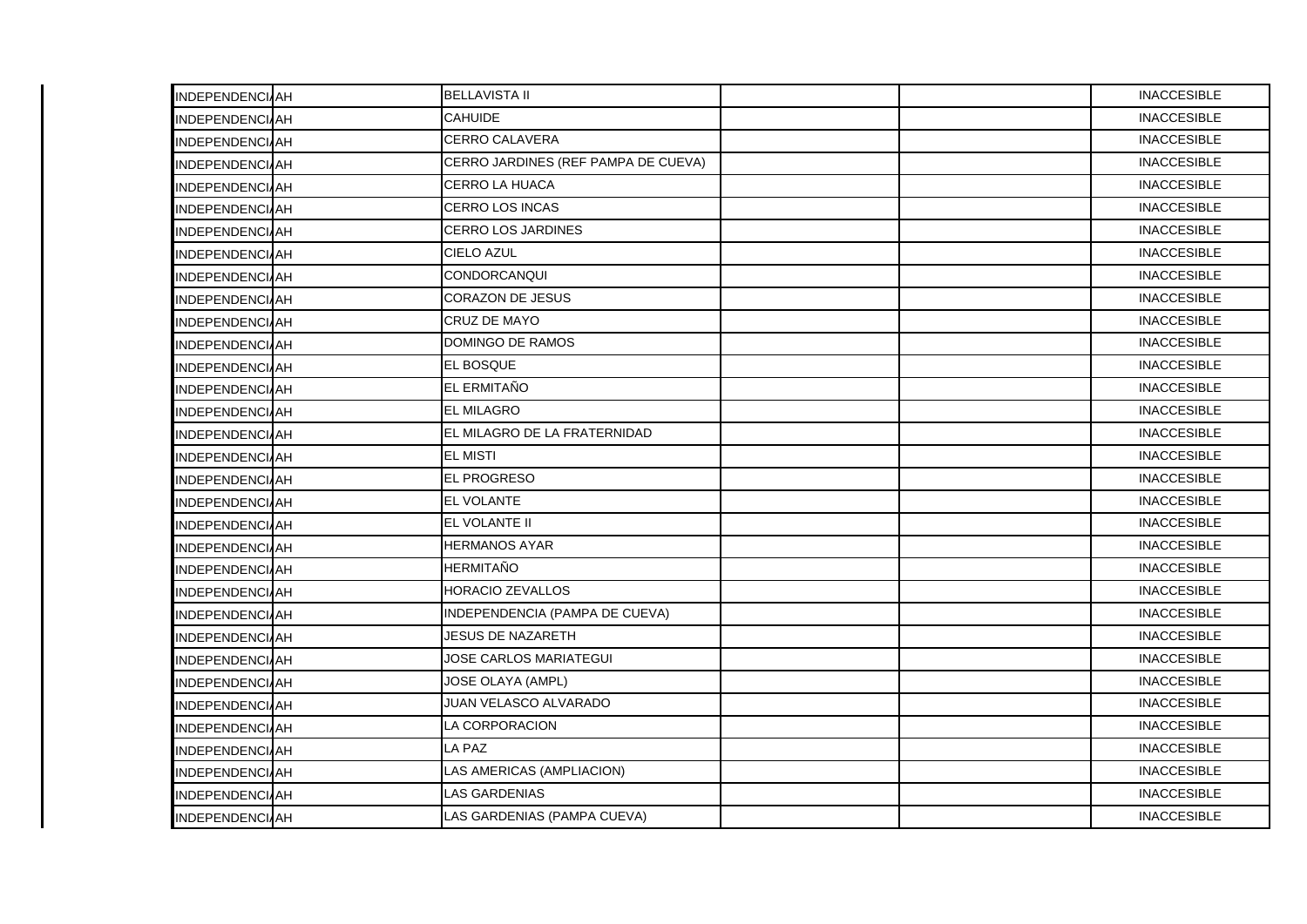| | | | | | |
|---|---|---|---|---|---|
| INDEPENDENCIA | AH | BELLAVISTA II | | | INACCESIBLE |
| INDEPENDENCIA | AH | CAHUIDE | | | INACCESIBLE |
| INDEPENDENCIA | AH | CERRO CALAVERA | | | INACCESIBLE |
| INDEPENDENCIA | AH | CERRO JARDINES (REF PAMPA DE CUEVA) | | | INACCESIBLE |
| INDEPENDENCIA | AH | CERRO LA HUACA | | | INACCESIBLE |
| INDEPENDENCIA | AH | CERRO LOS INCAS | | | INACCESIBLE |
| INDEPENDENCIA | AH | CERRO LOS JARDINES | | | INACCESIBLE |
| INDEPENDENCIA | AH | CIELO AZUL | | | INACCESIBLE |
| INDEPENDENCIA | AH | CONDORCANQUI | | | INACCESIBLE |
| INDEPENDENCIA | AH | CORAZON DE JESUS | | | INACCESIBLE |
| INDEPENDENCIA | AH | CRUZ DE MAYO | | | INACCESIBLE |
| INDEPENDENCIA | AH | DOMINGO DE RAMOS | | | INACCESIBLE |
| INDEPENDENCIA | AH | EL BOSQUE | | | INACCESIBLE |
| INDEPENDENCIA | AH | EL ERMITAÑO | | | INACCESIBLE |
| INDEPENDENCIA | AH | EL MILAGRO | | | INACCESIBLE |
| INDEPENDENCIA | AH | EL MILAGRO DE LA FRATERNIDAD | | | INACCESIBLE |
| INDEPENDENCIA | AH | EL MISTI | | | INACCESIBLE |
| INDEPENDENCIA | AH | EL PROGRESO | | | INACCESIBLE |
| INDEPENDENCIA | AH | EL VOLANTE | | | INACCESIBLE |
| INDEPENDENCIA | AH | EL VOLANTE II | | | INACCESIBLE |
| INDEPENDENCIA | AH | HERMANOS AYAR | | | INACCESIBLE |
| INDEPENDENCIA | AH | HERMITAÑO | | | INACCESIBLE |
| INDEPENDENCIA | AH | HORACIO ZEVALLOS | | | INACCESIBLE |
| INDEPENDENCIA | AH | INDEPENDENCIA (PAMPA DE CUEVA) | | | INACCESIBLE |
| INDEPENDENCIA | AH | JESUS DE NAZARETH | | | INACCESIBLE |
| INDEPENDENCIA | AH | JOSE CARLOS MARIATEGUI | | | INACCESIBLE |
| INDEPENDENCIA | AH | JOSE OLAYA (AMPL) | | | INACCESIBLE |
| INDEPENDENCIA | AH | JUAN VELASCO ALVARADO | | | INACCESIBLE |
| INDEPENDENCIA | AH | LA CORPORACION | | | INACCESIBLE |
| INDEPENDENCIA | AH | LA PAZ | | | INACCESIBLE |
| INDEPENDENCIA | AH | LAS AMERICAS (AMPLIACION) | | | INACCESIBLE |
| INDEPENDENCIA | AH | LAS GARDENIAS | | | INACCESIBLE |
| INDEPENDENCIA | AH | LAS GARDENIAS (PAMPA CUEVA) | | | INACCESIBLE |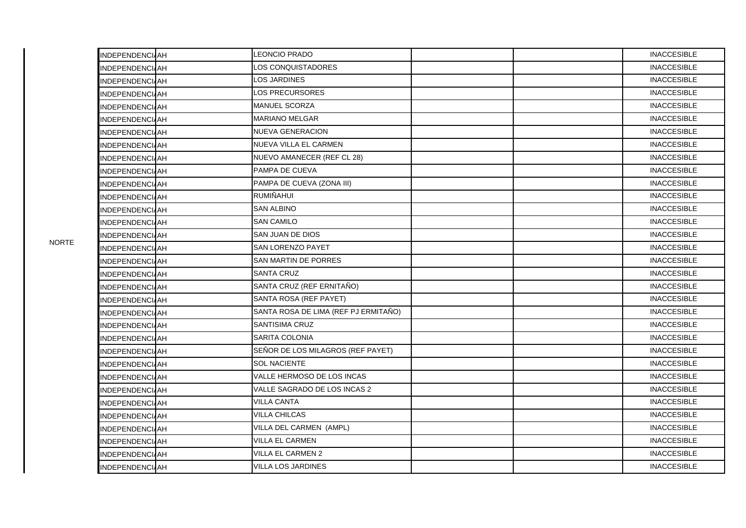| | | | | | | |
|---|---|---|---|---|---|---|
| NORTE | INDEPENDENCIA | AH | LEONCIO PRADO | | | INACCESIBLE |
| | INDEPENDENCIA | AH | LOS CONQUISTADORES | | | INACCESIBLE |
| | INDEPENDENCIA | AH | LOS JARDINES | | | INACCESIBLE |
| | INDEPENDENCIA | AH | LOS PRECURSORES | | | INACCESIBLE |
| | INDEPENDENCIA | AH | MANUEL SCORZA | | | INACCESIBLE |
| | INDEPENDENCIA | AH | MARIANO MELGAR | | | INACCESIBLE |
| | INDEPENDENCIA | AH | NUEVA GENERACION | | | INACCESIBLE |
| | INDEPENDENCIA | AH | NUEVA VILLA EL CARMEN | | | INACCESIBLE |
| | INDEPENDENCIA | AH | NUEVO AMANECER (REF CL 28) | | | INACCESIBLE |
| | INDEPENDENCIA | AH | PAMPA DE CUEVA | | | INACCESIBLE |
| | INDEPENDENCIA | AH | PAMPA DE CUEVA (ZONA III) | | | INACCESIBLE |
| | INDEPENDENCIA | AH | RUMIÑAHUI | | | INACCESIBLE |
| | INDEPENDENCIA | AH | SAN ALBINO | | | INACCESIBLE |
| | INDEPENDENCIA | AH | SAN CAMILO | | | INACCESIBLE |
| | INDEPENDENCIA | AH | SAN JUAN DE DIOS | | | INACCESIBLE |
| | INDEPENDENCIA | AH | SAN LORENZO PAYET | | | INACCESIBLE |
| | INDEPENDENCIA | AH | SAN MARTIN DE PORRES | | | INACCESIBLE |
| | INDEPENDENCIA | AH | SANTA CRUZ | | | INACCESIBLE |
| | INDEPENDENCIA | AH | SANTA CRUZ (REF ERNITAÑO) | | | INACCESIBLE |
| | INDEPENDENCIA | AH | SANTA ROSA (REF PAYET) | | | INACCESIBLE |
| | INDEPENDENCIA | AH | SANTA ROSA DE LIMA (REF PJ ERMITAÑO) | | | INACCESIBLE |
| | INDEPENDENCIA | AH | SANTISIMA CRUZ | | | INACCESIBLE |
| | INDEPENDENCIA | AH | SARITA COLONIA | | | INACCESIBLE |
| | INDEPENDENCIA | AH | SEÑOR DE LOS MILAGROS (REF PAYET) | | | INACCESIBLE |
| | INDEPENDENCIA | AH | SOL NACIENTE | | | INACCESIBLE |
| | INDEPENDENCIA | AH | VALLE HERMOSO DE LOS INCAS | | | INACCESIBLE |
| | INDEPENDENCIA | AH | VALLE SAGRADO DE LOS INCAS 2 | | | INACCESIBLE |
| | INDEPENDENCIA | AH | VILLA CANTA | | | INACCESIBLE |
| | INDEPENDENCIA | AH | VILLA CHILCAS | | | INACCESIBLE |
| | INDEPENDENCIA | AH | VILLA DEL CARMEN (AMPL) | | | INACCESIBLE |
| | INDEPENDENCIA | AH | VILLA EL CARMEN | | | INACCESIBLE |
| | INDEPENDENCIA | AH | VILLA EL CARMEN 2 | | | INACCESIBLE |
| | INDEPENDENCIA | AH | VILLA LOS JARDINES | | | INACCESIBLE |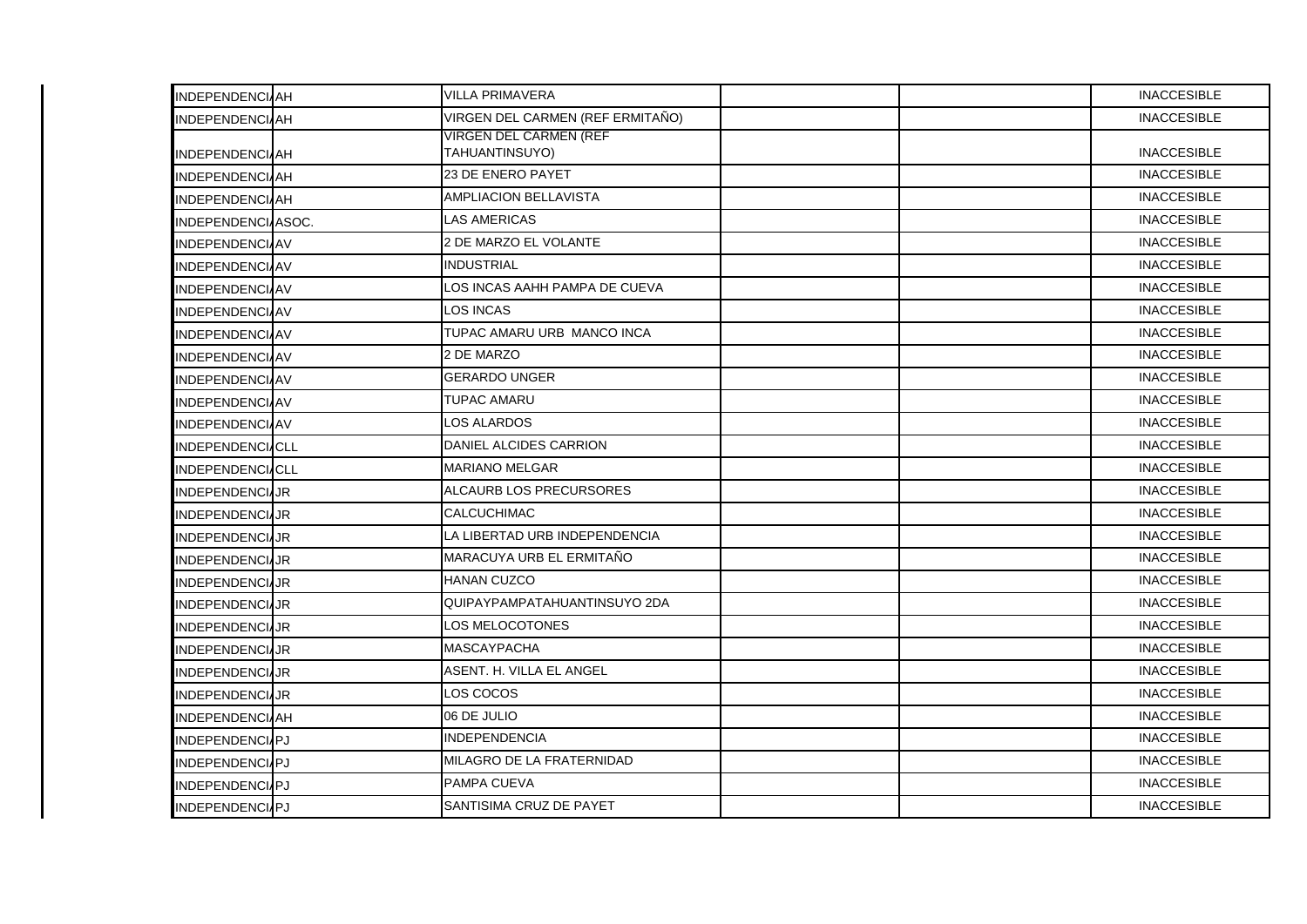| | | | | | |
|---|---|---|---|---|---|
| INDEPENDENCIA | AH | VILLA PRIMAVERA | | | INACCESIBLE |
| INDEPENDENCIA | AH | VIRGEN DEL CARMEN (REF ERMITAÑO) | | | INACCESIBLE |
| INDEPENDENCIA | AH | VIRGEN DEL CARMEN (REF TAHUANTINSUYO) | | | INACCESIBLE |
| INDEPENDENCIA | AH | 23 DE ENERO PAYET | | | INACCESIBLE |
| INDEPENDENCIA | AH | AMPLIACION BELLAVISTA | | | INACCESIBLE |
| INDEPENDENCIA | ASOC. | LAS AMERICAS | | | INACCESIBLE |
| INDEPENDENCIA | AV | 2 DE MARZO EL VOLANTE | | | INACCESIBLE |
| INDEPENDENCIA | AV | INDUSTRIAL | | | INACCESIBLE |
| INDEPENDENCIA | AV | LOS INCAS AAHH PAMPA DE CUEVA | | | INACCESIBLE |
| INDEPENDENCIA | AV | LOS INCAS | | | INACCESIBLE |
| INDEPENDENCIA | AV | TUPAC AMARU URB MANCO INCA | | | INACCESIBLE |
| INDEPENDENCIA | AV | 2 DE MARZO | | | INACCESIBLE |
| INDEPENDENCIA | AV | GERARDO UNGER | | | INACCESIBLE |
| INDEPENDENCIA | AV | TUPAC AMARU | | | INACCESIBLE |
| INDEPENDENCIA | AV | LOS ALARDOS | | | INACCESIBLE |
| INDEPENDENCIA | CLL | DANIEL ALCIDES CARRION | | | INACCESIBLE |
| INDEPENDENCIA | CLL | MARIANO MELGAR | | | INACCESIBLE |
| INDEPENDENCIA | JR | ALCAURB LOS PRECURSORES | | | INACCESIBLE |
| INDEPENDENCIA | JR | CALCUCHIMAC | | | INACCESIBLE |
| INDEPENDENCIA | JR | LA LIBERTAD URB INDEPENDENCIA | | | INACCESIBLE |
| INDEPENDENCIA | JR | MARACUYA URB EL ERMITAÑO | | | INACCESIBLE |
| INDEPENDENCIA | JR | HANAN CUZCO | | | INACCESIBLE |
| INDEPENDENCIA | JR | QUIPAYPAMPATAHUANTINSUYO 2DA | | | INACCESIBLE |
| INDEPENDENCIA | JR | LOS MELOCOTONES | | | INACCESIBLE |
| INDEPENDENCIA | JR | MASCAYPACHA | | | INACCESIBLE |
| INDEPENDENCIA | JR | ASENT. H. VILLA EL ANGEL | | | INACCESIBLE |
| INDEPENDENCIA | JR | LOS COCOS | | | INACCESIBLE |
| INDEPENDENCIA | AH | 06 DE JULIO | | | INACCESIBLE |
| INDEPENDENCIA | PJ | INDEPENDENCIA | | | INACCESIBLE |
| INDEPENDENCIA | PJ | MILAGRO DE LA FRATERNIDAD | | | INACCESIBLE |
| INDEPENDENCIA | PJ | PAMPA CUEVA | | | INACCESIBLE |
| INDEPENDENCIA | PJ | SANTISIMA CRUZ DE PAYET | | | INACCESIBLE |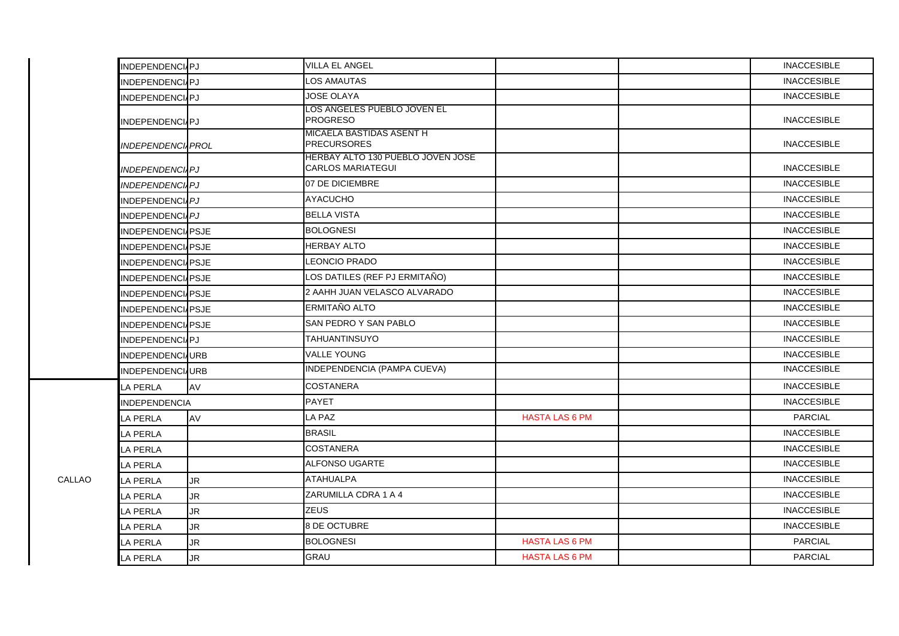| | | | | | | |
|---|---|---|---|---|---|---|
| | INDEPENDENCIA | PJ | VILLA EL ANGEL | | | INACCESIBLE |
| | INDEPENDENCIA | PJ | LOS AMAUTAS | | | INACCESIBLE |
| | INDEPENDENCIA | PJ | JOSE OLAYA | | | INACCESIBLE |
| | INDEPENDENCIA | PJ | LOS ANGELES PUEBLO JOVEN EL PROGRESO | | | INACCESIBLE |
| | *INDEPENDENCIA* | *PROL* | MICAELA BASTIDAS ASENT H PRECURSORES | | | INACCESIBLE |
| | *INDEPENDENCIA* | *PJ* | HERBAY ALTO 130 PUEBLO JOVEN JOSE CARLOS MARIATEGUI | | | INACCESIBLE |
| | *INDEPENDENCIA* | *PJ* | 07 DE DICIEMBRE | | | INACCESIBLE |
| | INDEPENDENCIA | *PJ* | AYACUCHO | | | INACCESIBLE |
| | INDEPENDENCIA | *PJ* | BELLA VISTA | | | INACCESIBLE |
| | INDEPENDENCIA | PSJE | BOLOGNESI | | | INACCESIBLE |
| | INDEPENDENCIA | PSJE | HERBAY ALTO | | | INACCESIBLE |
| | INDEPENDENCIA | PSJE | LEONCIO PRADO | | | INACCESIBLE |
| | INDEPENDENCIA | PSJE | LOS DATILES (REF PJ ERMITAÑO) | | | INACCESIBLE |
| | INDEPENDENCIA | PSJE | 2 AAHH JUAN VELASCO ALVARADO | | | INACCESIBLE |
| | INDEPENDENCIA | PSJE | ERMITAÑO ALTO | | | INACCESIBLE |
| | INDEPENDENCIA | PSJE | SAN PEDRO Y SAN PABLO | | | INACCESIBLE |
| | INDEPENDENCIA | PJ | TAHUANTINSUYO | | | INACCESIBLE |
| | INDEPENDENCIA | URB | VALLE YOUNG | | | INACCESIBLE |
| | INDEPENDENCIA | URB | INDEPENDENCIA (PAMPA CUEVA) | | | INACCESIBLE |
| CALLAO | LA PERLA | AV | COSTANERA | | | INACCESIBLE |
| | INDEPENDENCIA | | PAYET | | | INACCESIBLE |
| | LA PERLA | AV | LA PAZ | HASTA LAS 6 PM | | PARCIAL |
| | LA PERLA | | BRASIL | | | INACCESIBLE |
| | LA PERLA | | COSTANERA | | | INACCESIBLE |
| | LA PERLA | | ALFONSO UGARTE | | | INACCESIBLE |
| | LA PERLA | JR | ATAHUALPA | | | INACCESIBLE |
| | LA PERLA | JR | ZARUMILLA CDRA 1 A 4 | | | INACCESIBLE |
| | LA PERLA | JR | ZEUS | | | INACCESIBLE |
| | LA PERLA | JR | 8 DE OCTUBRE | | | INACCESIBLE |
| | LA PERLA | JR | BOLOGNESI | HASTA LAS 6 PM | | PARCIAL |
| | LA PERLA | JR | GRAU | HASTA LAS 6 PM | | PARCIAL |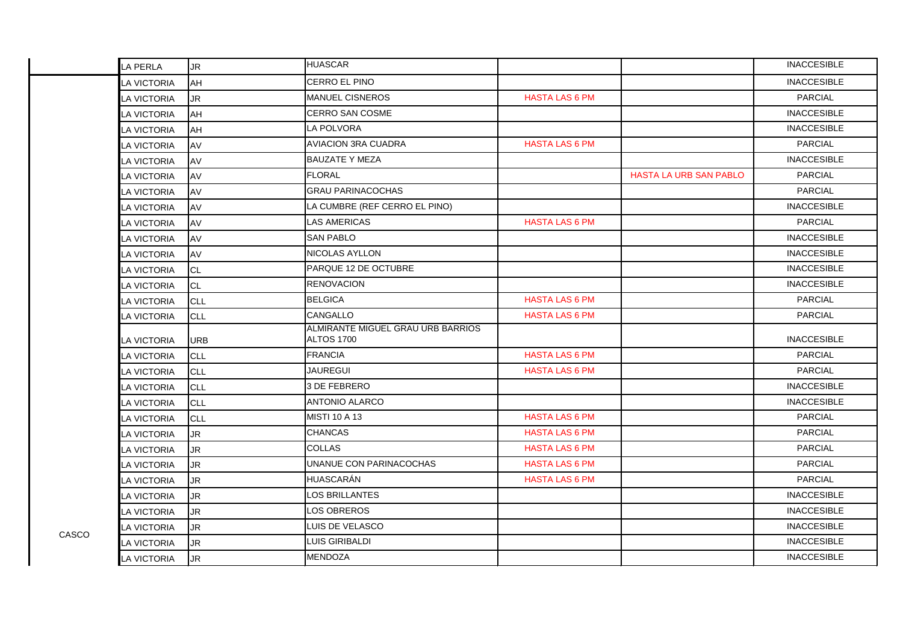| | | | | | | |
|---|---|---|---|---|---|---|
| | LA PERLA | JR | HUASCAR | | | INACCESIBLE |
| CASCO | LA VICTORIA | AH | CERRO EL PINO | | | INACCESIBLE |
| | LA VICTORIA | JR | MANUEL CISNEROS | HASTA LAS 6 PM | | PARCIAL |
| | LA VICTORIA | AH | CERRO SAN COSME | | | INACCESIBLE |
| | LA VICTORIA | AH | LA POLVORA | | | INACCESIBLE |
| | LA VICTORIA | AV | AVIACION 3RA CUADRA | HASTA LAS 6 PM | | PARCIAL |
| | LA VICTORIA | AV | BAUZATE Y MEZA | | | INACCESIBLE |
| | LA VICTORIA | AV | FLORAL | | HASTA LA URB SAN PABLO | PARCIAL |
| | LA VICTORIA | AV | GRAU PARINACOCHAS | | | PARCIAL |
| | LA VICTORIA | AV | LA CUMBRE (REF CERRO EL PINO) | | | INACCESIBLE |
| | LA VICTORIA | AV | LAS AMERICAS | HASTA LAS 6 PM | | PARCIAL |
| | LA VICTORIA | AV | SAN PABLO | | | INACCESIBLE |
| | LA VICTORIA | AV | NICOLAS AYLLON | | | INACCESIBLE |
| | LA VICTORIA | CL | PARQUE 12 DE OCTUBRE | | | INACCESIBLE |
| | LA VICTORIA | CL | RENOVACION | | | INACCESIBLE |
| | LA VICTORIA | CLL | BELGICA | HASTA LAS 6 PM | | PARCIAL |
| | LA VICTORIA | CLL | CANGALLO | HASTA LAS 6 PM | | PARCIAL |
| | LA VICTORIA | URB | ALMIRANTE MIGUEL GRAU URB BARRIOS ALTOS 1700 | | | INACCESIBLE |
| | LA VICTORIA | CLL | FRANCIA | HASTA LAS 6 PM | | PARCIAL |
| | LA VICTORIA | CLL | JAUREGUI | HASTA LAS 6 PM | | PARCIAL |
| | LA VICTORIA | CLL | 3 DE FEBRERO | | | INACCESIBLE |
| | LA VICTORIA | CLL | ANTONIO ALARCO | | | INACCESIBLE |
| | LA VICTORIA | CLL | MISTI 10 A 13 | HASTA LAS 6 PM | | PARCIAL |
| | LA VICTORIA | JR | CHANCAS | HASTA LAS 6 PM | | PARCIAL |
| | LA VICTORIA | JR | COLLAS | HASTA LAS 6 PM | | PARCIAL |
| | LA VICTORIA | JR | UNANUE CON PARINACOCHAS | HASTA LAS 6 PM | | PARCIAL |
| | LA VICTORIA | JR | HUASCARÁN | HASTA LAS 6 PM | | PARCIAL |
| | LA VICTORIA | JR | LOS BRILLANTES | | | INACCESIBLE |
| | LA VICTORIA | JR | LOS OBREROS | | | INACCESIBLE |
| | LA VICTORIA | JR | LUIS DE VELASCO | | | INACCESIBLE |
| | LA VICTORIA | JR | LUIS GIRIBALDI | | | INACCESIBLE |
| | LA VICTORIA | JR | MENDOZA | | | INACCESIBLE |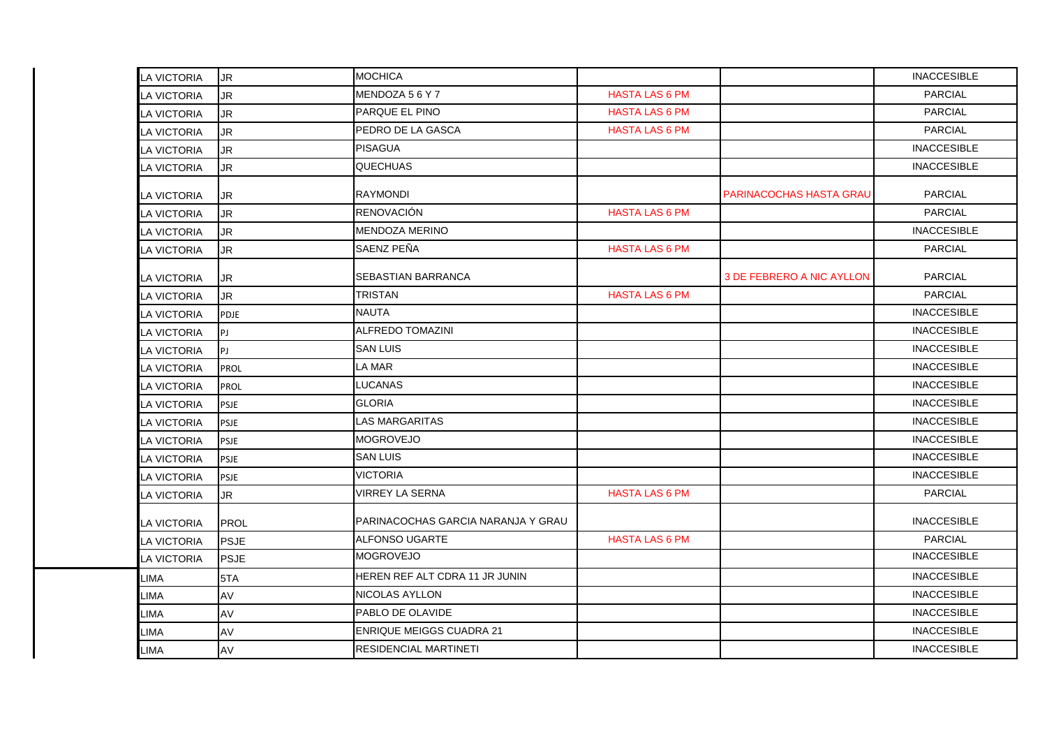| | | | | | |
|---|---|---|---|---|---|
| LA VICTORIA | JR | MOCHICA | | | INACCESIBLE |
| LA VICTORIA | JR | MENDOZA 5 6 Y 7 | HASTA LAS 6 PM | | PARCIAL |
| LA VICTORIA | JR | PARQUE EL PINO | HASTA LAS 6 PM | | PARCIAL |
| LA VICTORIA | JR | PEDRO DE LA GASCA | HASTA LAS 6 PM | | PARCIAL |
| LA VICTORIA | JR | PISAGUA | | | INACCESIBLE |
| LA VICTORIA | JR | QUECHUAS | | | INACCESIBLE |
| LA VICTORIA | JR | RAYMONDI | | PARINACOCHAS HASTA GRAU | PARCIAL |
| LA VICTORIA | JR | RENOVACIÓN | HASTA LAS 6 PM | | PARCIAL |
| LA VICTORIA | JR | MENDOZA MERINO | | | INACCESIBLE |
| LA VICTORIA | JR | SAENZ PEÑA | HASTA LAS 6 PM | | PARCIAL |
| LA VICTORIA | JR | SEBASTIAN BARRANCA | | 3 DE FEBRERO A NIC AYLLON | PARCIAL |
| LA VICTORIA | JR | TRISTAN | HASTA LAS 6 PM | | PARCIAL |
| LA VICTORIA | PDJE | NAUTA | | | INACCESIBLE |
| LA VICTORIA | PJ | ALFREDO TOMAZINI | | | INACCESIBLE |
| LA VICTORIA | PJ | SAN LUIS | | | INACCESIBLE |
| LA VICTORIA | PROL | LA MAR | | | INACCESIBLE |
| LA VICTORIA | PROL | LUCANAS | | | INACCESIBLE |
| LA VICTORIA | PSJE | GLORIA | | | INACCESIBLE |
| LA VICTORIA | PSJE | LAS MARGARITAS | | | INACCESIBLE |
| LA VICTORIA | PSJE | MOGROVEJO | | | INACCESIBLE |
| LA VICTORIA | PSJE | SAN LUIS | | | INACCESIBLE |
| LA VICTORIA | PSJE | VICTORIA | | | INACCESIBLE |
| LA VICTORIA | JR | VIRREY LA SERNA | HASTA LAS 6 PM | | PARCIAL |
| LA VICTORIA | PROL | PARINACOCHAS GARCIA NARANJA Y GRAU | | | INACCESIBLE |
| LA VICTORIA | PSJE | ALFONSO UGARTE | HASTA LAS 6 PM | | PARCIAL |
| LA VICTORIA | PSJE | MOGROVEJO | | | INACCESIBLE |
| LIMA | 5TA | HEREN REF ALT CDRA 11 JR JUNIN | | | INACCESIBLE |
| LIMA | AV | NICOLAS AYLLON | | | INACCESIBLE |
| LIMA | AV | PABLO DE OLAVIDE | | | INACCESIBLE |
| LIMA | AV | ENRIQUE MEIGGS CUADRA 21 | | | INACCESIBLE |
| LIMA | AV | RESIDENCIAL MARTINETI | | | INACCESIBLE |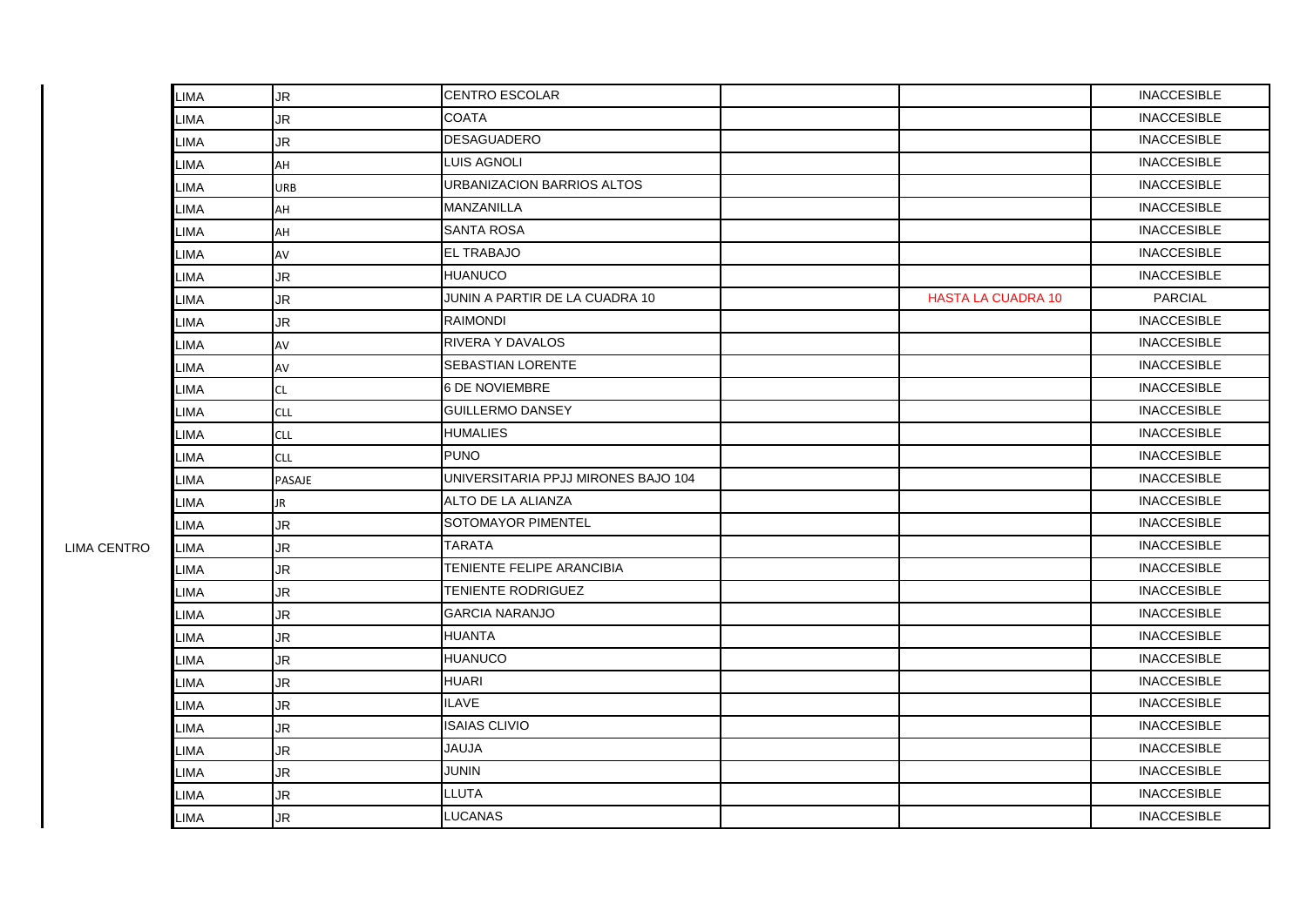| | | | | | | |
|---|---|---|---|---|---|---|
| LIMA CENTRO | LIMA | JR | CENTRO ESCOLAR | | | INACCESIBLE |
| | LIMA | JR | COATA | | | INACCESIBLE |
| | LIMA | JR | DESAGUADERO | | | INACCESIBLE |
| | LIMA | AH | LUIS AGNOLI | | | INACCESIBLE |
| | LIMA | URB | URBANIZACION BARRIOS ALTOS | | | INACCESIBLE |
| | LIMA | AH | MANZANILLA | | | INACCESIBLE |
| | LIMA | AH | SANTA ROSA | | | INACCESIBLE |
| | LIMA | AV | EL TRABAJO | | | INACCESIBLE |
| | LIMA | JR | HUANUCO | | | INACCESIBLE |
| | LIMA | JR | JUNIN A PARTIR DE LA CUADRA 10 | | HASTA LA CUADRA 10 | PARCIAL |
| | LIMA | JR | RAIMONDI | | | INACCESIBLE |
| | LIMA | AV | RIVERA Y DAVALOS | | | INACCESIBLE |
| | LIMA | AV | SEBASTIAN LORENTE | | | INACCESIBLE |
| | LIMA | CL | 6 DE NOVIEMBRE | | | INACCESIBLE |
| | LIMA | CLL | GUILLERMO DANSEY | | | INACCESIBLE |
| | LIMA | CLL | HUMALIES | | | INACCESIBLE |
| | LIMA | CLL | PUNO | | | INACCESIBLE |
| | LIMA | PASAJE | UNIVERSITARIA PPJJ MIRONES BAJO 104 | | | INACCESIBLE |
| | LIMA | JR | ALTO DE LA ALIANZA | | | INACCESIBLE |
| | LIMA | JR | SOTOMAYOR PIMENTEL | | | INACCESIBLE |
| | LIMA | JR | TARATA | | | INACCESIBLE |
| | LIMA | JR | TENIENTE FELIPE ARANCIBIA | | | INACCESIBLE |
| | LIMA | JR | TENIENTE RODRIGUEZ | | | INACCESIBLE |
| | LIMA | JR | GARCIA NARANJO | | | INACCESIBLE |
| | LIMA | JR | HUANTA | | | INACCESIBLE |
| | LIMA | JR | HUANUCO | | | INACCESIBLE |
| | LIMA | JR | HUARI | | | INACCESIBLE |
| | LIMA | JR | ILAVE | | | INACCESIBLE |
| | LIMA | JR | ISAIAS CLIVIO | | | INACCESIBLE |
| | LIMA | JR | JAUJA | | | INACCESIBLE |
| | LIMA | JR | JUNIN | | | INACCESIBLE |
| | LIMA | JR | LLUTA | | | INACCESIBLE |
| | LIMA | JR | LUCANAS | | | INACCESIBLE |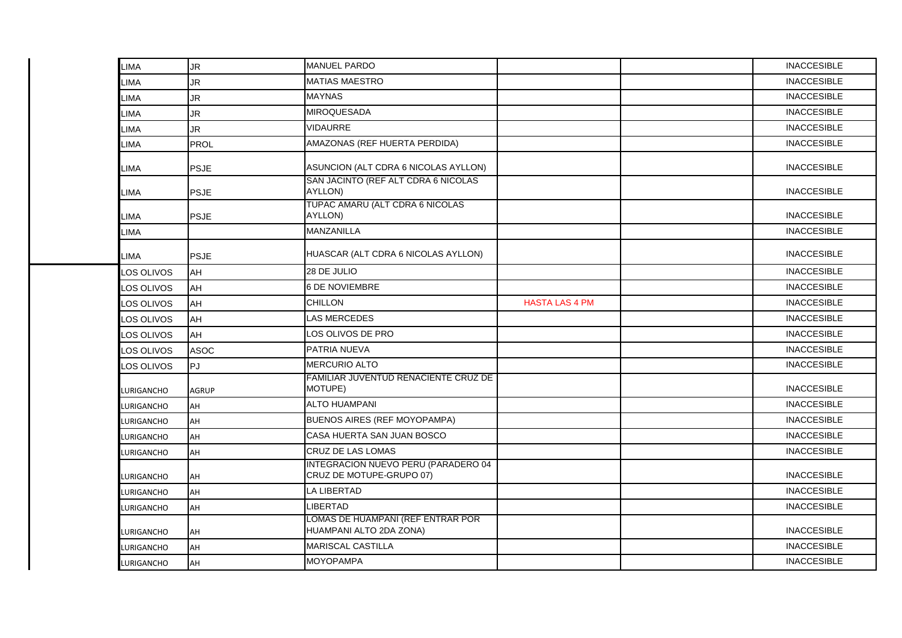| LIMA | JR | MANUEL PARDO | | | INACCESIBLE |
|---|---|---|---|---|---|
| LIMA | JR | MATIAS MAESTRO | | | INACCESIBLE |
| LIMA | JR | MAYNAS | | | INACCESIBLE |
| LIMA | JR | MIROQUESADA | | | INACCESIBLE |
| LIMA | JR | VIDAURRE | | | INACCESIBLE |
| LIMA | PROL | AMAZONAS (REF HUERTA PERDIDA) | | | INACCESIBLE |
| LIMA | PSJE | ASUNCION (ALT CDRA 6 NICOLAS AYLLON) | | | INACCESIBLE |
| LIMA | PSJE | SAN JACINTO (REF ALT CDRA 6 NICOLAS AYLLON) | | | INACCESIBLE |
| LIMA | PSJE | TUPAC AMARU (ALT CDRA 6 NICOLAS AYLLON) | | | INACCESIBLE |
| LIMA | | MANZANILLA | | | INACCESIBLE |
| LIMA | PSJE | HUASCAR (ALT CDRA 6 NICOLAS AYLLON) | | | INACCESIBLE |
| LOS OLIVOS | AH | 28 DE JULIO | | | INACCESIBLE |
| LOS OLIVOS | AH | 6 DE NOVIEMBRE | | | INACCESIBLE |
| LOS OLIVOS | AH | CHILLON | HASTA LAS 4 PM | | INACCESIBLE |
| LOS OLIVOS | AH | LAS MERCEDES | | | INACCESIBLE |
| LOS OLIVOS | AH | LOS OLIVOS DE PRO | | | INACCESIBLE |
| LOS OLIVOS | ASOC | PATRIA NUEVA | | | INACCESIBLE |
| LOS OLIVOS | PJ | MERCURIO ALTO | | | INACCESIBLE |
| LURIGANCHO | AGRUP | FAMILIAR JUVENTUD RENACIENTE CRUZ DE MOTUPE) | | | INACCESIBLE |
| LURIGANCHO | AH | ALTO HUAMPANI | | | INACCESIBLE |
| LURIGANCHO | AH | BUENOS AIRES (REF MOYOPAMPA) | | | INACCESIBLE |
| LURIGANCHO | AH | CASA HUERTA SAN JUAN BOSCO | | | INACCESIBLE |
| LURIGANCHO | AH | CRUZ DE LAS LOMAS | | | INACCESIBLE |
| LURIGANCHO | AH | INTEGRACION NUEVO PERU (PARADERO 04 CRUZ DE MOTUPE-GRUPO 07) | | | INACCESIBLE |
| LURIGANCHO | AH | LA LIBERTAD | | | INACCESIBLE |
| LURIGANCHO | AH | LIBERTAD | | | INACCESIBLE |
| LURIGANCHO | AH | LOMAS DE HUAMPANI (REF ENTRAR POR HUAMPANI ALTO 2DA ZONA) | | | INACCESIBLE |
| LURIGANCHO | AH | MARISCAL CASTILLA | | | INACCESIBLE |
| LURIGANCHO | AH | MOYOPAMPA | | | INACCESIBLE |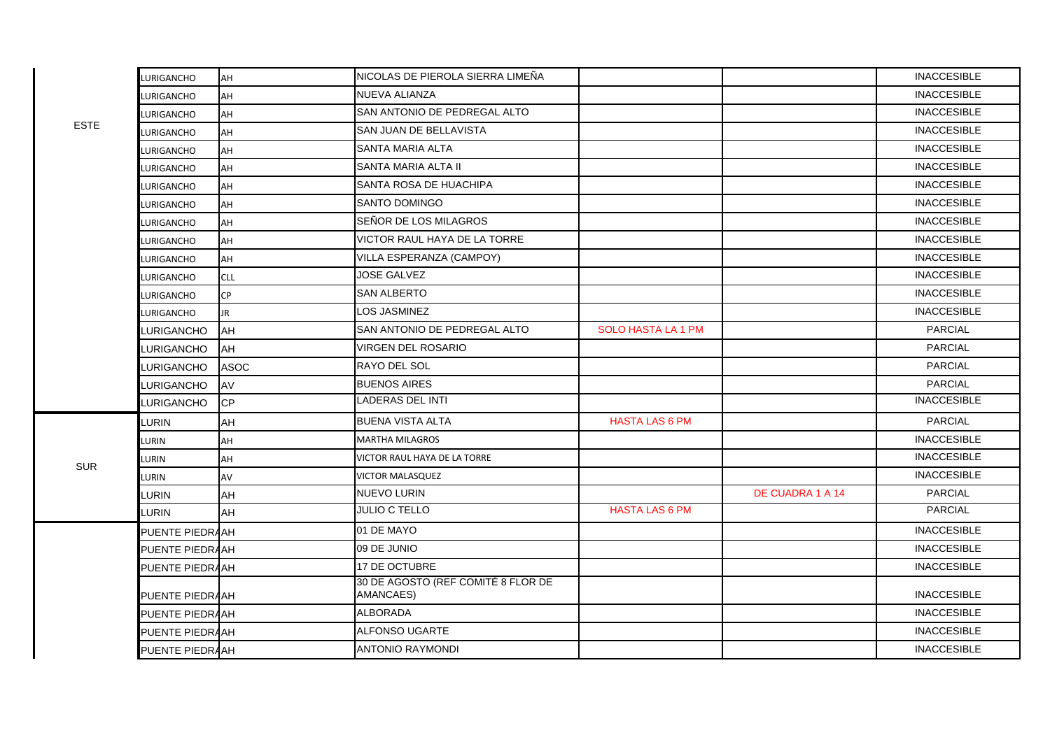| | | | | | | |
|---|---|---|---|---|---|---|
| ESTE | LURIGANCHO | AH | NICOLAS DE PIEROLA SIERRA LIMEÑA | | | INACCESIBLE |
| | LURIGANCHO | AH | NUEVA ALIANZA | | | INACCESIBLE |
| | LURIGANCHO | AH | SAN ANTONIO DE PEDREGAL ALTO | | | INACCESIBLE |
| | LURIGANCHO | AH | SAN JUAN DE BELLAVISTA | | | INACCESIBLE |
| | LURIGANCHO | AH | SANTA MARIA ALTA | | | INACCESIBLE |
| | LURIGANCHO | AH | SANTA MARIA ALTA II | | | INACCESIBLE |
| | LURIGANCHO | AH | SANTA ROSA DE HUACHIPA | | | INACCESIBLE |
| | LURIGANCHO | AH | SANTO DOMINGO | | | INACCESIBLE |
| | LURIGANCHO | AH | SEÑOR DE LOS MILAGROS | | | INACCESIBLE |
| | LURIGANCHO | AH | VICTOR RAUL HAYA DE LA TORRE | | | INACCESIBLE |
| | LURIGANCHO | AH | VILLA ESPERANZA (CAMPOY) | | | INACCESIBLE |
| | LURIGANCHO | CLL | JOSE GALVEZ | | | INACCESIBLE |
| | LURIGANCHO | CP | SAN ALBERTO | | | INACCESIBLE |
| | LURIGANCHO | JR | LOS JASMINEZ | | | INACCESIBLE |
| | LURIGANCHO | AH | SAN ANTONIO DE PEDREGAL ALTO | SOLO HASTA LA 1 PM | | PARCIAL |
| | LURIGANCHO | AH | VIRGEN DEL ROSARIO | | | PARCIAL |
| | LURIGANCHO | ASOC | RAYO DEL SOL | | | PARCIAL |
| | LURIGANCHO | AV | BUENOS AIRES | | | PARCIAL |
| | LURIGANCHO | CP | LADERAS DEL INTI | | | INACCESIBLE |
| SUR | LURIN | AH | BUENA VISTA ALTA | HASTA LAS 6 PM | | PARCIAL |
| | LURIN | AH | MARTHA MILAGROS | | | INACCESIBLE |
| | LURIN | AH | VICTOR RAUL HAYA DE LA TORRE | | | INACCESIBLE |
| | LURIN | AV | VICTOR MALASQUEZ | | | INACCESIBLE |
| | LURIN | AH | NUEVO LURIN | | DE CUADRA 1 A 14 | PARCIAL |
| | LURIN | AH | JULIO C TELLO | HASTA LAS 6 PM | | PARCIAL |
| | PUENTE PIEDRA | AH | 01 DE MAYO | | | INACCESIBLE |
| | PUENTE PIEDRA | AH | 09 DE JUNIO | | | INACCESIBLE |
| | PUENTE PIEDRA | AH | 17 DE OCTUBRE | | | INACCESIBLE |
| | PUENTE PIEDRA | AH | 30 DE AGOSTO (REF COMITÉ 8 FLOR DE AMANCAES) | | | INACCESIBLE |
| | PUENTE PIEDRA | AH | ALBORADA | | | INACCESIBLE |
| | PUENTE PIEDRA | AH | ALFONSO UGARTE | | | INACCESIBLE |
| | PUENTE PIEDRA | AH | ANTONIO RAYMONDI | | | INACCESIBLE |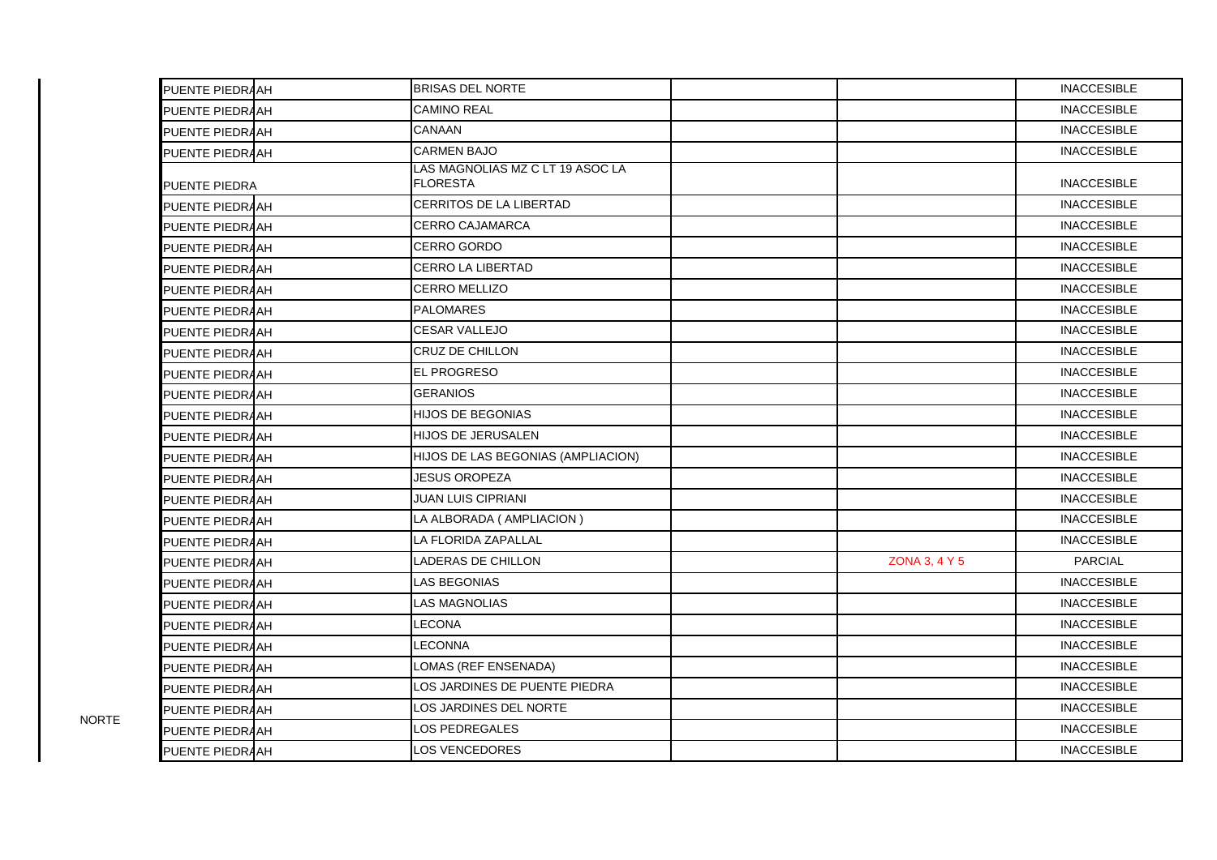| | | | | | |
|---|---|---|---|---|---|
| | PUENTE PIEDRA | AH | BRISAS DEL NORTE | | | INACCESIBLE |
| | PUENTE PIEDRA | AH | CAMINO REAL | | | INACCESIBLE |
| | PUENTE PIEDRA | AH | CANAAN | | | INACCESIBLE |
| | PUENTE PIEDRA | AH | CARMEN BAJO | | | INACCESIBLE |
| | PUENTE PIEDRA | | LAS MAGNOLIAS MZ C LT 19 ASOC LA FLORESTA | | | INACCESIBLE |
| | PUENTE PIEDRA | AH | CERRITOS DE LA LIBERTAD | | | INACCESIBLE |
| | PUENTE PIEDRA | AH | CERRO CAJAMARCA | | | INACCESIBLE |
| | PUENTE PIEDRA | AH | CERRO GORDO | | | INACCESIBLE |
| | PUENTE PIEDRA | AH | CERRO LA LIBERTAD | | | INACCESIBLE |
| | PUENTE PIEDRA | AH | CERRO MELLIZO | | | INACCESIBLE |
| | PUENTE PIEDRA | AH | PALOMARES | | | INACCESIBLE |
| | PUENTE PIEDRA | AH | CESAR VALLEJO | | | INACCESIBLE |
| | PUENTE PIEDRA | AH | CRUZ DE CHILLON | | | INACCESIBLE |
| | PUENTE PIEDRA | AH | EL PROGRESO | | | INACCESIBLE |
| | PUENTE PIEDRA | AH | GERANIOS | | | INACCESIBLE |
| | PUENTE PIEDRA | AH | HIJOS DE BEGONIAS | | | INACCESIBLE |
| | PUENTE PIEDRA | AH | HIJOS DE JERUSALEN | | | INACCESIBLE |
| | PUENTE PIEDRA | AH | HIJOS DE LAS BEGONIAS (AMPLIACION) | | | INACCESIBLE |
| | PUENTE PIEDRA | AH | JESUS OROPEZA | | | INACCESIBLE |
| | PUENTE PIEDRA | AH | JUAN LUIS CIPRIANI | | | INACCESIBLE |
| | PUENTE PIEDRA | AH | LA ALBORADA ( AMPLIACION ) | | | INACCESIBLE |
| | PUENTE PIEDRA | AH | LA FLORIDA ZAPALLAL | | | INACCESIBLE |
| | PUENTE PIEDRA | AH | LADERAS DE CHILLON | | ZONA 3, 4 Y 5 | PARCIAL |
| | PUENTE PIEDRA | AH | LAS BEGONIAS | | | INACCESIBLE |
| | PUENTE PIEDRA | AH | LAS MAGNOLIAS | | | INACCESIBLE |
| | PUENTE PIEDRA | AH | LECONA | | | INACCESIBLE |
| | PUENTE PIEDRA | AH | LECONNA | | | INACCESIBLE |
| | PUENTE PIEDRA | AH | LOMAS (REF ENSENADA) | | | INACCESIBLE |
| | PUENTE PIEDRA | AH | LOS JARDINES DE PUENTE PIEDRA | | | INACCESIBLE |
| NORTE | PUENTE PIEDRA | AH | LOS JARDINES DEL NORTE | | | INACCESIBLE |
| | PUENTE PIEDRA | AH | LOS PEDREGALES | | | INACCESIBLE |
| | PUENTE PIEDRA | AH | LOS VENCEDORES | | | INACCESIBLE |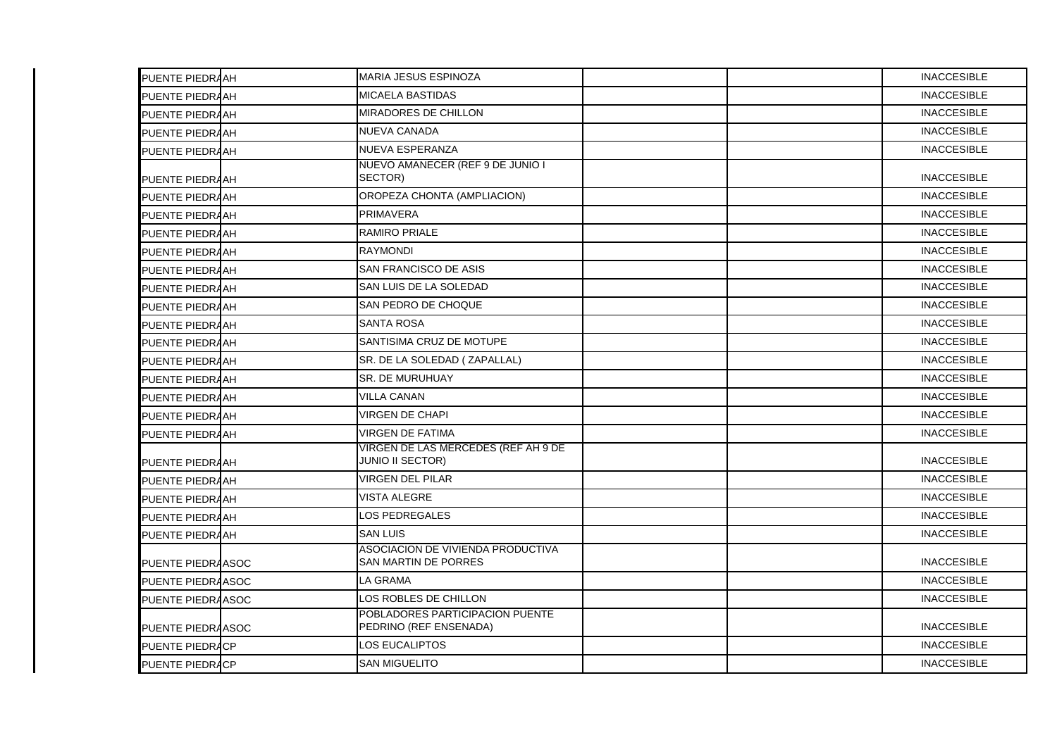| | | | | | |
|---|---|---|---|---|---|
| PUENTE PIEDRA | AH | MARIA JESUS ESPINOZA | | | INACCESIBLE |
| PUENTE PIEDRA | AH | MICAELA BASTIDAS | | | INACCESIBLE |
| PUENTE PIEDRA | AH | MIRADORES DE CHILLON | | | INACCESIBLE |
| PUENTE PIEDRA | AH | NUEVA CANADA | | | INACCESIBLE |
| PUENTE PIEDRA | AH | NUEVA ESPERANZA | | | INACCESIBLE |
| PUENTE PIEDRA | AH | NUEVO AMANECER (REF 9 DE JUNIO I SECTOR) | | | INACCESIBLE |
| PUENTE PIEDRA | AH | OROPEZA CHONTA (AMPLIACION) | | | INACCESIBLE |
| PUENTE PIEDRA | AH | PRIMAVERA | | | INACCESIBLE |
| PUENTE PIEDRA | AH | RAMIRO PRIALE | | | INACCESIBLE |
| PUENTE PIEDRA | AH | RAYMONDI | | | INACCESIBLE |
| PUENTE PIEDRA | AH | SAN FRANCISCO DE ASIS | | | INACCESIBLE |
| PUENTE PIEDRA | AH | SAN LUIS DE LA SOLEDAD | | | INACCESIBLE |
| PUENTE PIEDRA | AH | SAN PEDRO DE CHOQUE | | | INACCESIBLE |
| PUENTE PIEDRA | AH | SANTA ROSA | | | INACCESIBLE |
| PUENTE PIEDRA | AH | SANTISIMA CRUZ DE MOTUPE | | | INACCESIBLE |
| PUENTE PIEDRA | AH | SR. DE LA SOLEDAD ( ZAPALLAL) | | | INACCESIBLE |
| PUENTE PIEDRA | AH | SR. DE MURUHUAY | | | INACCESIBLE |
| PUENTE PIEDRA | AH | VILLA CANAN | | | INACCESIBLE |
| PUENTE PIEDRA | AH | VIRGEN DE CHAPI | | | INACCESIBLE |
| PUENTE PIEDRA | AH | VIRGEN DE FATIMA | | | INACCESIBLE |
| PUENTE PIEDRA | AH | VIRGEN DE LAS MERCEDES (REF AH 9 DE JUNIO II SECTOR) | | | INACCESIBLE |
| PUENTE PIEDRA | AH | VIRGEN DEL PILAR | | | INACCESIBLE |
| PUENTE PIEDRA | AH | VISTA ALEGRE | | | INACCESIBLE |
| PUENTE PIEDRA | AH | LOS PEDREGALES | | | INACCESIBLE |
| PUENTE PIEDRA | AH | SAN LUIS | | | INACCESIBLE |
| PUENTE PIEDRA | ASOC | ASOCIACION DE VIVIENDA PRODUCTIVA SAN MARTIN DE PORRES | | | INACCESIBLE |
| PUENTE PIEDRA | ASOC | LA GRAMA | | | INACCESIBLE |
| PUENTE PIEDRA | ASOC | LOS ROBLES DE CHILLON | | | INACCESIBLE |
| PUENTE PIEDRA | ASOC | POBLADORES PARTICIPACION PUENTE PEDRINO (REF ENSENADA) | | | INACCESIBLE |
| PUENTE PIEDRA | CP | LOS EUCALIPTOS | | | INACCESIBLE |
| PUENTE PIEDRA | CP | SAN MIGUELITO | | | INACCESIBLE |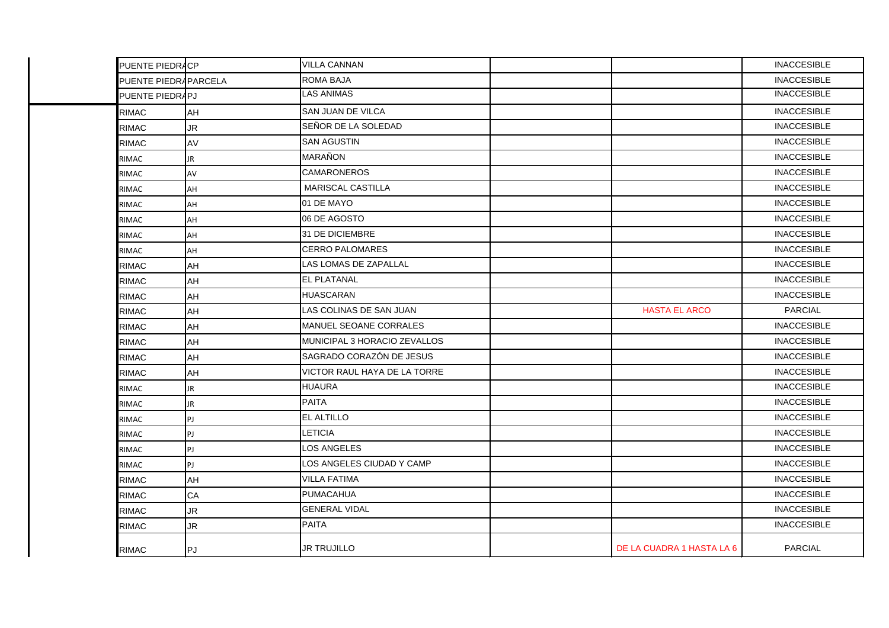| | | | | | |
|---|---|---|---|---|---|
| PUENTE PIEDRA | CP | VILLA CANNAN | | | INACCESIBLE |
| PUENTE PIEDRA | PARCELA | ROMA BAJA | | | INACCESIBLE |
| PUENTE PIEDRA | PJ | LAS ANIMAS | | | INACCESIBLE |
| RIMAC | AH | SAN JUAN DE VILCA | | | INACCESIBLE |
| RIMAC | JR | SEÑOR DE LA SOLEDAD | | | INACCESIBLE |
| RIMAC | AV | SAN AGUSTIN | | | INACCESIBLE |
| RIMAC | JR | MARAÑON | | | INACCESIBLE |
| RIMAC | AV | CAMARONEROS | | | INACCESIBLE |
| RIMAC | AH | MARISCAL CASTILLA | | | INACCESIBLE |
| RIMAC | AH | 01 DE MAYO | | | INACCESIBLE |
| RIMAC | AH | 06 DE AGOSTO | | | INACCESIBLE |
| RIMAC | AH | 31 DE DICIEMBRE | | | INACCESIBLE |
| RIMAC | AH | CERRO PALOMARES | | | INACCESIBLE |
| RIMAC | AH | LAS LOMAS DE ZAPALLAL | | | INACCESIBLE |
| RIMAC | AH | EL PLATANAL | | | INACCESIBLE |
| RIMAC | AH | HUASCARAN | | | INACCESIBLE |
| RIMAC | AH | LAS COLINAS DE SAN JUAN | | HASTA EL ARCO | PARCIAL |
| RIMAC | AH | MANUEL SEOANE CORRALES | | | INACCESIBLE |
| RIMAC | AH | MUNICIPAL 3 HORACIO ZEVALLOS | | | INACCESIBLE |
| RIMAC | AH | SAGRADO CORAZÓN DE JESUS | | | INACCESIBLE |
| RIMAC | AH | VICTOR RAUL HAYA DE LA TORRE | | | INACCESIBLE |
| RIMAC | JR | HUAURA | | | INACCESIBLE |
| RIMAC | JR | PAITA | | | INACCESIBLE |
| RIMAC | PJ | EL ALTILLO | | | INACCESIBLE |
| RIMAC | PJ | LETICIA | | | INACCESIBLE |
| RIMAC | PJ | LOS ANGELES | | | INACCESIBLE |
| RIMAC | PJ | LOS ANGELES CIUDAD Y CAMP | | | INACCESIBLE |
| RIMAC | AH | VILLA FATIMA | | | INACCESIBLE |
| RIMAC | CA | PUMACAHUA | | | INACCESIBLE |
| RIMAC | JR | GENERAL VIDAL | | | INACCESIBLE |
| RIMAC | JR | PAITA | | | INACCESIBLE |
| RIMAC | PJ | JR TRUJILLO | | DE LA CUADRA 1 HASTA LA 6 | PARCIAL |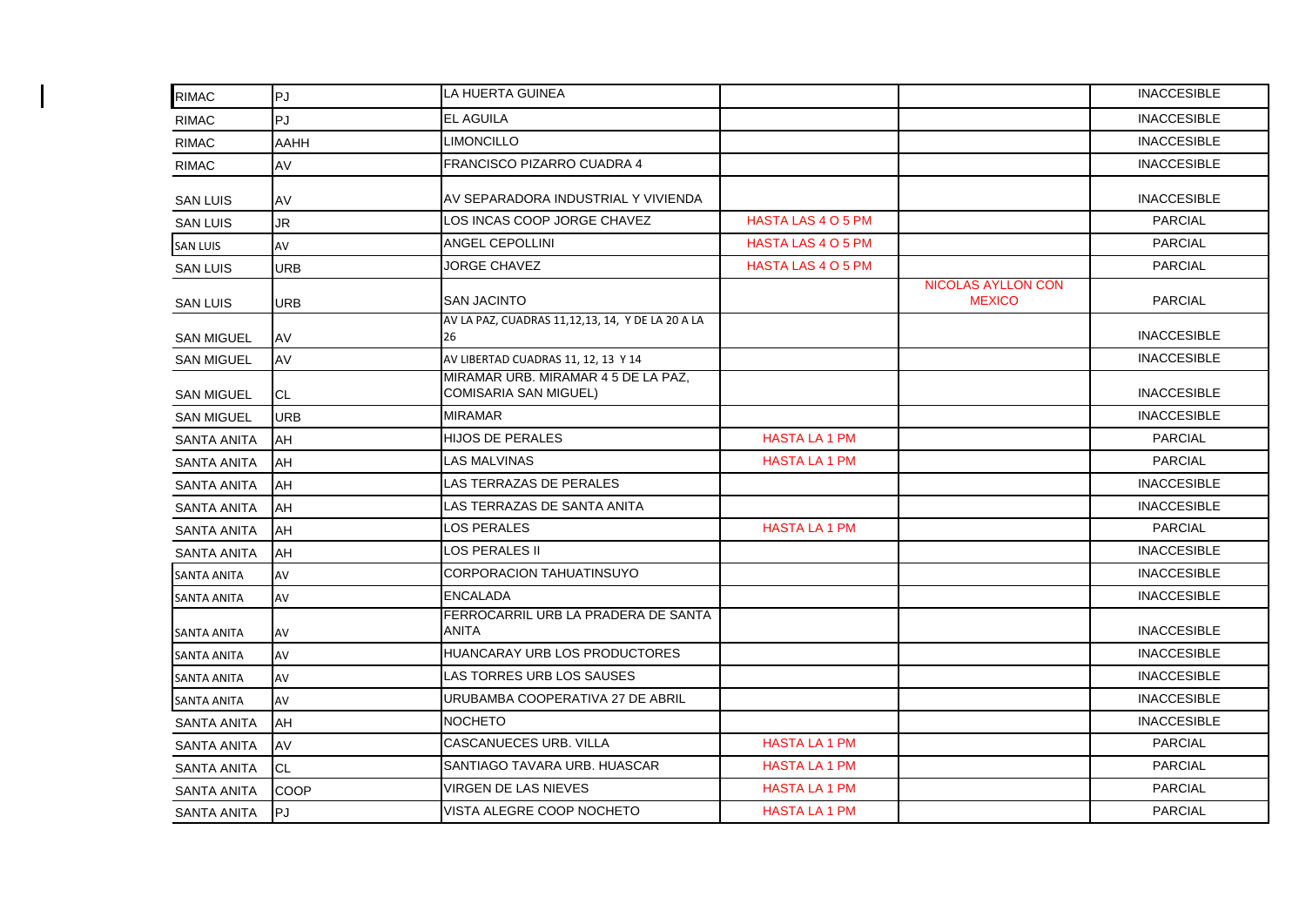| | | | | | |
|---|---|---|---|---|---|
| RIMAC | PJ | LA HUERTA GUINEA | | | INACCESIBLE |
| RIMAC | PJ | EL AGUILA | | | INACCESIBLE |
| RIMAC | AAHH | LIMONCILLO | | | INACCESIBLE |
| RIMAC | AV | FRANCISCO PIZARRO CUADRA 4 | | | INACCESIBLE |
| SAN LUIS | AV | AV SEPARADORA INDUSTRIAL Y VIVIENDA | | | INACCESIBLE |
| SAN LUIS | JR | LOS INCAS COOP JORGE CHAVEZ | HASTA LAS 4 O 5 PM | | PARCIAL |
| SAN LUIS | AV | ANGEL CEPOLLINI | HASTA LAS 4 O 5 PM | | PARCIAL |
| SAN LUIS | URB | JORGE CHAVEZ | HASTA LAS 4 O 5 PM | | PARCIAL |
| SAN LUIS | URB | SAN JACINTO | | NICOLAS AYLLON CON MEXICO | PARCIAL |
| SAN MIGUEL | AV | AV LA PAZ, CUADRAS 11,12,13, 14, Y DE LA 20 A LA 26 | | | INACCESIBLE |
| SAN MIGUEL | AV | AV LIBERTAD CUADRAS 11, 12, 13 Y 14 | | | INACCESIBLE |
| SAN MIGUEL | CL | MIRAMAR URB. MIRAMAR 4 5 DE LA PAZ, COMISARIA SAN MIGUEL) | | | INACCESIBLE |
| SAN MIGUEL | URB | MIRAMAR | | | INACCESIBLE |
| SANTA ANITA | AH | HIJOS DE PERALES | HASTA LA 1 PM | | PARCIAL |
| SANTA ANITA | AH | LAS MALVINAS | HASTA LA 1 PM | | PARCIAL |
| SANTA ANITA | AH | LAS TERRAZAS DE PERALES | | | INACCESIBLE |
| SANTA ANITA | AH | LAS TERRAZAS DE SANTA ANITA | | | INACCESIBLE |
| SANTA ANITA | AH | LOS PERALES | HASTA LA 1 PM | | PARCIAL |
| SANTA ANITA | AH | LOS PERALES II | | | INACCESIBLE |
| SANTA ANITA | AV | CORPORACION TAHUATINSUYO | | | INACCESIBLE |
| SANTA ANITA | AV | ENCALADA | | | INACCESIBLE |
| SANTA ANITA | AV | FERROCARRIL URB LA PRADERA DE SANTA ANITA | | | INACCESIBLE |
| SANTA ANITA | AV | HUANCARAY URB LOS PRODUCTORES | | | INACCESIBLE |
| SANTA ANITA | AV | LAS TORRES URB LOS SAUSES | | | INACCESIBLE |
| SANTA ANITA | AV | URUBAMBA COOPERATIVA 27 DE ABRIL | | | INACCESIBLE |
| SANTA ANITA | AH | NOCHETO | | | INACCESIBLE |
| SANTA ANITA | AV | CASCANUECES URB. VILLA | HASTA LA 1 PM | | PARCIAL |
| SANTA ANITA | CL | SANTIAGO TAVARA URB. HUASCAR | HASTA LA 1 PM | | PARCIAL |
| SANTA ANITA | COOP | VIRGEN DE LAS NIEVES | HASTA LA 1 PM | | PARCIAL |
| SANTA ANITA | PJ | VISTA ALEGRE COOP NOCHETO | HASTA LA 1 PM | | PARCIAL |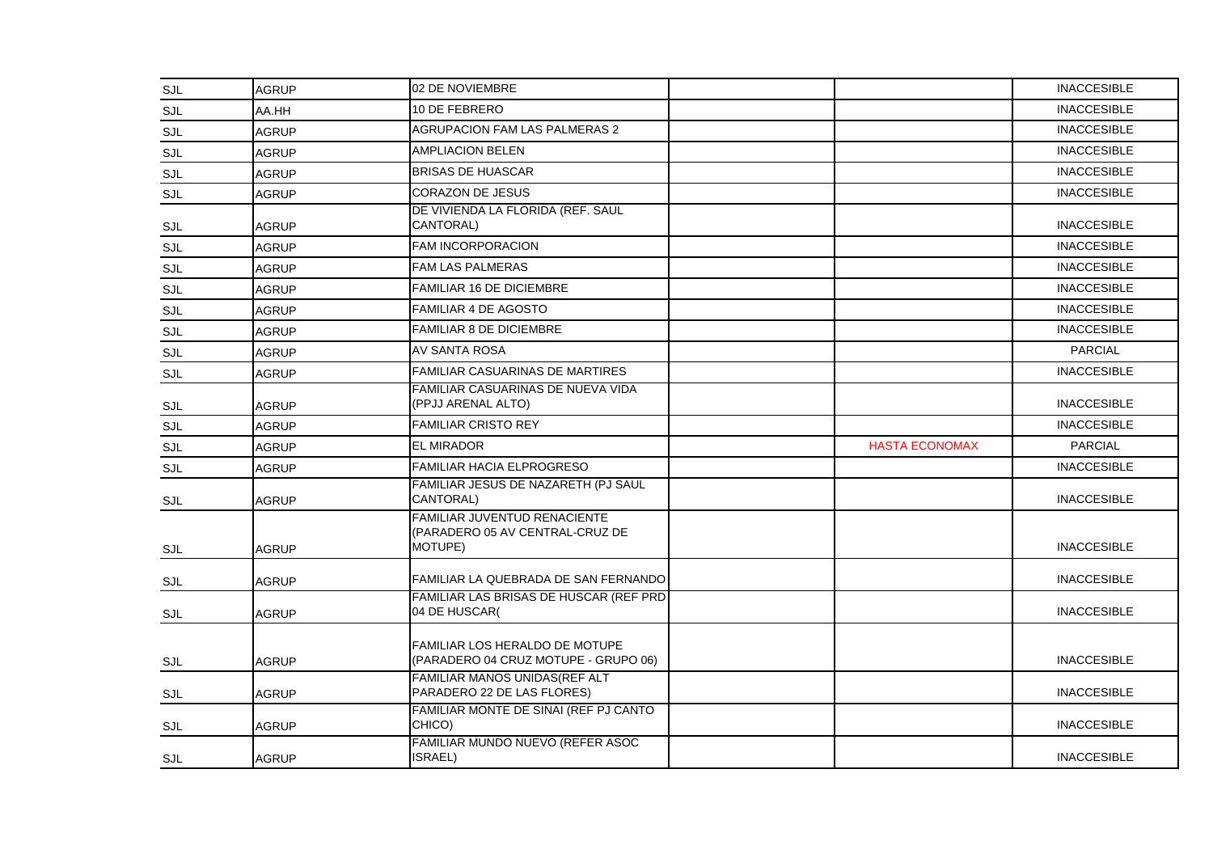| SJL | AGRUP | 02 DE NOVIEMBRE | | | INACCESIBLE |
|---|---|---|---|---|---|
| SJL | AA.HH | 10 DE FEBRERO | | | INACCESIBLE |
| SJL | AGRUP | AGRUPACION FAM LAS PALMERAS 2 | | | INACCESIBLE |
| SJL | AGRUP | AMPLIACION BELEN | | | INACCESIBLE |
| SJL | AGRUP | BRISAS DE HUASCAR | | | INACCESIBLE |
| SJL | AGRUP | CORAZON DE JESUS | | | INACCESIBLE |
| SJL | AGRUP | DE VIVIENDA LA FLORIDA (REF. SAUL CANTORAL) | | | INACCESIBLE |
| SJL | AGRUP | FAM INCORPORACION | | | INACCESIBLE |
| SJL | AGRUP | FAM LAS PALMERAS | | | INACCESIBLE |
| SJL | AGRUP | FAMILIAR 16 DE DICIEMBRE | | | INACCESIBLE |
| SJL | AGRUP | FAMILIAR 4 DE AGOSTO | | | INACCESIBLE |
| SJL | AGRUP | FAMILIAR 8 DE DICIEMBRE | | | INACCESIBLE |
| SJL | AGRUP | AV SANTA ROSA | | | PARCIAL |
| SJL | AGRUP | FAMILIAR CASUARINAS DE MARTIRES | | | INACCESIBLE |
| SJL | AGRUP | FAMILIAR CASUARINAS DE NUEVA VIDA (PPJJ ARENAL ALTO) | | | INACCESIBLE |
| SJL | AGRUP | FAMILIAR CRISTO REY | | | INACCESIBLE |
| SJL | AGRUP | EL MIRADOR | | HASTA ECONOMAX | PARCIAL |
| SJL | AGRUP | FAMILIAR HACIA ELPROGRESO | | | INACCESIBLE |
| SJL | AGRUP | FAMILIAR JESUS DE NAZARETH (PJ SAUL CANTORAL) | | | INACCESIBLE |
| SJL | AGRUP | FAMILIAR JUVENTUD RENACIENTE (PARADERO 05 AV CENTRAL-CRUZ DE MOTUPE) | | | INACCESIBLE |
| SJL | AGRUP | FAMILIAR LA QUEBRADA DE SAN FERNANDO | | | INACCESIBLE |
| SJL | AGRUP | FAMILIAR LAS BRISAS DE HUSCAR (REF PRD 04 DE HUSCAR( | | | INACCESIBLE |
| SJL | AGRUP | FAMILIAR LOS HERALDO DE MOTUPE (PARADERO 04 CRUZ MOTUPE - GRUPO 06) | | | INACCESIBLE |
| SJL | AGRUP | FAMILIAR MANOS UNIDAS(REF ALT PARADERO 22 DE LAS FLORES) | | | INACCESIBLE |
| SJL | AGRUP | FAMILIAR MONTE DE SINAI (REF PJ CANTO CHICO) | | | INACCESIBLE |
| SJL | AGRUP | FAMILIAR MUNDO NUEVO (REFER ASOC ISRAEL) | | | INACCESIBLE |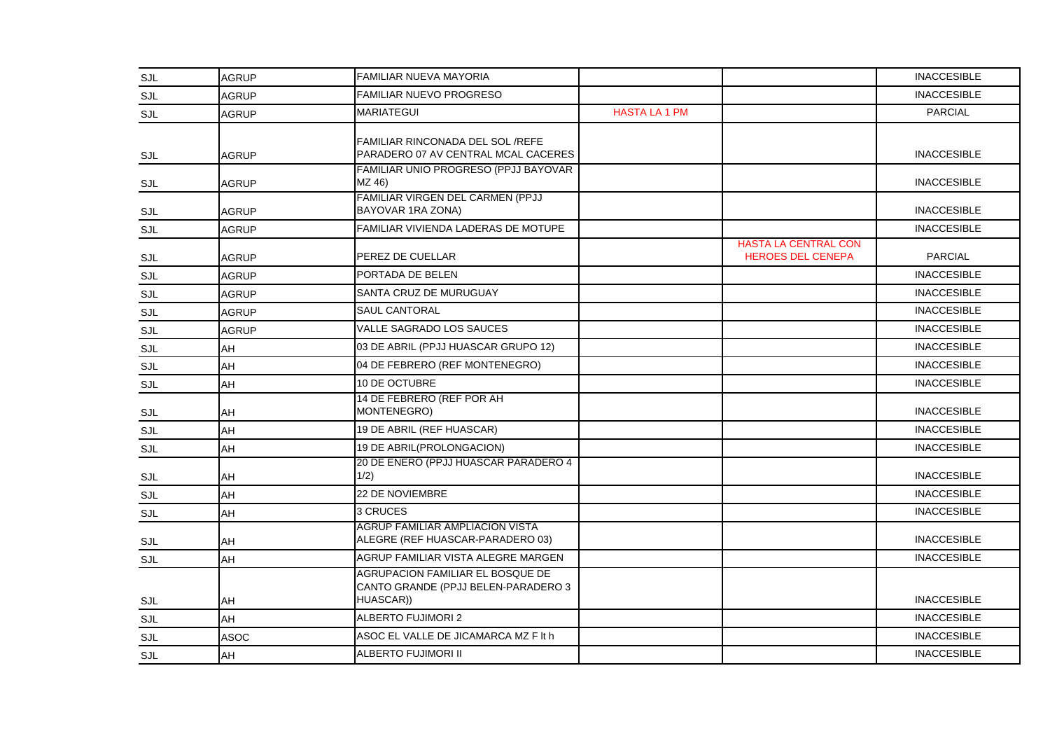| | | | | | |
|---|---|---|---|---|---|
| SJL | AGRUP | FAMILIAR NUEVA MAYORIA | | | INACCESIBLE |
| SJL | AGRUP | FAMILIAR NUEVO PROGRESO | | | INACCESIBLE |
| SJL | AGRUP | MARIATEGUI | HASTA LA 1 PM | | PARCIAL |
| SJL | AGRUP | FAMILIAR RINCONADA DEL SOL /REFE PARADERO 07 AV CENTRAL MCAL CACERES | | | INACCESIBLE |
| SJL | AGRUP | FAMILIAR UNIO PROGRESO (PPJJ BAYOVAR MZ 46) | | | INACCESIBLE |
| SJL | AGRUP | FAMILIAR VIRGEN DEL CARMEN (PPJJ BAYOVAR 1RA ZONA) | | | INACCESIBLE |
| SJL | AGRUP | FAMILIAR VIVIENDA LADERAS DE MOTUPE | | | INACCESIBLE |
| SJL | AGRUP | PEREZ DE CUELLAR | | HASTA LA CENTRAL CON HEROES DEL CENEPA | PARCIAL |
| SJL | AGRUP | PORTADA DE BELEN | | | INACCESIBLE |
| SJL | AGRUP | SANTA CRUZ DE MURUGUAY | | | INACCESIBLE |
| SJL | AGRUP | SAUL CANTORAL | | | INACCESIBLE |
| SJL | AGRUP | VALLE SAGRADO LOS SAUCES | | | INACCESIBLE |
| SJL | AH | 03 DE ABRIL (PPJJ HUASCAR GRUPO 12) | | | INACCESIBLE |
| SJL | AH | 04 DE FEBRERO (REF MONTENEGRO) | | | INACCESIBLE |
| SJL | AH | 10 DE OCTUBRE | | | INACCESIBLE |
| SJL | AH | 14 DE FEBRERO (REF POR AH MONTENEGRO) | | | INACCESIBLE |
| SJL | AH | 19 DE ABRIL (REF HUASCAR) | | | INACCESIBLE |
| SJL | AH | 19 DE ABRIL(PROLONGACION) | | | INACCESIBLE |
| SJL | AH | 20 DE ENERO (PPJJ HUASCAR PARADERO 4 1/2) | | | INACCESIBLE |
| SJL | AH | 22 DE NOVIEMBRE | | | INACCESIBLE |
| SJL | AH | 3 CRUCES | | | INACCESIBLE |
| SJL | AH | AGRUP FAMILIAR AMPLIACION VISTA ALEGRE (REF HUASCAR-PARADERO 03) | | | INACCESIBLE |
| SJL | AH | AGRUP FAMILIAR VISTA ALEGRE MARGEN | | | INACCESIBLE |
| SJL | AH | AGRUPACION FAMILIAR EL BOSQUE DE CANTO GRANDE (PPJJ BELEN-PARADERO 3 HUASCAR)) | | | INACCESIBLE |
| SJL | AH | ALBERTO FUJIMORI 2 | | | INACCESIBLE |
| SJL | ASOC | ASOC EL VALLE DE JICAMARCA MZ F lt h | | | INACCESIBLE |
| SJL | AH | ALBERTO FUJIMORI II | | | INACCESIBLE |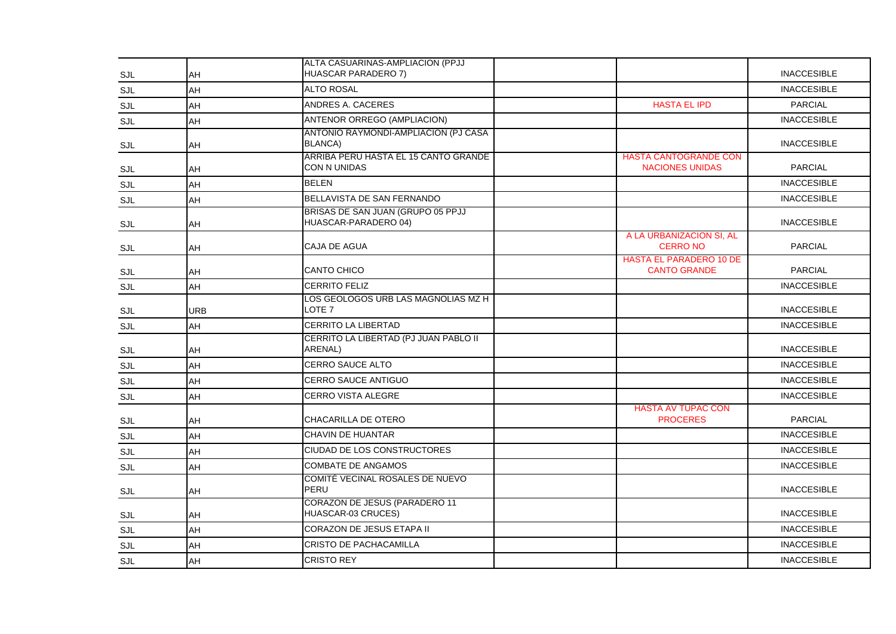| | | | | | |
|---|---|---|---|---|---|
| SJL | AH | ALTA CASUARINAS-AMPLIACION (PPJJ HUASCAR PARADERO 7) | | | INACCESIBLE |
| SJL | AH | ALTO ROSAL | | | INACCESIBLE |
| SJL | AH | ANDRES A. CACERES | | HASTA EL IPD | PARCIAL |
| SJL | AH | ANTENOR ORREGO (AMPLIACION) | | | INACCESIBLE |
| SJL | AH | ANTONIO RAYMONDI-AMPLIACION (PJ CASA BLANCA) | | | INACCESIBLE |
| SJL | AH | ARRIBA PERU HASTA EL 15 CANTO GRANDE CON N UNIDAS | | HASTA CANTOGRANDE CON NACIONES UNIDAS | PARCIAL |
| SJL | AH | BELEN | | | INACCESIBLE |
| SJL | AH | BELLAVISTA DE SAN FERNANDO | | | INACCESIBLE |
| SJL | AH | BRISAS DE SAN JUAN (GRUPO 05 PPJJ HUASCAR-PARADERO 04) | | | INACCESIBLE |
| SJL | AH | CAJA DE AGUA | | A LA URBANIZACION SI, AL CERRO NO | PARCIAL |
| SJL | AH | CANTO CHICO | | HASTA EL PARADERO 10 DE CANTO GRANDE | PARCIAL |
| SJL | AH | CERRITO FELIZ | | | INACCESIBLE |
| SJL | URB | LOS GEOLOGOS URB LAS MAGNOLIAS MZ H LOTE 7 | | | INACCESIBLE |
| SJL | AH | CERRITO LA LIBERTAD | | | INACCESIBLE |
| SJL | AH | CERRITO LA LIBERTAD (PJ JUAN PABLO II ARENAL) | | | INACCESIBLE |
| SJL | AH | CERRO SAUCE ALTO | | | INACCESIBLE |
| SJL | AH | CERRO SAUCE ANTIGUO | | | INACCESIBLE |
| SJL | AH | CERRO VISTA ALEGRE | | | INACCESIBLE |
| SJL | AH | CHACARILLA DE OTERO | | HASTA AV TUPAC CON PROCERES | PARCIAL |
| SJL | AH | CHAVIN DE HUANTAR | | | INACCESIBLE |
| SJL | AH | CIUDAD DE LOS CONSTRUCTORES | | | INACCESIBLE |
| SJL | AH | COMBATE DE ANGAMOS | | | INACCESIBLE |
| SJL | AH | COMITÉ VECINAL ROSALES DE NUEVO PERU | | | INACCESIBLE |
| SJL | AH | CORAZON DE JESUS (PARADERO 11 HUASCAR-03 CRUCES) | | | INACCESIBLE |
| SJL | AH | CORAZON DE JESUS ETAPA II | | | INACCESIBLE |
| SJL | AH | CRISTO DE PACHACAMILLA | | | INACCESIBLE |
| SJL | AH | CRISTO REY | | | INACCESIBLE |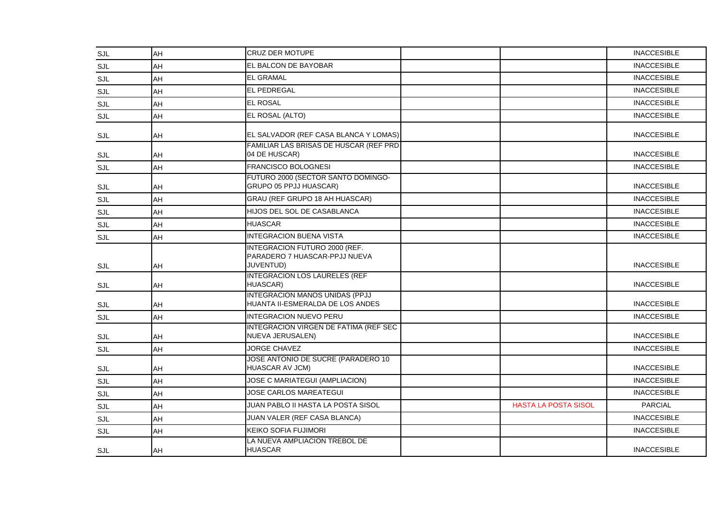| | | | | | |
|---|---|---|---|---|---|
| SJL | AH | CRUZ DER MOTUPE | | | INACCESIBLE |
| SJL | AH | EL BALCON DE BAYOBAR | | | INACCESIBLE |
| SJL | AH | EL GRAMAL | | | INACCESIBLE |
| SJL | AH | EL PEDREGAL | | | INACCESIBLE |
| SJL | AH | EL ROSAL | | | INACCESIBLE |
| SJL | AH | EL ROSAL (ALTO) | | | INACCESIBLE |
| SJL | AH | EL SALVADOR (REF CASA BLANCA Y LOMAS) | | | INACCESIBLE |
| SJL | AH | FAMILIAR LAS BRISAS DE HUSCAR (REF PRD 04 DE HUSCAR) | | | INACCESIBLE |
| SJL | AH | FRANCISCO BOLOGNESI | | | INACCESIBLE |
| SJL | AH | FUTURO 2000 (SECTOR SANTO DOMINGO- GRUPO 05 PPJJ HUASCAR) | | | INACCESIBLE |
| SJL | AH | GRAU (REF GRUPO 18 AH HUASCAR) | | | INACCESIBLE |
| SJL | AH | HIJOS DEL SOL DE CASABLANCA | | | INACCESIBLE |
| SJL | AH | HUASCAR | | | INACCESIBLE |
| SJL | AH | INTEGRACION BUENA VISTA | | | INACCESIBLE |
| SJL | AH | INTEGRACION FUTURO 2000 (REF. PARADERO 7 HUASCAR-PPJJ NUEVA JUVENTUD) | | | INACCESIBLE |
| SJL | AH | INTEGRACION LOS LAURELES (REF HUASCAR) | | | INACCESIBLE |
| SJL | AH | INTEGRACION MANOS UNIDAS (PPJJ HUANTA II-ESMERALDA DE LOS ANDES | | | INACCESIBLE |
| SJL | AH | INTEGRACION NUEVO PERU | | | INACCESIBLE |
| SJL | AH | INTEGRACION VIRGEN DE FATIMA (REF SEC NUEVA JERUSALEN) | | | INACCESIBLE |
| SJL | AH | JORGE CHAVEZ | | | INACCESIBLE |
| SJL | AH | JOSE ANTONIO DE SUCRE (PARADERO 10 HUASCAR AV JCM) | | | INACCESIBLE |
| SJL | AH | JOSE C MARIATEGUI (AMPLIACION) | | | INACCESIBLE |
| SJL | AH | JOSE CARLOS MAREATEGUI | | | INACCESIBLE |
| SJL | AH | JUAN PABLO II HASTA LA POSTA SISOL | | HASTA LA POSTA SISOL | PARCIAL |
| SJL | AH | JUAN VALER (REF CASA BLANCA) | | | INACCESIBLE |
| SJL | AH | KEIKO SOFIA FUJIMORI | | | INACCESIBLE |
| SJL | AH | LA NUEVA AMPLIACION TREBOL DE HUASCAR | | | INACCESIBLE |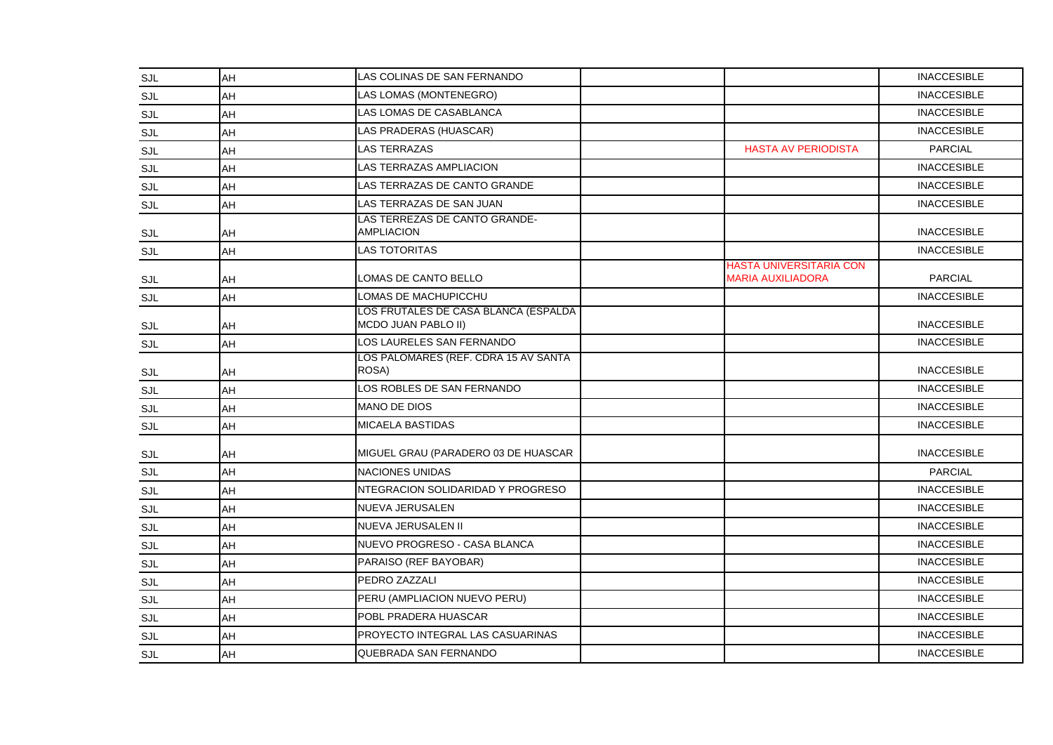| | | | | | |
|---|---|---|---|---|---|
| SJL | AH | LAS COLINAS DE SAN FERNANDO | | | INACCESIBLE |
| SJL | AH | LAS LOMAS (MONTENEGRO) | | | INACCESIBLE |
| SJL | AH | LAS LOMAS DE CASABLANCA | | | INACCESIBLE |
| SJL | AH | LAS PRADERAS (HUASCAR) | | | INACCESIBLE |
| SJL | AH | LAS TERRAZAS | | HASTA AV PERIODISTA | PARCIAL |
| SJL | AH | LAS TERRAZAS AMPLIACION | | | INACCESIBLE |
| SJL | AH | LAS TERRAZAS DE CANTO GRANDE | | | INACCESIBLE |
| SJL | AH | LAS TERRAZAS DE SAN JUAN | | | INACCESIBLE |
| SJL | AH | LAS TERREZAS DE CANTO GRANDE-AMPLIACION | | | INACCESIBLE |
| SJL | AH | LAS TOTORITAS | | | INACCESIBLE |
| SJL | AH | LOMAS DE CANTO BELLO | | HASTA UNIVERSITARIA CON MARIA AUXILIADORA | PARCIAL |
| SJL | AH | LOMAS DE MACHUPICCHU | | | INACCESIBLE |
| SJL | AH | LOS FRUTALES DE CASA BLANCA (ESPALDA MCDO JUAN PABLO II) | | | INACCESIBLE |
| SJL | AH | LOS LAURELES SAN FERNANDO | | | INACCESIBLE |
| SJL | AH | LOS PALOMARES (REF. CDRA 15 AV SANTA ROSA) | | | INACCESIBLE |
| SJL | AH | LOS ROBLES DE SAN FERNANDO | | | INACCESIBLE |
| SJL | AH | MANO DE DIOS | | | INACCESIBLE |
| SJL | AH | MICAELA BASTIDAS | | | INACCESIBLE |
| SJL | AH | MIGUEL GRAU (PARADERO 03 DE HUASCAR | | | INACCESIBLE |
| SJL | AH | NACIONES UNIDAS | | | PARCIAL |
| SJL | AH | NTEGRACION SOLIDARIDAD Y PROGRESO | | | INACCESIBLE |
| SJL | AH | NUEVA JERUSALEN | | | INACCESIBLE |
| SJL | AH | NUEVA JERUSALEN II | | | INACCESIBLE |
| SJL | AH | NUEVO PROGRESO - CASA BLANCA | | | INACCESIBLE |
| SJL | AH | PARAISO (REF BAYOBAR) | | | INACCESIBLE |
| SJL | AH | PEDRO ZAZZALI | | | INACCESIBLE |
| SJL | AH | PERU (AMPLIACION NUEVO PERU) | | | INACCESIBLE |
| SJL | AH | POBL PRADERA HUASCAR | | | INACCESIBLE |
| SJL | AH | PROYECTO INTEGRAL LAS CASUARINAS | | | INACCESIBLE |
| SJL | AH | QUEBRADA SAN FERNANDO | | | INACCESIBLE |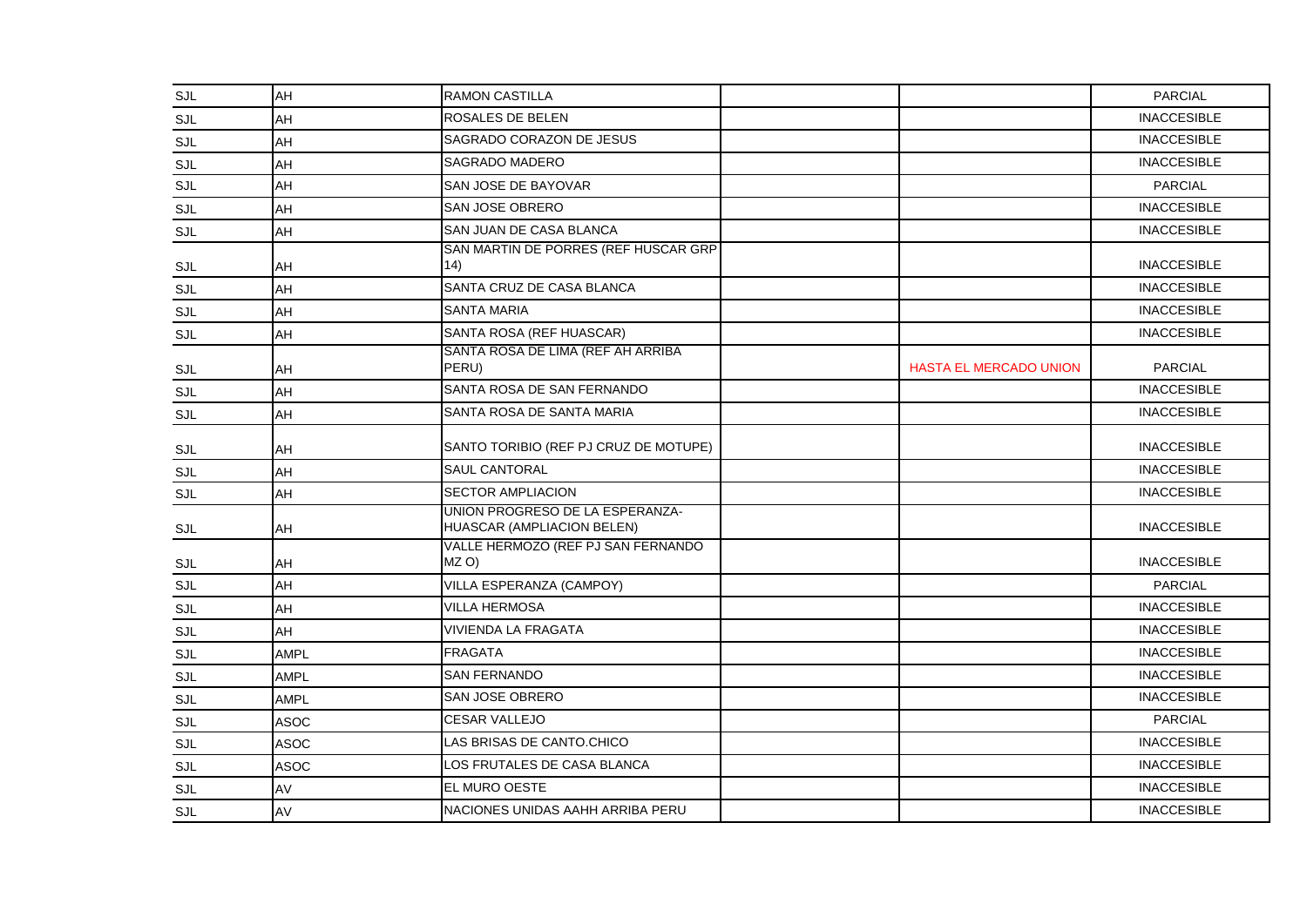| | | | | | |
|---|---|---|---|---|---|
| SJL | AH | RAMON CASTILLA | | | PARCIAL |
| SJL | AH | ROSALES DE BELEN | | | INACCESIBLE |
| SJL | AH | SAGRADO CORAZON DE JESUS | | | INACCESIBLE |
| SJL | AH | SAGRADO MADERO | | | INACCESIBLE |
| SJL | AH | SAN JOSE DE BAYOVAR | | | PARCIAL |
| SJL | AH | SAN JOSE OBRERO | | | INACCESIBLE |
| SJL | AH | SAN JUAN DE CASA BLANCA | | | INACCESIBLE |
| SJL | AH | SAN MARTIN DE PORRES (REF HUSCAR GRP 14) | | | INACCESIBLE |
| SJL | AH | SANTA CRUZ DE CASA BLANCA | | | INACCESIBLE |
| SJL | AH | SANTA MARIA | | | INACCESIBLE |
| SJL | AH | SANTA ROSA (REF HUASCAR) | | | INACCESIBLE |
| SJL | AH | SANTA ROSA DE LIMA (REF AH ARRIBA PERU) | | HASTA EL MERCADO UNION | PARCIAL |
| SJL | AH | SANTA ROSA DE SAN FERNANDO | | | INACCESIBLE |
| SJL | AH | SANTA ROSA DE SANTA MARIA | | | INACCESIBLE |
| SJL | AH | SANTO TORIBIO (REF PJ CRUZ DE MOTUPE) | | | INACCESIBLE |
| SJL | AH | SAUL CANTORAL | | | INACCESIBLE |
| SJL | AH | SECTOR AMPLIACION | | | INACCESIBLE |
| SJL | AH | UNION PROGRESO DE LA ESPERANZA-HUASCAR (AMPLIACION BELEN) | | | INACCESIBLE |
| SJL | AH | VALLE HERMOZO (REF PJ SAN FERNANDO MZ O) | | | INACCESIBLE |
| SJL | AH | VILLA ESPERANZA (CAMPOY) | | | PARCIAL |
| SJL | AH | VILLA HERMOSA | | | INACCESIBLE |
| SJL | AH | VIVIENDA LA FRAGATA | | | INACCESIBLE |
| SJL | AMPL | FRAGATA | | | INACCESIBLE |
| SJL | AMPL | SAN FERNANDO | | | INACCESIBLE |
| SJL | AMPL | SAN JOSE OBRERO | | | INACCESIBLE |
| SJL | ASOC | CESAR VALLEJO | | | PARCIAL |
| SJL | ASOC | LAS BRISAS DE CANTO.CHICO | | | INACCESIBLE |
| SJL | ASOC | LOS FRUTALES DE CASA BLANCA | | | INACCESIBLE |
| SJL | AV | EL MURO OESTE | | | INACCESIBLE |
| SJL | AV | NACIONES UNIDAS AAHH ARRIBA PERU | | | INACCESIBLE |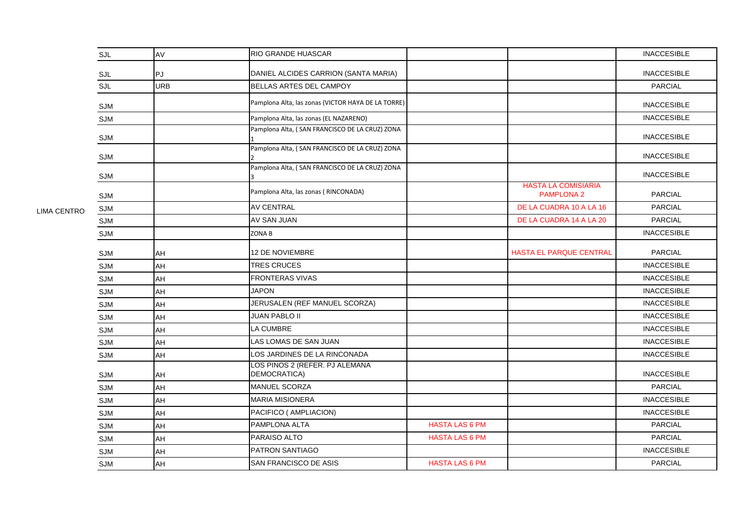| | | | | | | |
|---|---|---|---|---|---|---|
| LIMA CENTRO | SJL | AV | RIO GRANDE HUASCAR | | | INACCESIBLE |
| | SJL | PJ | DANIEL ALCIDES CARRION (SANTA MARIA) | | | INACCESIBLE |
| | SJL | URB | BELLAS ARTES DEL CAMPOY | | | PARCIAL |
| | SJM | | Pamplona Alta, las zonas (VICTOR HAYA DE LA TORRE) | | | INACCESIBLE |
| | SJM | | Pamplona Alta, las zonas (EL NAZARENO) | | | INACCESIBLE |
| | SJM | | Pamplona Alta, ( SAN FRANCISCO DE LA CRUZ) ZONA 1 | | | INACCESIBLE |
| | SJM | | Pamplona Alta, ( SAN FRANCISCO DE LA CRUZ) ZONA 2 | | | INACCESIBLE |
| | SJM | | Pamplona Alta, ( SAN FRANCISCO DE LA CRUZ) ZONA 3 | | | INACCESIBLE |
| | SJM | | Pamplona Alta, las zonas ( RINCONADA) | | HASTA LA COMISIARIA PAMPLONA 2 | PARCIAL |
| | SJM | | AV CENTRAL | | DE LA CUADRA 10 A LA 16 | PARCIAL |
| | SJM | | AV SAN JUAN | | DE LA CUADRA 14 A LA 20 | PARCIAL |
| | SJM | | ZONA B | | | INACCESIBLE |
| | SJM | AH | 12 DE NOVIEMBRE | | HASTA EL PARQUE CENTRAL | PARCIAL |
| | SJM | AH | TRES CRUCES | | | INACCESIBLE |
| | SJM | AH | FRONTERAS VIVAS | | | INACCESIBLE |
| | SJM | AH | JAPON | | | INACCESIBLE |
| | SJM | AH | JERUSALEN (REF MANUEL SCORZA) | | | INACCESIBLE |
| | SJM | AH | JUAN PABLO II | | | INACCESIBLE |
| | SJM | AH | LA CUMBRE | | | INACCESIBLE |
| | SJM | AH | LAS LOMAS DE SAN JUAN | | | INACCESIBLE |
| | SJM | AH | LOS JARDINES DE LA RINCONADA | | | INACCESIBLE |
| | SJM | AH | LOS PINOS 2 (REFER. PJ ALEMANA DEMOCRATICA) | | | INACCESIBLE |
| | SJM | AH | MANUEL SCORZA | | | PARCIAL |
| | SJM | AH | MARIA MISIONERA | | | INACCESIBLE |
| | SJM | AH | PACIFICO ( AMPLIACION) | | | INACCESIBLE |
| | SJM | AH | PAMPLONA ALTA | HASTA LAS 6 PM | | PARCIAL |
| | SJM | AH | PARAISO ALTO | HASTA LAS 6 PM | | PARCIAL |
| | SJM | AH | PATRON SANTIAGO | | | INACCESIBLE |
| | SJM | AH | SAN FRANCISCO DE ASIS | HASTA LAS 6 PM | | PARCIAL |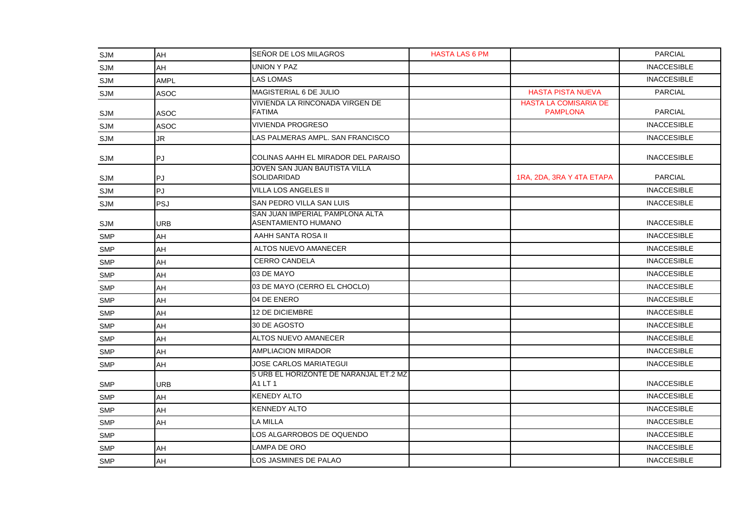| | | | | | |
|---|---|---|---|---|---|
| SJM | AH | SEÑOR DE LOS MILAGROS | HASTA LAS 6 PM | | PARCIAL |
| SJM | AH | UNION Y PAZ | | | INACCESIBLE |
| SJM | AMPL | LAS LOMAS | | | INACCESIBLE |
| SJM | ASOC | MAGISTERIAL 6 DE JULIO | | HASTA PISTA NUEVA | PARCIAL |
| SJM | ASOC | VIVIENDA LA RINCONADA VIRGEN DE FATIMA | | HASTA LA COMISARIA DE PAMPLONA | PARCIAL |
| SJM | ASOC | VIVIENDA PROGRESO | | | INACCESIBLE |
| SJM | JR | LAS PALMERAS AMPL. SAN FRANCISCO | | | INACCESIBLE |
| SJM | PJ | COLINAS AAHH EL MIRADOR DEL PARAISO | | | INACCESIBLE |
| SJM | PJ | JOVEN SAN JUAN BAUTISTA VILLA SOLIDARIDAD | | 1RA, 2DA, 3RA Y 4TA ETAPA | PARCIAL |
| SJM | PJ | VILLA LOS ANGELES II | | | INACCESIBLE |
| SJM | PSJ | SAN PEDRO VILLA SAN LUIS | | | INACCESIBLE |
| SJM | URB | SAN JUAN IMPERIAL PAMPLONA ALTA ASENTAMIENTO HUMANO | | | INACCESIBLE |
| SMP | AH | AAHH SANTA ROSA II | | | INACCESIBLE |
| SMP | AH | ALTOS NUEVO AMANECER | | | INACCESIBLE |
| SMP | AH | CERRO CANDELA | | | INACCESIBLE |
| SMP | AH | 03 DE MAYO | | | INACCESIBLE |
| SMP | AH | 03 DE MAYO (CERRO EL CHOCLO) | | | INACCESIBLE |
| SMP | AH | 04 DE ENERO | | | INACCESIBLE |
| SMP | AH | 12 DE DICIEMBRE | | | INACCESIBLE |
| SMP | AH | 30 DE AGOSTO | | | INACCESIBLE |
| SMP | AH | ALTOS NUEVO AMANECER | | | INACCESIBLE |
| SMP | AH | AMPLIACION MIRADOR | | | INACCESIBLE |
| SMP | AH | JOSE CARLOS MARIATEGUI | | | INACCESIBLE |
| SMP | URB | 5 URB EL HORIZONTE DE NARANJAL ET.2 MZ A1 LT 1 | | | INACCESIBLE |
| SMP | AH | KENEDY ALTO | | | INACCESIBLE |
| SMP | AH | KENNEDY ALTO | | | INACCESIBLE |
| SMP | AH | LA MILLA | | | INACCESIBLE |
| SMP | | LOS ALGARROBOS DE OQUENDO | | | INACCESIBLE |
| SMP | AH | LAMPA DE ORO | | | INACCESIBLE |
| SMP | AH | LOS JASMINES DE PALAO | | | INACCESIBLE |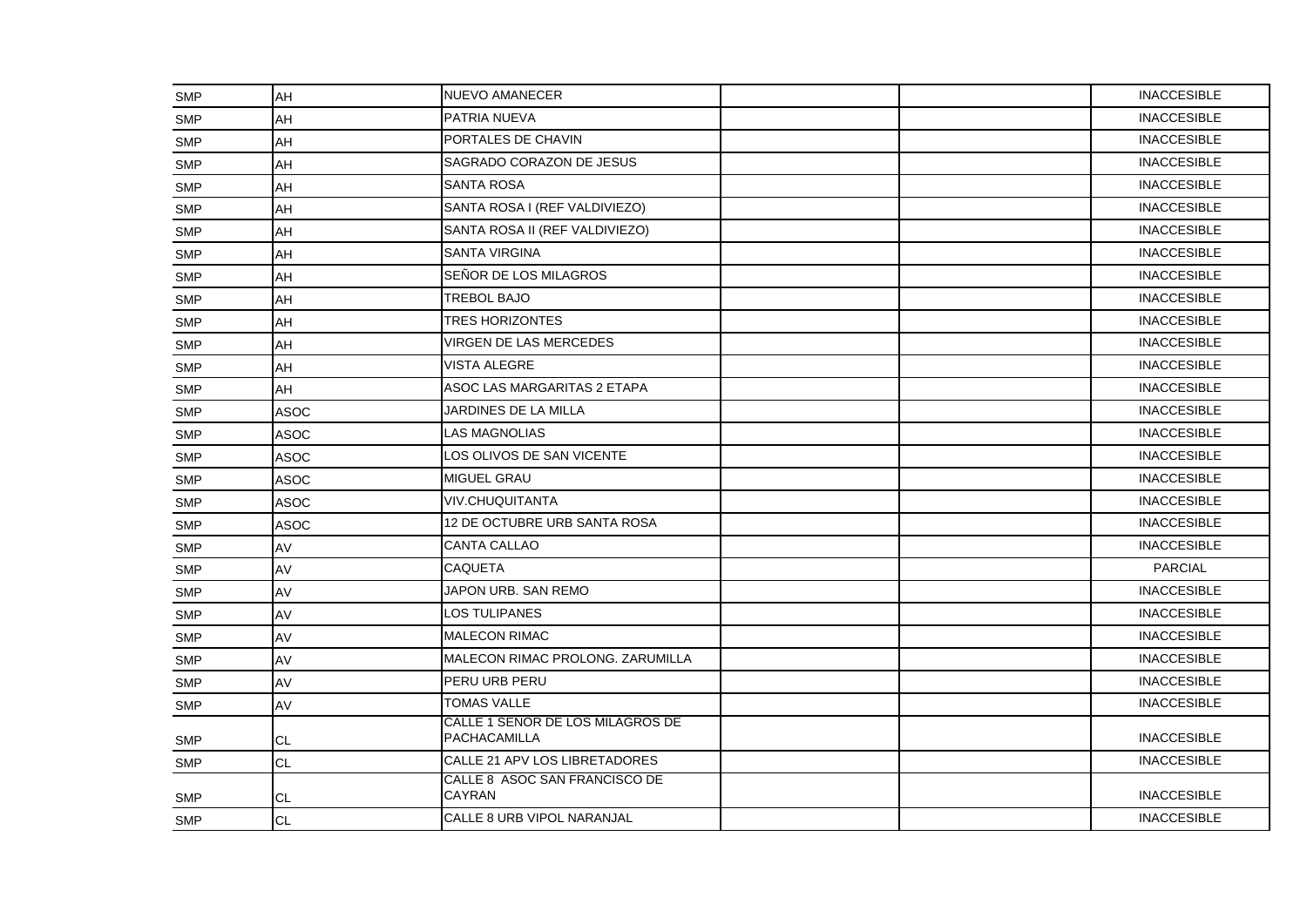| | | | | | |
|---|---|---|---|---|---|
| SMP | AH | NUEVO AMANECER | | | INACCESIBLE |
| SMP | AH | PATRIA NUEVA | | | INACCESIBLE |
| SMP | AH | PORTALES DE CHAVIN | | | INACCESIBLE |
| SMP | AH | SAGRADO CORAZON DE JESUS | | | INACCESIBLE |
| SMP | AH | SANTA ROSA | | | INACCESIBLE |
| SMP | AH | SANTA ROSA I (REF VALDIVIEZO) | | | INACCESIBLE |
| SMP | AH | SANTA ROSA II (REF VALDIVIEZO) | | | INACCESIBLE |
| SMP | AH | SANTA VIRGINA | | | INACCESIBLE |
| SMP | AH | SEÑOR DE LOS MILAGROS | | | INACCESIBLE |
| SMP | AH | TREBOL BAJO | | | INACCESIBLE |
| SMP | AH | TRES HORIZONTES | | | INACCESIBLE |
| SMP | AH | VIRGEN DE LAS MERCEDES | | | INACCESIBLE |
| SMP | AH | VISTA ALEGRE | | | INACCESIBLE |
| SMP | AH | ASOC LAS MARGARITAS 2 ETAPA | | | INACCESIBLE |
| SMP | ASOC | JARDINES DE LA MILLA | | | INACCESIBLE |
| SMP | ASOC | LAS MAGNOLIAS | | | INACCESIBLE |
| SMP | ASOC | LOS OLIVOS DE SAN VICENTE | | | INACCESIBLE |
| SMP | ASOC | MIGUEL GRAU | | | INACCESIBLE |
| SMP | ASOC | VIV.CHUQUITANTA | | | INACCESIBLE |
| SMP | ASOC | 12 DE OCTUBRE URB SANTA ROSA | | | INACCESIBLE |
| SMP | AV | CANTA CALLAO | | | INACCESIBLE |
| SMP | AV | CAQUETA | | | PARCIAL |
| SMP | AV | JAPON URB. SAN REMO | | | INACCESIBLE |
| SMP | AV | LOS TULIPANES | | | INACCESIBLE |
| SMP | AV | MALECON RIMAC | | | INACCESIBLE |
| SMP | AV | MALECON RIMAC PROLONG. ZARUMILLA | | | INACCESIBLE |
| SMP | AV | PERU URB PERU | | | INACCESIBLE |
| SMP | AV | TOMAS VALLE | | | INACCESIBLE |
| SMP | CL | CALLE 1 SEÑOR DE LOS MILAGROS DE PACHACAMILLA | | | INACCESIBLE |
| SMP | CL | CALLE 21 APV LOS LIBRETADORES | | | INACCESIBLE |
| SMP | CL | CALLE 8 ASOC SAN FRANCISCO DE CAYRAN | | | INACCESIBLE |
| SMP | CL | CALLE 8 URB VIPOL NARANJAL | | | INACCESIBLE |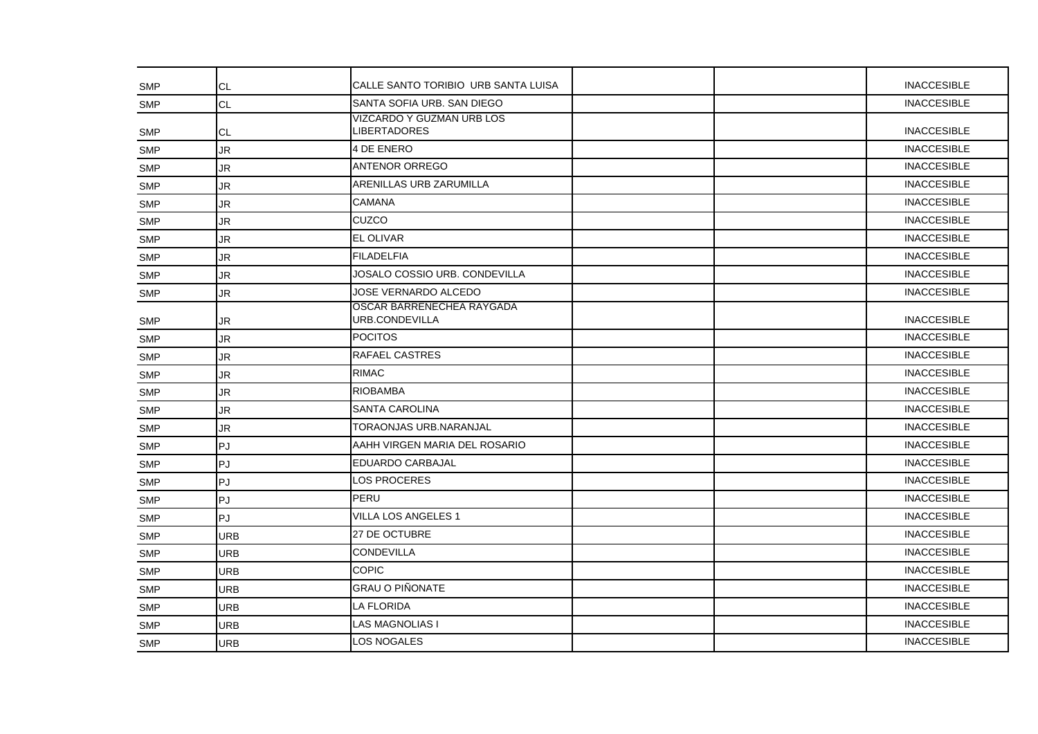| | | | | | |
|---|---|---|---|---|---|
| SMP | CL | CALLE SANTO TORIBIO URB SANTA LUISA | | | INACCESIBLE |
| SMP | CL | SANTA SOFIA URB. SAN DIEGO | | | INACCESIBLE |
| SMP | CL | VIZCARDO Y GUZMAN URB LOS LIBERTADORES | | | INACCESIBLE |
| SMP | JR | 4 DE ENERO | | | INACCESIBLE |
| SMP | JR | ANTENOR ORREGO | | | INACCESIBLE |
| SMP | JR | ARENILLAS URB ZARUMILLA | | | INACCESIBLE |
| SMP | JR | CAMANA | | | INACCESIBLE |
| SMP | JR | CUZCO | | | INACCESIBLE |
| SMP | JR | EL OLIVAR | | | INACCESIBLE |
| SMP | JR | FILADELFIA | | | INACCESIBLE |
| SMP | JR | JOSALO COSSIO URB. CONDEVILLA | | | INACCESIBLE |
| SMP | JR | JOSE VERNARDO ALCEDO | | | INACCESIBLE |
| SMP | JR | OSCAR BARRENECHEA RAYGADA URB.CONDEVILLA | | | INACCESIBLE |
| SMP | JR | POCITOS | | | INACCESIBLE |
| SMP | JR | RAFAEL CASTRES | | | INACCESIBLE |
| SMP | JR | RIMAC | | | INACCESIBLE |
| SMP | JR | RIOBAMBA | | | INACCESIBLE |
| SMP | JR | SANTA CAROLINA | | | INACCESIBLE |
| SMP | JR | TORAONJAS URB.NARANJAL | | | INACCESIBLE |
| SMP | PJ | AAHH VIRGEN MARIA DEL ROSARIO | | | INACCESIBLE |
| SMP | PJ | EDUARDO CARBAJAL | | | INACCESIBLE |
| SMP | PJ | LOS PROCERES | | | INACCESIBLE |
| SMP | PJ | PERU | | | INACCESIBLE |
| SMP | PJ | VILLA LOS ANGELES 1 | | | INACCESIBLE |
| SMP | URB | 27 DE OCTUBRE | | | INACCESIBLE |
| SMP | URB | CONDEVILLA | | | INACCESIBLE |
| SMP | URB | COPIC | | | INACCESIBLE |
| SMP | URB | GRAU O PIÑONATE | | | INACCESIBLE |
| SMP | URB | LA FLORIDA | | | INACCESIBLE |
| SMP | URB | LAS MAGNOLIAS I | | | INACCESIBLE |
| SMP | URB | LOS NOGALES | | | INACCESIBLE |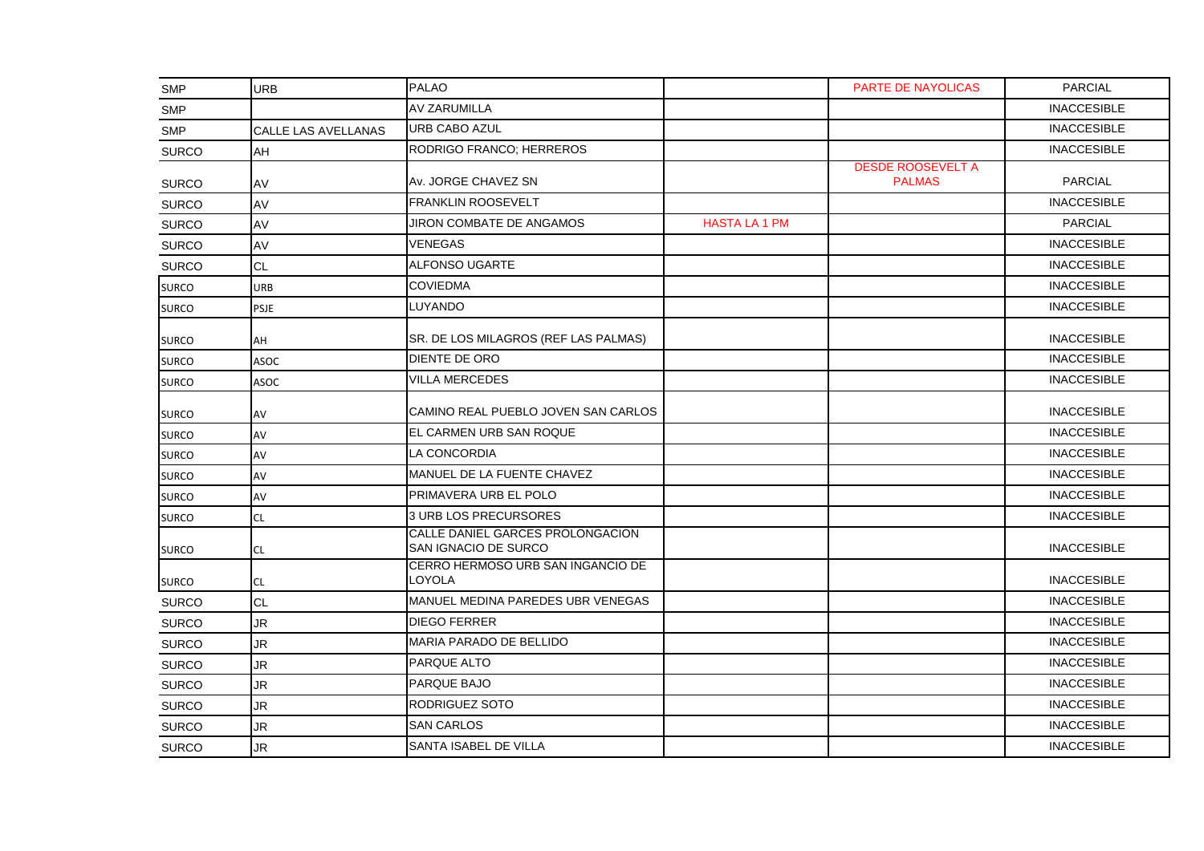| SMP | URB | PALAO | | PARTE DE NAYOLICAS | PARCIAL |
|---|---|---|---|---|---|
| SMP | | AV ZARUMILLA | | | INACCESIBLE |
| SMP | CALLE LAS AVELLANAS | URB CABO AZUL | | | INACCESIBLE |
| SURCO | AH | RODRIGO FRANCO; HERREROS | | | INACCESIBLE |
| SURCO | AV | Av. JORGE CHAVEZ SN | | DESDE ROOSEVELT A PALMAS | PARCIAL |
| SURCO | AV | FRANKLIN ROOSEVELT | | | INACCESIBLE |
| SURCO | AV | JIRON COMBATE DE ANGAMOS | HASTA LA 1 PM | | PARCIAL |
| SURCO | AV | VENEGAS | | | INACCESIBLE |
| SURCO | CL | ALFONSO UGARTE | | | INACCESIBLE |
| SURCO | URB | COVIEDMA | | | INACCESIBLE |
| SURCO | PSJE | LUYANDO | | | INACCESIBLE |
| SURCO | AH | SR. DE LOS MILAGROS (REF LAS PALMAS) | | | INACCESIBLE |
| SURCO | ASOC | DIENTE DE ORO | | | INACCESIBLE |
| SURCO | ASOC | VILLA MERCEDES | | | INACCESIBLE |
| SURCO | AV | CAMINO REAL PUEBLO JOVEN SAN CARLOS | | | INACCESIBLE |
| SURCO | AV | EL CARMEN URB SAN ROQUE | | | INACCESIBLE |
| SURCO | AV | LA CONCORDIA | | | INACCESIBLE |
| SURCO | AV | MANUEL DE LA FUENTE CHAVEZ | | | INACCESIBLE |
| SURCO | AV | PRIMAVERA URB EL POLO | | | INACCESIBLE |
| SURCO | CL | 3 URB LOS PRECURSORES | | | INACCESIBLE |
| SURCO | CL | CALLE DANIEL GARCES PROLONGACION SAN IGNACIO DE SURCO | | | INACCESIBLE |
| SURCO | CL | CERRO HERMOSO URB SAN INGANCIO DE LOYOLA | | | INACCESIBLE |
| SURCO | CL | MANUEL MEDINA PAREDES UBR VENEGAS | | | INACCESIBLE |
| SURCO | JR | DIEGO FERRER | | | INACCESIBLE |
| SURCO | JR | MARIA PARADO DE BELLIDO | | | INACCESIBLE |
| SURCO | JR | PARQUE ALTO | | | INACCESIBLE |
| SURCO | JR | PARQUE BAJO | | | INACCESIBLE |
| SURCO | JR | RODRIGUEZ SOTO | | | INACCESIBLE |
| SURCO | JR | SAN CARLOS | | | INACCESIBLE |
| SURCO | JR | SANTA ISABEL DE VILLA | | | INACCESIBLE |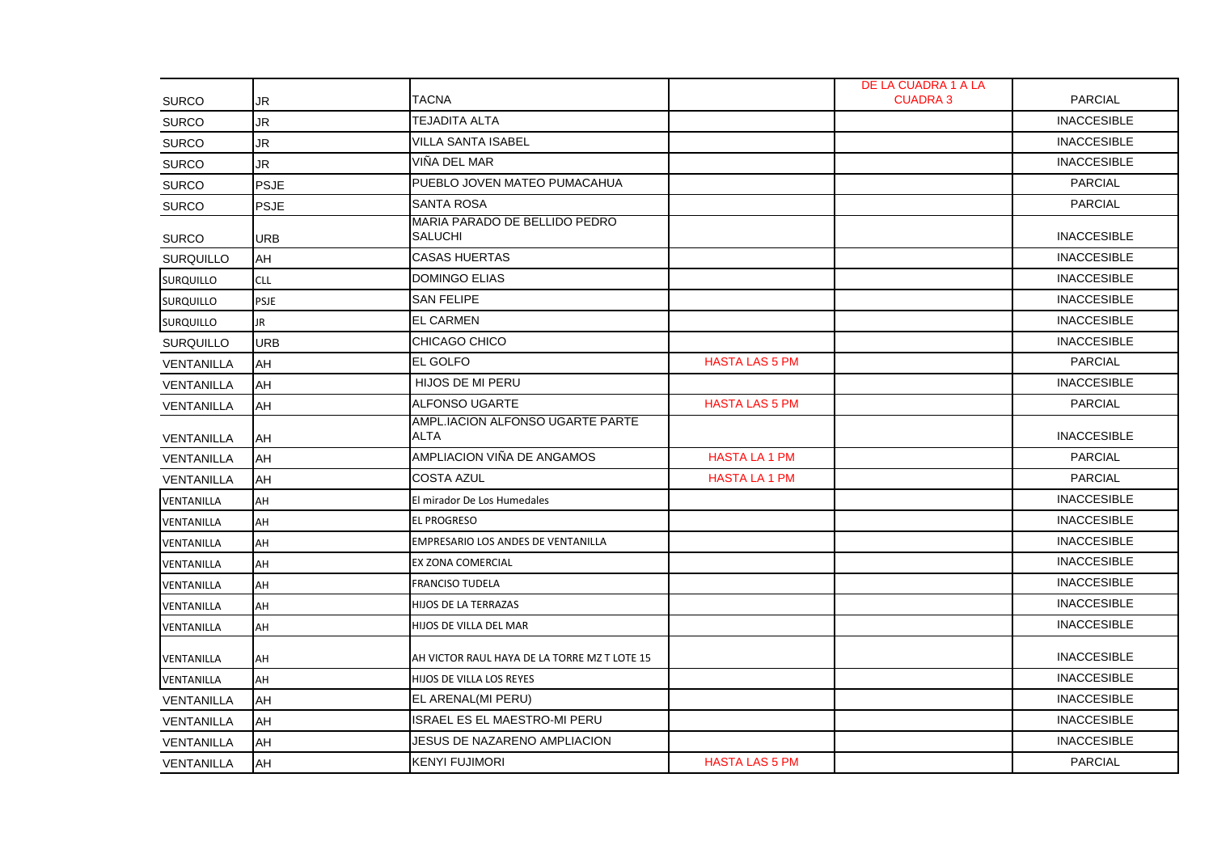| | | | | | |
|---|---|---|---|---|---|
| SURCO | JR | TACNA | | DE LA CUADRA 1 A LA CUADRA 3 | PARCIAL |
| SURCO | JR | TEJADITA ALTA | | | INACCESIBLE |
| SURCO | JR | VILLA SANTA ISABEL | | | INACCESIBLE |
| SURCO | JR | VIÑA DEL MAR | | | INACCESIBLE |
| SURCO | PSJE | PUEBLO JOVEN MATEO PUMACAHUA | | | PARCIAL |
| SURCO | PSJE | SANTA ROSA | | | PARCIAL |
| SURCO | URB | MARIA PARADO DE BELLIDO PEDRO SALUCHI | | | INACCESIBLE |
| SURQUILLO | AH | CASAS HUERTAS | | | INACCESIBLE |
| SURQUILLO | CLL | DOMINGO ELIAS | | | INACCESIBLE |
| SURQUILLO | PSJE | SAN FELIPE | | | INACCESIBLE |
| SURQUILLO | JR | EL CARMEN | | | INACCESIBLE |
| SURQUILLO | URB | CHICAGO CHICO | | | INACCESIBLE |
| VENTANILLA | AH | EL GOLFO | HASTA LAS 5 PM | | PARCIAL |
| VENTANILLA | AH | HIJOS DE MI PERU | | | INACCESIBLE |
| VENTANILLA | AH | ALFONSO UGARTE | HASTA LAS 5 PM | | PARCIAL |
| VENTANILLA | AH | AMPL.IACION ALFONSO UGARTE PARTE ALTA | | | INACCESIBLE |
| VENTANILLA | AH | AMPLIACION VIÑA DE ANGAMOS | HASTA LA 1 PM | | PARCIAL |
| VENTANILLA | AH | COSTA AZUL | HASTA LA 1 PM | | PARCIAL |
| VENTANILLA | AH | El mirador De Los Humedales | | | INACCESIBLE |
| VENTANILLA | AH | EL PROGRESO | | | INACCESIBLE |
| VENTANILLA | AH | EMPRESARIO LOS ANDES DE VENTANILLA | | | INACCESIBLE |
| VENTANILLA | AH | EX ZONA COMERCIAL | | | INACCESIBLE |
| VENTANILLA | AH | FRANCISO TUDELA | | | INACCESIBLE |
| VENTANILLA | AH | HIJOS DE LA TERRAZAS | | | INACCESIBLE |
| VENTANILLA | AH | HIJOS DE VILLA DEL MAR | | | INACCESIBLE |
| VENTANILLA | AH | AH VICTOR RAUL HAYA DE LA TORRE MZ T LOTE 15 | | | INACCESIBLE |
| VENTANILLA | AH | HIJOS DE VILLA LOS REYES | | | INACCESIBLE |
| VENTANILLA | AH | EL ARENAL(MI PERU) | | | INACCESIBLE |
| VENTANILLA | AH | ISRAEL ES EL MAESTRO-MI PERU | | | INACCESIBLE |
| VENTANILLA | AH | JESUS DE NAZARENO AMPLIACION | | | INACCESIBLE |
| VENTANILLA | AH | KENYI FUJIMORI | HASTA LAS 5 PM | | PARCIAL |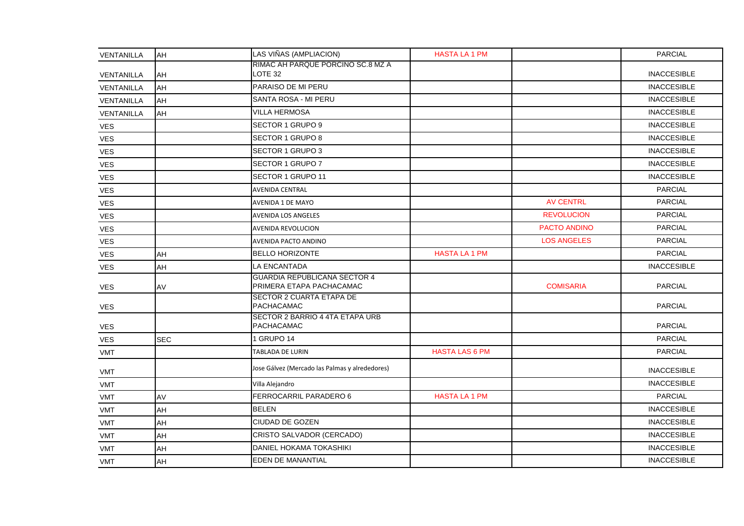| | | | | | |
|---|---|---|---|---|---|
| VENTANILLA | AH | LAS VIÑAS (AMPLIACION) | HASTA LA 1 PM | | PARCIAL |
| VENTANILLA | AH | RIMAC AH PARQUE PORCINO SC.8 MZ A LOTE 32 | | | INACCESIBLE |
| VENTANILLA | AH | PARAISO DE MI PERU | | | INACCESIBLE |
| VENTANILLA | AH | SANTA ROSA - MI PERU | | | INACCESIBLE |
| VENTANILLA | AH | VILLA HERMOSA | | | INACCESIBLE |
| VES | | SECTOR 1 GRUPO 9 | | | INACCESIBLE |
| VES | | SECTOR 1 GRUPO 8 | | | INACCESIBLE |
| VES | | SECTOR 1 GRUPO 3 | | | INACCESIBLE |
| VES | | SECTOR 1 GRUPO 7 | | | INACCESIBLE |
| VES | | SECTOR 1 GRUPO 11 | | | INACCESIBLE |
| VES | | AVENIDA CENTRAL | | | PARCIAL |
| VES | | AVENIDA 1 DE MAYO | | AV CENTRL | PARCIAL |
| VES | | AVENIDA LOS ANGELES | | REVOLUCION | PARCIAL |
| VES | | AVENIDA REVOLUCION | | PACTO ANDINO | PARCIAL |
| VES | | AVENIDA PACTO ANDINO | | LOS ANGELES | PARCIAL |
| VES | AH | BELLO HORIZONTE | HASTA LA 1 PM | | PARCIAL |
| VES | AH | LA ENCANTADA | | | INACCESIBLE |
| VES | AV | GUARDIA REPUBLICANA SECTOR 4 PRIMERA ETAPA PACHACAMAC | | COMISARIA | PARCIAL |
| VES | | SECTOR 2 CUARTA ETAPA DE PACHACAMAC | | | PARCIAL |
| VES | | SECTOR 2 BARRIO 4 4TA ETAPA URB PACHACAMAC | | | PARCIAL |
| VES | SEC | 1 GRUPO 14 | | | PARCIAL |
| VMT | | TABLADA DE LURIN | HASTA LAS 6 PM | | PARCIAL |
| VMT | | Jose Gálvez (Mercado las Palmas y alrededores) | | | INACCESIBLE |
| VMT | | Villa Alejandro | | | INACCESIBLE |
| VMT | AV | FERROCARRIL PARADERO 6 | HASTA LA 1 PM | | PARCIAL |
| VMT | AH | BELEN | | | INACCESIBLE |
| VMT | AH | CIUDAD DE GOZEN | | | INACCESIBLE |
| VMT | AH | CRISTO SALVADOR (CERCADO) | | | INACCESIBLE |
| VMT | AH | DANIEL HOKAMA TOKASHIKI | | | INACCESIBLE |
| VMT | AH | EDEN DE MANANTIAL | | | INACCESIBLE |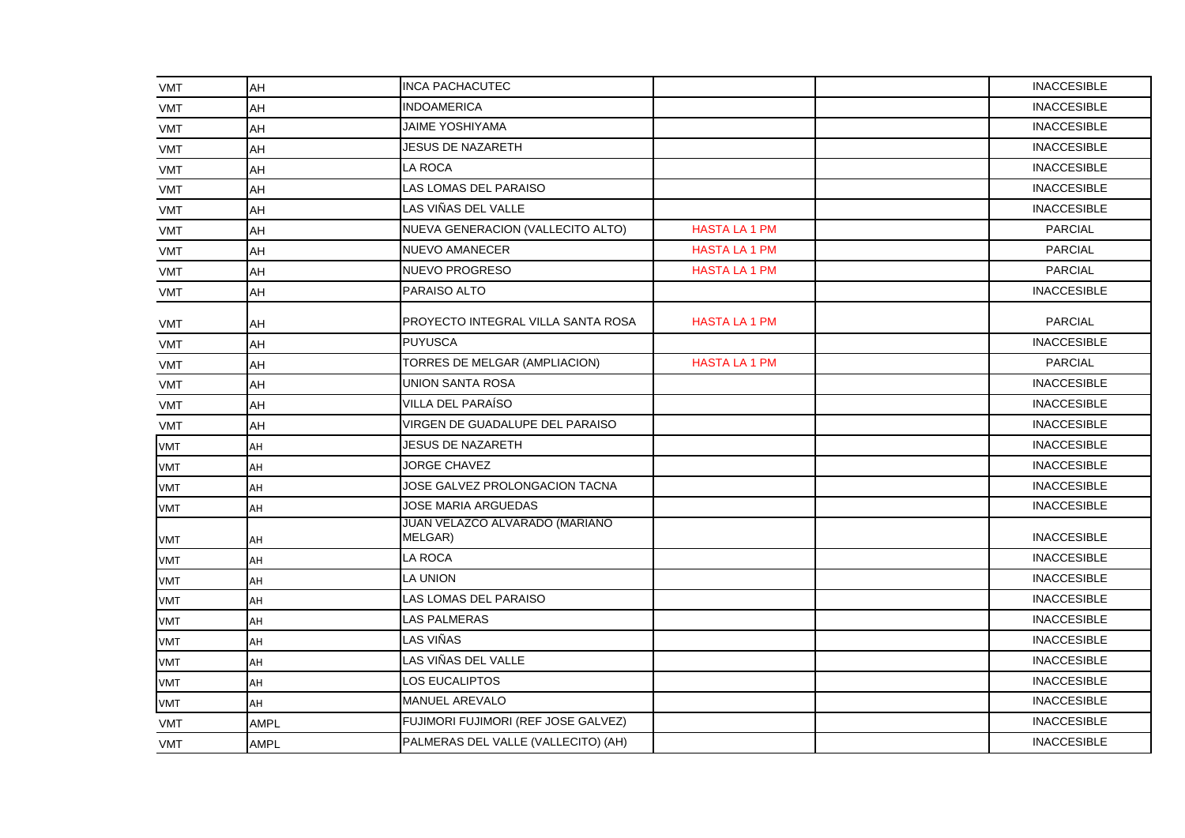| VMT | AH | INCA PACHACUTEC | | | INACCESIBLE |
|---|---|---|---|---|---|
| VMT | AH | INDOAMERICA | | | INACCESIBLE |
| VMT | AH | JAIME YOSHIYAMA | | | INACCESIBLE |
| VMT | AH | JESUS DE NAZARETH | | | INACCESIBLE |
| VMT | AH | LA ROCA | | | INACCESIBLE |
| VMT | AH | LAS LOMAS DEL PARAISO | | | INACCESIBLE |
| VMT | AH | LAS VIÑAS DEL VALLE | | | INACCESIBLE |
| VMT | AH | NUEVA GENERACION (VALLECITO ALTO) | HASTA LA 1 PM | | PARCIAL |
| VMT | AH | NUEVO AMANECER | HASTA LA 1 PM | | PARCIAL |
| VMT | AH | NUEVO PROGRESO | HASTA LA 1 PM | | PARCIAL |
| VMT | AH | PARAISO ALTO | | | INACCESIBLE |
| VMT | AH | PROYECTO INTEGRAL VILLA SANTA ROSA | HASTA LA 1 PM | | PARCIAL |
| VMT | AH | PUYUSCA | | | INACCESIBLE |
| VMT | AH | TORRES DE MELGAR (AMPLIACION) | HASTA LA 1 PM | | PARCIAL |
| VMT | AH | UNION SANTA ROSA | | | INACCESIBLE |
| VMT | AH | VILLA DEL PARAÍSO | | | INACCESIBLE |
| VMT | AH | VIRGEN DE GUADALUPE DEL PARAISO | | | INACCESIBLE |
| VMT | AH | JESUS DE NAZARETH | | | INACCESIBLE |
| VMT | AH | JORGE CHAVEZ | | | INACCESIBLE |
| VMT | AH | JOSE GALVEZ PROLONGACION TACNA | | | INACCESIBLE |
| VMT | AH | JOSE MARIA ARGUEDAS | | | INACCESIBLE |
| VMT | AH | JUAN VELAZCO ALVARADO (MARIANO MELGAR) | | | INACCESIBLE |
| VMT | AH | LA ROCA | | | INACCESIBLE |
| VMT | AH | LA UNION | | | INACCESIBLE |
| VMT | AH | LAS LOMAS DEL PARAISO | | | INACCESIBLE |
| VMT | AH | LAS PALMERAS | | | INACCESIBLE |
| VMT | AH | LAS VIÑAS | | | INACCESIBLE |
| VMT | AH | LAS VIÑAS DEL VALLE | | | INACCESIBLE |
| VMT | AH | LOS EUCALIPTOS | | | INACCESIBLE |
| VMT | AH | MANUEL AREVALO | | | INACCESIBLE |
| VMT | AMPL | FUJIMORI FUJIMORI (REF JOSE GALVEZ) | | | INACCESIBLE |
| VMT | AMPL | PALMERAS DEL VALLE (VALLECITO) (AH) | | | INACCESIBLE |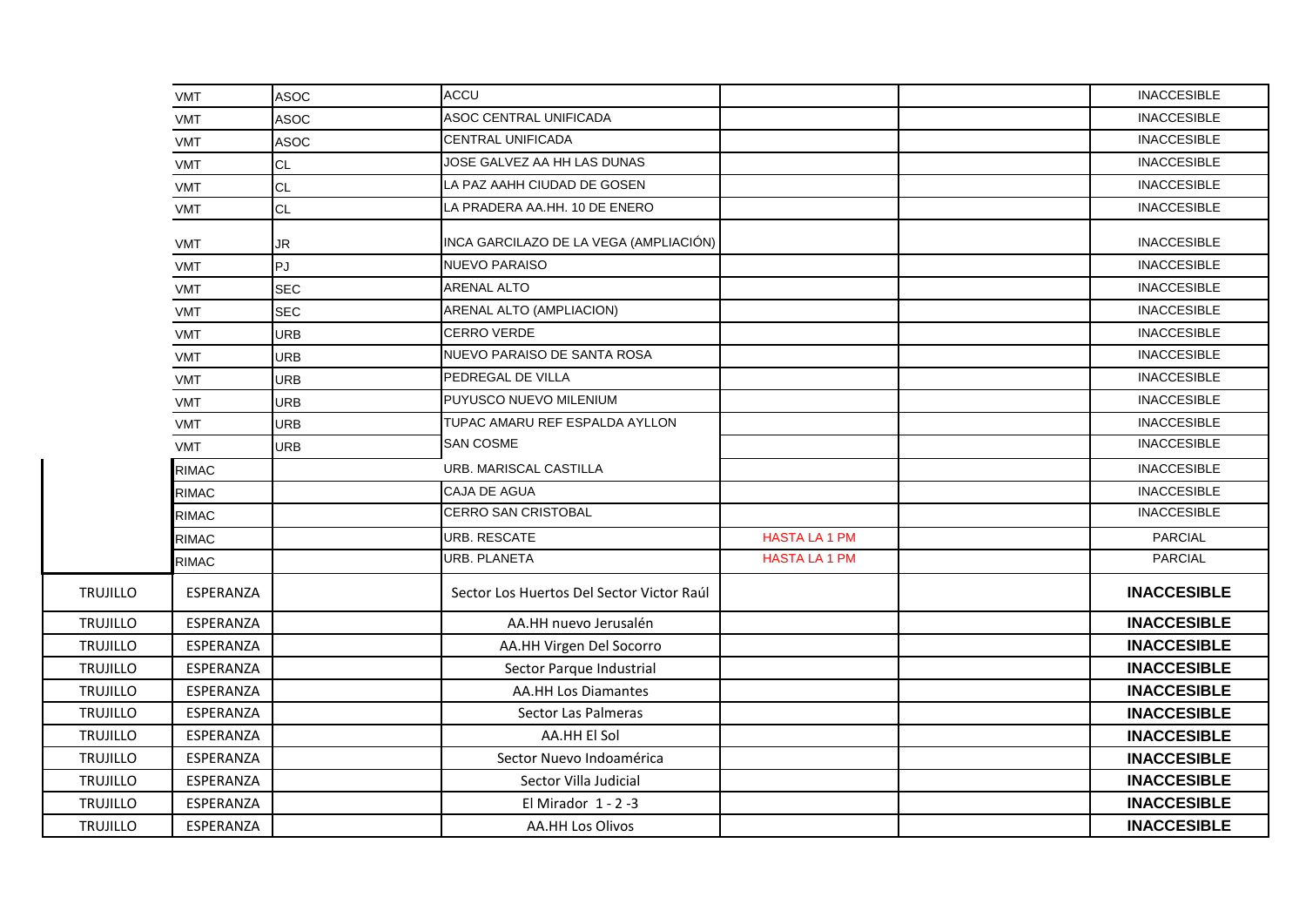| | | | | | | |
|---|---|---|---|---|---|---|
| | VMT | ASOC | ACCU | | | INACCESIBLE |
| | VMT | ASOC | ASOC CENTRAL UNIFICADA | | | INACCESIBLE |
| | VMT | ASOC | CENTRAL UNIFICADA | | | INACCESIBLE |
| | VMT | CL | JOSE GALVEZ AA HH LAS DUNAS | | | INACCESIBLE |
| | VMT | CL | LA PAZ AAHH CIUDAD DE GOSEN | | | INACCESIBLE |
| | VMT | CL | LA PRADERA AA.HH. 10 DE ENERO | | | INACCESIBLE |
| | VMT | JR | INCA GARCILAZO DE LA VEGA (AMPLIACIÓN) | | | INACCESIBLE |
| | VMT | PJ | NUEVO PARAISO | | | INACCESIBLE |
| | VMT | SEC | ARENAL ALTO | | | INACCESIBLE |
| | VMT | SEC | ARENAL ALTO (AMPLIACION) | | | INACCESIBLE |
| | VMT | URB | CERRO VERDE | | | INACCESIBLE |
| | VMT | URB | NUEVO PARAISO DE SANTA ROSA | | | INACCESIBLE |
| | VMT | URB | PEDREGAL DE VILLA | | | INACCESIBLE |
| | VMT | URB | PUYUSCO NUEVO MILENIUM | | | INACCESIBLE |
| | VMT | URB | TUPAC AMARU REF ESPALDA AYLLON | | | INACCESIBLE |
| | VMT | URB | SAN COSME | | | INACCESIBLE |
| | RIMAC | | URB. MARISCAL CASTILLA | | | INACCESIBLE |
| | RIMAC | | CAJA DE AGUA | | | INACCESIBLE |
| | RIMAC | | CERRO SAN CRISTOBAL | | | INACCESIBLE |
| | RIMAC | | URB. RESCATE | HASTA LA 1 PM | | PARCIAL |
| | RIMAC | | URB. PLANETA | HASTA LA 1 PM | | PARCIAL |
| TRUJILLO | ESPERANZA | | Sector Los Huertos Del Sector Victor Raúl | | | **INACCESIBLE** |
| TRUJILLO | ESPERANZA | | AA.HH nuevo Jerusalén | | | **INACCESIBLE** |
| TRUJILLO | ESPERANZA | | AA.HH Virgen Del Socorro | | | **INACCESIBLE** |
| TRUJILLO | ESPERANZA | | Sector Parque Industrial | | | **INACCESIBLE** |
| TRUJILLO | ESPERANZA | | AA.HH Los Diamantes | | | **INACCESIBLE** |
| TRUJILLO | ESPERANZA | | Sector Las Palmeras | | | **INACCESIBLE** |
| TRUJILLO | ESPERANZA | | AA.HH El Sol | | | **INACCESIBLE** |
| TRUJILLO | ESPERANZA | | Sector Nuevo Indoamérica | | | **INACCESIBLE** |
| TRUJILLO | ESPERANZA | | Sector Villa Judicial | | | **INACCESIBLE** |
| TRUJILLO | ESPERANZA | | El Mirador 1 - 2 -3 | | | **INACCESIBLE** |
| TRUJILLO | ESPERANZA | | AA.HH Los Olivos | | | **INACCESIBLE** |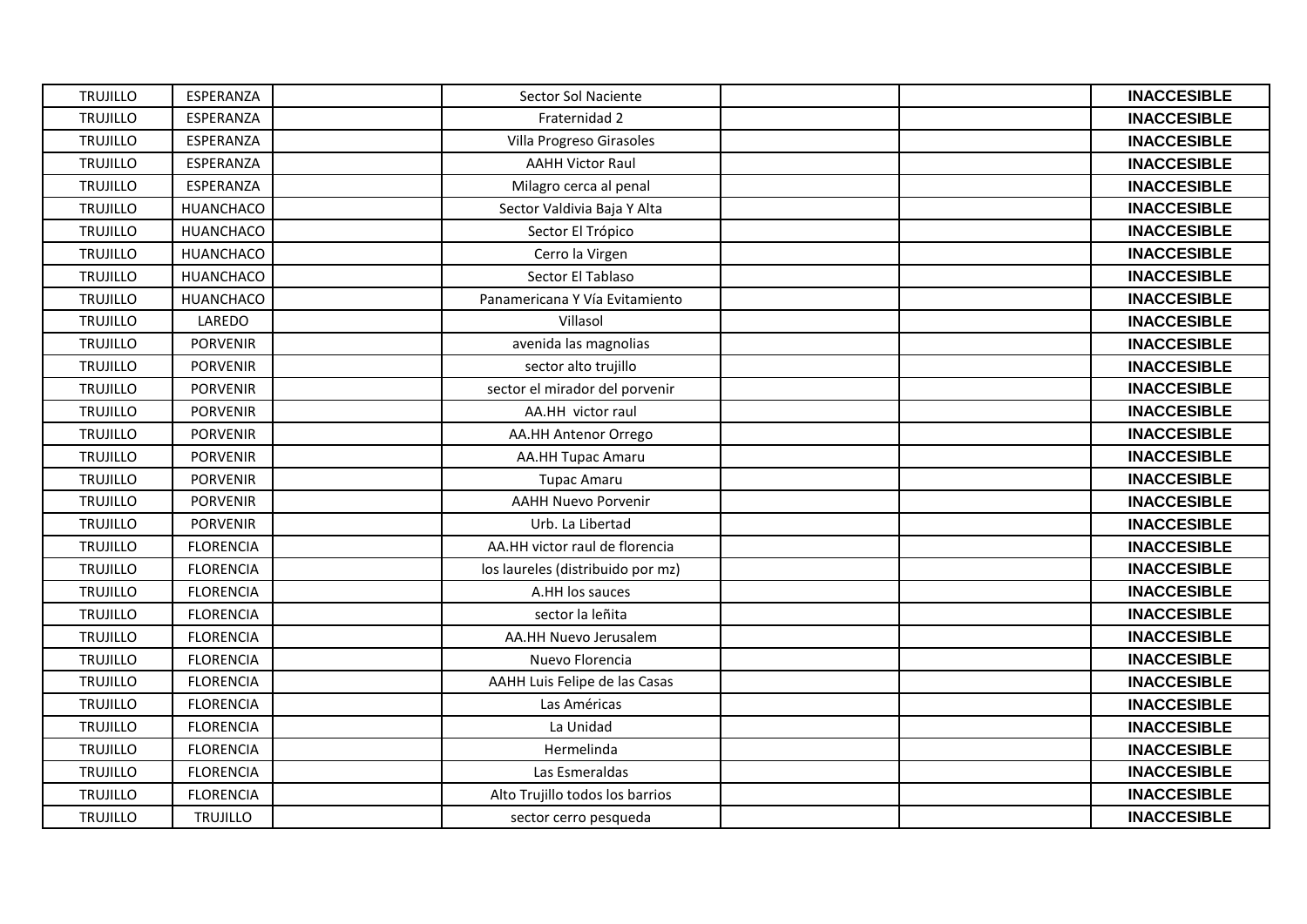| | | | | | | |
|---|---|---|---|---|---|---|
| TRUJILLO | ESPERANZA | | Sector Sol Naciente | | | **INACCESIBLE** |
| TRUJILLO | ESPERANZA | | Fraternidad 2 | | | **INACCESIBLE** |
| TRUJILLO | ESPERANZA | | Villa Progreso Girasoles | | | **INACCESIBLE** |
| TRUJILLO | ESPERANZA | | AAHH Victor Raul | | | **INACCESIBLE** |
| TRUJILLO | ESPERANZA | | Milagro cerca al penal | | | **INACCESIBLE** |
| TRUJILLO | HUANCHACO | | Sector Valdivia Baja Y Alta | | | **INACCESIBLE** |
| TRUJILLO | HUANCHACO | | Sector El Trópico | | | **INACCESIBLE** |
| TRUJILLO | HUANCHACO | | Cerro la Virgen | | | **INACCESIBLE** |
| TRUJILLO | HUANCHACO | | Sector El Tablaso | | | **INACCESIBLE** |
| TRUJILLO | HUANCHACO | | Panamericana Y Vía Evitamiento | | | **INACCESIBLE** |
| TRUJILLO | LAREDO | | Villasol | | | **INACCESIBLE** |
| TRUJILLO | PORVENIR | | avenida las magnolias | | | **INACCESIBLE** |
| TRUJILLO | PORVENIR | | sector alto trujillo | | | **INACCESIBLE** |
| TRUJILLO | PORVENIR | | sector el mirador del porvenir | | | **INACCESIBLE** |
| TRUJILLO | PORVENIR | | AA.HH victor raul | | | **INACCESIBLE** |
| TRUJILLO | PORVENIR | | AA.HH Antenor Orrego | | | **INACCESIBLE** |
| TRUJILLO | PORVENIR | | AA.HH Tupac Amaru | | | **INACCESIBLE** |
| TRUJILLO | PORVENIR | | Tupac Amaru | | | **INACCESIBLE** |
| TRUJILLO | PORVENIR | | AAHH Nuevo Porvenir | | | **INACCESIBLE** |
| TRUJILLO | PORVENIR | | Urb. La Libertad | | | **INACCESIBLE** |
| TRUJILLO | FLORENCIA | | AA.HH victor raul de florencia | | | **INACCESIBLE** |
| TRUJILLO | FLORENCIA | | los laureles (distribuido por mz) | | | **INACCESIBLE** |
| TRUJILLO | FLORENCIA | | A.HH los sauces | | | **INACCESIBLE** |
| TRUJILLO | FLORENCIA | | sector la leñita | | | **INACCESIBLE** |
| TRUJILLO | FLORENCIA | | AA.HH Nuevo Jerusalem | | | **INACCESIBLE** |
| TRUJILLO | FLORENCIA | | Nuevo Florencia | | | **INACCESIBLE** |
| TRUJILLO | FLORENCIA | | AAHH Luis Felipe de las Casas | | | **INACCESIBLE** |
| TRUJILLO | FLORENCIA | | Las Américas | | | **INACCESIBLE** |
| TRUJILLO | FLORENCIA | | La Unidad | | | **INACCESIBLE** |
| TRUJILLO | FLORENCIA | | Hermelinda | | | **INACCESIBLE** |
| TRUJILLO | FLORENCIA | | Las Esmeraldas | | | **INACCESIBLE** |
| TRUJILLO | FLORENCIA | | Alto Trujillo todos los barrios | | | **INACCESIBLE** |
| TRUJILLO | TRUJILLO | | sector cerro pesqueda | | | **INACCESIBLE** |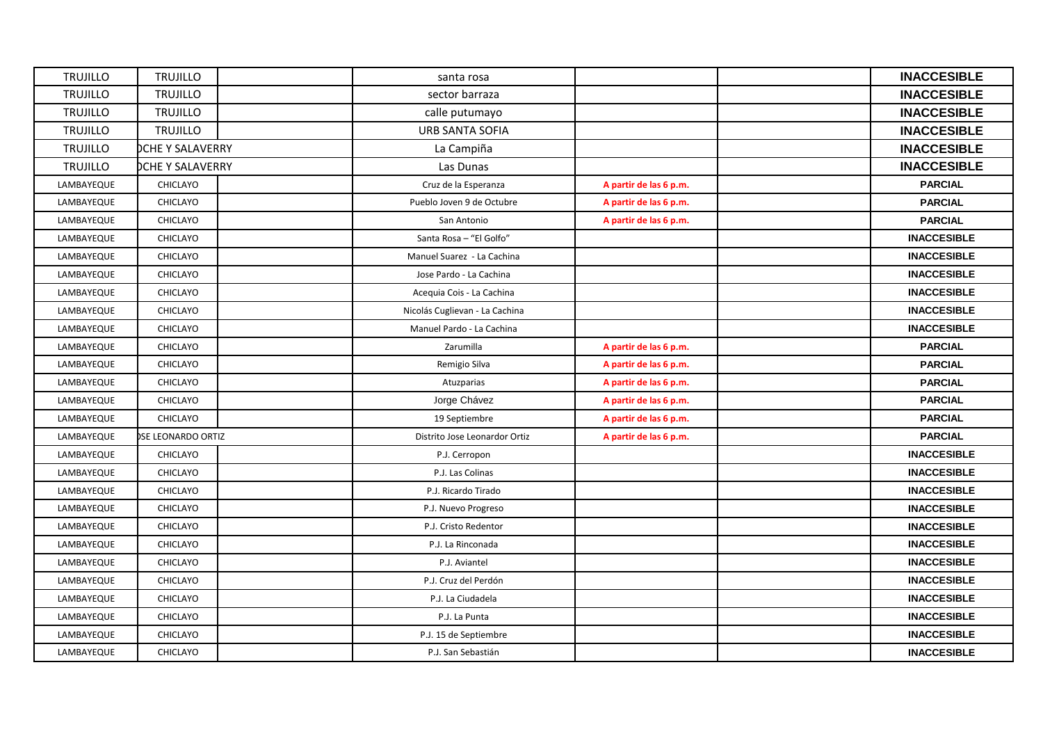| TRUJILLO | TRUJILLO | | santa rosa | | | **INACCESIBLE** |
|---|---|---|---|---|---|---|
| TRUJILLO | TRUJILLO | | sector barraza | | | **INACCESIBLE** |
| TRUJILLO | TRUJILLO | | calle putumayo | | | **INACCESIBLE** |
| TRUJILLO | TRUJILLO | | URB SANTA SOFIA | | | **INACCESIBLE** |
| TRUJILLO | OCHE Y SALAVERRY | | La Campiña | | | **INACCESIBLE** |
| TRUJILLO | OCHE Y SALAVERRY | | Las Dunas | | | **INACCESIBLE** |
| LAMBAYEQUE | CHICLAYO | | Cruz de la Esperanza | **A partir de las 6 p.m.** | | **PARCIAL** |
| LAMBAYEQUE | CHICLAYO | | Pueblo Joven 9 de Octubre | **A partir de las 6 p.m.** | | **PARCIAL** |
| LAMBAYEQUE | CHICLAYO | | San Antonio | **A partir de las 6 p.m.** | | **PARCIAL** |
| LAMBAYEQUE | CHICLAYO | | Santa Rosa – "El Golfo" | | | **INACCESIBLE** |
| LAMBAYEQUE | CHICLAYO | | Manuel Suarez - La Cachina | | | **INACCESIBLE** |
| LAMBAYEQUE | CHICLAYO | | Jose Pardo - La Cachina | | | **INACCESIBLE** |
| LAMBAYEQUE | CHICLAYO | | Acequia Cois - La Cachina | | | **INACCESIBLE** |
| LAMBAYEQUE | CHICLAYO | | Nicolás Cuglievan - La Cachina | | | **INACCESIBLE** |
| LAMBAYEQUE | CHICLAYO | | Manuel Pardo - La Cachina | | | **INACCESIBLE** |
| LAMBAYEQUE | CHICLAYO | | Zarumilla | **A partir de las 6 p.m.** | | **PARCIAL** |
| LAMBAYEQUE | CHICLAYO | | Remigio Silva | **A partir de las 6 p.m.** | | **PARCIAL** |
| LAMBAYEQUE | CHICLAYO | | Atuzparias | **A partir de las 6 p.m.** | | **PARCIAL** |
| LAMBAYEQUE | CHICLAYO | | Jorge Chávez | **A partir de las 6 p.m.** | | **PARCIAL** |
| LAMBAYEQUE | CHICLAYO | | 19 Septiembre | **A partir de las 6 p.m.** | | **PARCIAL** |
| LAMBAYEQUE | OSE LEONARDO ORTIZ | | Distrito Jose Leonardo Ortiz | **A partir de las 6 p.m.** | | **PARCIAL** |
| LAMBAYEQUE | CHICLAYO | | P.J. Cerropon | | | **INACCESIBLE** |
| LAMBAYEQUE | CHICLAYO | | P.J. Las Colinas | | | **INACCESIBLE** |
| LAMBAYEQUE | CHICLAYO | | P.J. Ricardo Tirado | | | **INACCESIBLE** |
| LAMBAYEQUE | CHICLAYO | | P.J. Nuevo Progreso | | | **INACCESIBLE** |
| LAMBAYEQUE | CHICLAYO | | P.J. Cristo Redentor | | | **INACCESIBLE** |
| LAMBAYEQUE | CHICLAYO | | P.J. La Rinconada | | | **INACCESIBLE** |
| LAMBAYEQUE | CHICLAYO | | P.J. Aviantel | | | **INACCESIBLE** |
| LAMBAYEQUE | CHICLAYO | | P.J. Cruz del Perdón | | | **INACCESIBLE** |
| LAMBAYEQUE | CHICLAYO | | P.J. La Ciudadela | | | **INACCESIBLE** |
| LAMBAYEQUE | CHICLAYO | | P.J. La Punta | | | **INACCESIBLE** |
| LAMBAYEQUE | CHICLAYO | | P.J. 15 de Septiembre | | | **INACCESIBLE** |
| LAMBAYEQUE | CHICLAYO | | P.J. San Sebastián | | | **INACCESIBLE** |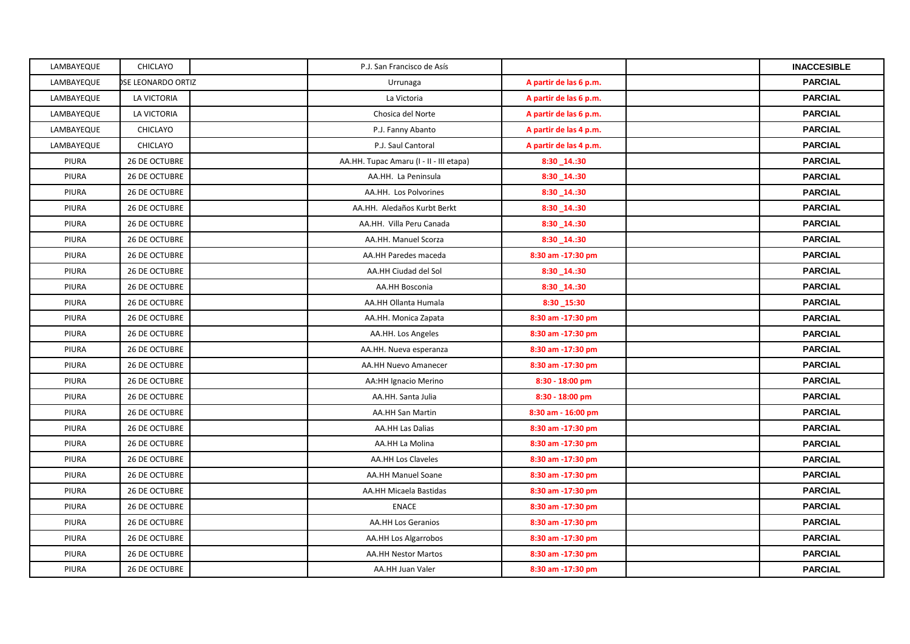| | | | | | | |
|---|---|---|---|---|---|---|
| LAMBAYEQUE | CHICLAYO | | P.J. San Francisco de Asís | | | **INACCESIBLE** |
| LAMBAYEQUE | )SE LEONARDO ORTIZ | | Urrunaga | **A partir de las 6 p.m.** | | **PARCIAL** |
| LAMBAYEQUE | LA VICTORIA | | La Victoria | **A partir de las 6 p.m.** | | **PARCIAL** |
| LAMBAYEQUE | LA VICTORIA | | Chosica del Norte | **A partir de las 6 p.m.** | | **PARCIAL** |
| LAMBAYEQUE | CHICLAYO | | P.J. Fanny Abanto | **A partir de las 4 p.m.** | | **PARCIAL** |
| LAMBAYEQUE | CHICLAYO | | P.J. Saul Cantoral | **A partir de las 4 p.m.** | | **PARCIAL** |
| PIURA | 26 DE OCTUBRE | | AA.HH. Tupac Amaru (I - II - III etapa) | **8:30 _14.:30** | | **PARCIAL** |
| PIURA | 26 DE OCTUBRE | | AA.HH. La Peninsula | **8:30 _14.:30** | | **PARCIAL** |
| PIURA | 26 DE OCTUBRE | | AA.HH. Los Polvorines | **8:30 _14.:30** | | **PARCIAL** |
| PIURA | 26 DE OCTUBRE | | AA.HH. Aledaños Kurbt Berkt | **8:30 _14.:30** | | **PARCIAL** |
| PIURA | 26 DE OCTUBRE | | AA.HH. Villa Peru Canada | **8:30 _14.:30** | | **PARCIAL** |
| PIURA | 26 DE OCTUBRE | | AA.HH. Manuel Scorza | **8:30 _14.:30** | | **PARCIAL** |
| PIURA | 26 DE OCTUBRE | | AA.HH Paredes maceda | **8:30 am -17:30 pm** | | **PARCIAL** |
| PIURA | 26 DE OCTUBRE | | AA.HH Ciudad del Sol | **8:30 _14.:30** | | **PARCIAL** |
| PIURA | 26 DE OCTUBRE | | AA.HH Bosconia | **8:30 _14.:30** | | **PARCIAL** |
| PIURA | 26 DE OCTUBRE | | AA.HH Ollanta Humala | **8:30 _15:30** | | **PARCIAL** |
| PIURA | 26 DE OCTUBRE | | AA.HH. Monica Zapata | **8:30 am -17:30 pm** | | **PARCIAL** |
| PIURA | 26 DE OCTUBRE | | AA.HH. Los Angeles | **8:30 am -17:30 pm** | | **PARCIAL** |
| PIURA | 26 DE OCTUBRE | | AA.HH. Nueva esperanza | **8:30 am -17:30 pm** | | **PARCIAL** |
| PIURA | 26 DE OCTUBRE | | AA.HH Nuevo Amanecer | **8:30 am -17:30 pm** | | **PARCIAL** |
| PIURA | 26 DE OCTUBRE | | AA:HH Ignacio Merino | **8:30 - 18:00 pm** | | **PARCIAL** |
| PIURA | 26 DE OCTUBRE | | AA.HH. Santa Julia | **8:30 - 18:00 pm** | | **PARCIAL** |
| PIURA | 26 DE OCTUBRE | | AA.HH San Martin | **8:30 am - 16:00 pm** | | **PARCIAL** |
| PIURA | 26 DE OCTUBRE | | AA.HH Las Dalias | **8:30 am -17:30 pm** | | **PARCIAL** |
| PIURA | 26 DE OCTUBRE | | AA.HH La Molina | **8:30 am -17:30 pm** | | **PARCIAL** |
| PIURA | 26 DE OCTUBRE | | AA.HH Los Claveles | **8:30 am -17:30 pm** | | **PARCIAL** |
| PIURA | 26 DE OCTUBRE | | AA.HH Manuel Soane | **8:30 am -17:30 pm** | | **PARCIAL** |
| PIURA | 26 DE OCTUBRE | | AA.HH Micaela Bastidas | **8:30 am -17:30 pm** | | **PARCIAL** |
| PIURA | 26 DE OCTUBRE | | ENACE | **8:30 am -17:30 pm** | | **PARCIAL** |
| PIURA | 26 DE OCTUBRE | | AA.HH Los Geranios | **8:30 am -17:30 pm** | | **PARCIAL** |
| PIURA | 26 DE OCTUBRE | | AA.HH Los Algarrobos | **8:30 am -17:30 pm** | | **PARCIAL** |
| PIURA | 26 DE OCTUBRE | | AA.HH Nestor Martos | **8:30 am -17:30 pm** | | **PARCIAL** |
| PIURA | 26 DE OCTUBRE | | AA.HH Juan Valer | **8:30 am -17:30 pm** | | **PARCIAL** |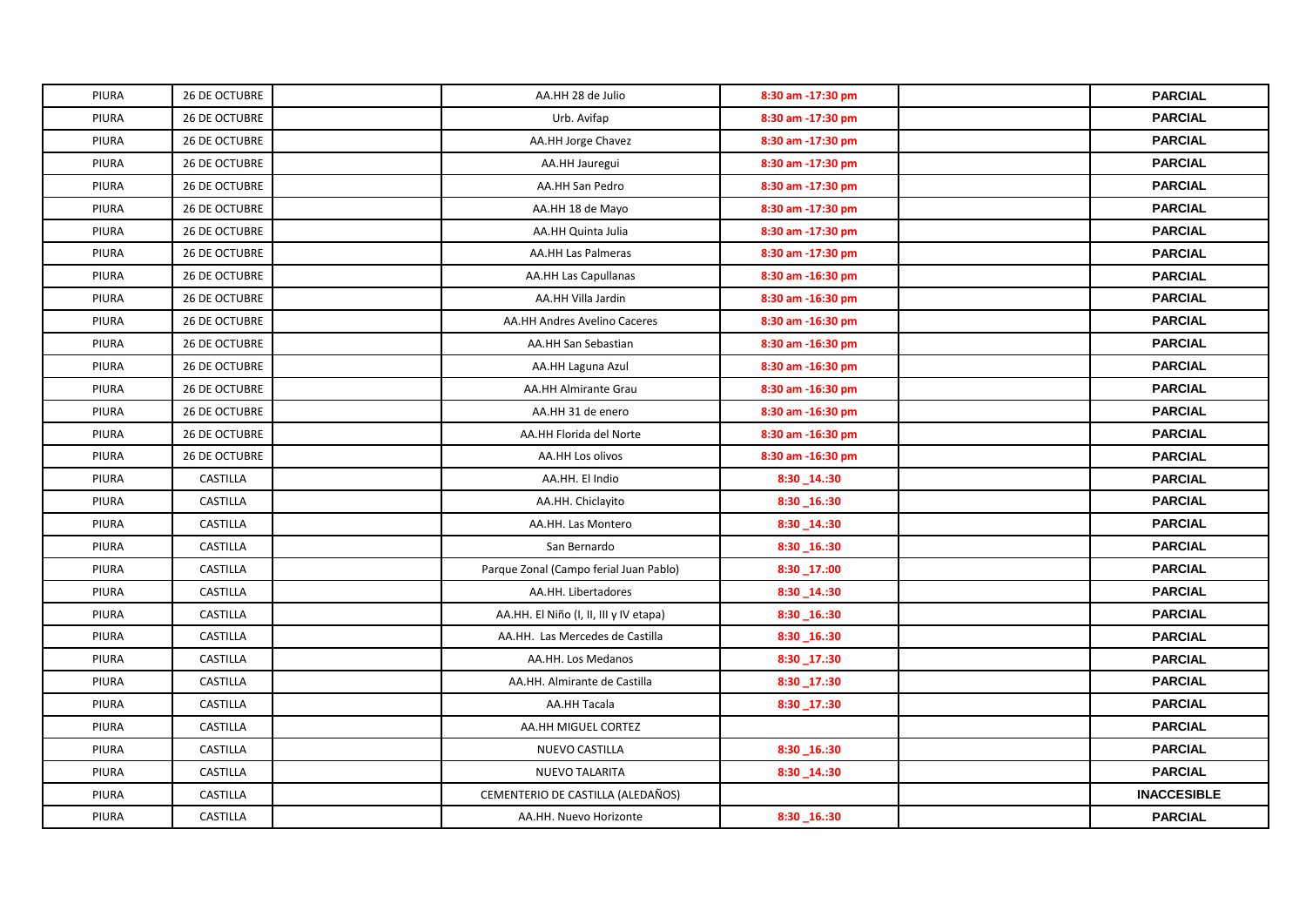| | | | | | | |
|---|---|---|---|---|---|---|
| PIURA | 26 DE OCTUBRE | | AA.HH 28 de Julio | 8:30 am -17:30 pm | | **PARCIAL** |
| PIURA | 26 DE OCTUBRE | | Urb. Avifap | 8:30 am -17:30 pm | | **PARCIAL** |
| PIURA | 26 DE OCTUBRE | | AA.HH Jorge Chavez | 8:30 am -17:30 pm | | **PARCIAL** |
| PIURA | 26 DE OCTUBRE | | AA.HH Jauregui | 8:30 am -17:30 pm | | **PARCIAL** |
| PIURA | 26 DE OCTUBRE | | AA.HH San Pedro | 8:30 am -17:30 pm | | **PARCIAL** |
| PIURA | 26 DE OCTUBRE | | AA.HH 18 de Mayo | 8:30 am -17:30 pm | | **PARCIAL** |
| PIURA | 26 DE OCTUBRE | | AA.HH Quinta Julia | 8:30 am -17:30 pm | | **PARCIAL** |
| PIURA | 26 DE OCTUBRE | | AA.HH Las Palmeras | 8:30 am -17:30 pm | | **PARCIAL** |
| PIURA | 26 DE OCTUBRE | | AA.HH Las Capullanas | 8:30 am -16:30 pm | | **PARCIAL** |
| PIURA | 26 DE OCTUBRE | | AA.HH Villa Jardin | 8:30 am -16:30 pm | | **PARCIAL** |
| PIURA | 26 DE OCTUBRE | | AA.HH Andres Avelino Caceres | 8:30 am -16:30 pm | | **PARCIAL** |
| PIURA | 26 DE OCTUBRE | | AA.HH San Sebastian | 8:30 am -16:30 pm | | **PARCIAL** |
| PIURA | 26 DE OCTUBRE | | AA.HH Laguna Azul | 8:30 am -16:30 pm | | **PARCIAL** |
| PIURA | 26 DE OCTUBRE | | AA.HH Almirante Grau | 8:30 am -16:30 pm | | **PARCIAL** |
| PIURA | 26 DE OCTUBRE | | AA.HH 31 de enero | 8:30 am -16:30 pm | | **PARCIAL** |
| PIURA | 26 DE OCTUBRE | | AA.HH Florida del Norte | 8:30 am -16:30 pm | | **PARCIAL** |
| PIURA | 26 DE OCTUBRE | | AA.HH Los olivos | 8:30 am -16:30 pm | | **PARCIAL** |
| PIURA | CASTILLA | | AA.HH. El Indio | 8:30 _14.:30 | | **PARCIAL** |
| PIURA | CASTILLA | | AA.HH. Chiclayito | 8:30 _16.:30 | | **PARCIAL** |
| PIURA | CASTILLA | | AA.HH. Las Montero | 8:30 _14.:30 | | **PARCIAL** |
| PIURA | CASTILLA | | San Bernardo | 8:30 _16.:30 | | **PARCIAL** |
| PIURA | CASTILLA | | Parque Zonal (Campo ferial Juan Pablo) | 8:30 _17.:00 | | **PARCIAL** |
| PIURA | CASTILLA | | AA.HH. Libertadores | 8:30 _14.:30 | | **PARCIAL** |
| PIURA | CASTILLA | | AA.HH. El Niño (I, II, III y IV etapa) | 8:30 _16.:30 | | **PARCIAL** |
| PIURA | CASTILLA | | AA.HH. Las Mercedes de Castilla | 8:30 _16.:30 | | **PARCIAL** |
| PIURA | CASTILLA | | AA.HH. Los Medanos | 8:30 _17.:30 | | **PARCIAL** |
| PIURA | CASTILLA | | AA.HH. Almirante de Castilla | 8:30 _17.:30 | | **PARCIAL** |
| PIURA | CASTILLA | | AA.HH Tacala | 8:30 _17.:30 | | **PARCIAL** |
| PIURA | CASTILLA | | AA.HH MIGUEL CORTEZ | | | **PARCIAL** |
| PIURA | CASTILLA | | NUEVO CASTILLA | 8:30 _16.:30 | | **PARCIAL** |
| PIURA | CASTILLA | | NUEVO TALARITA | 8:30 _14.:30 | | **PARCIAL** |
| PIURA | CASTILLA | | CEMENTERIO DE CASTILLA (ALEDAÑOS) | | | **INACCESIBLE** |
| PIURA | CASTILLA | | AA.HH. Nuevo Horizonte | 8:30 _16.:30 | | **PARCIAL** |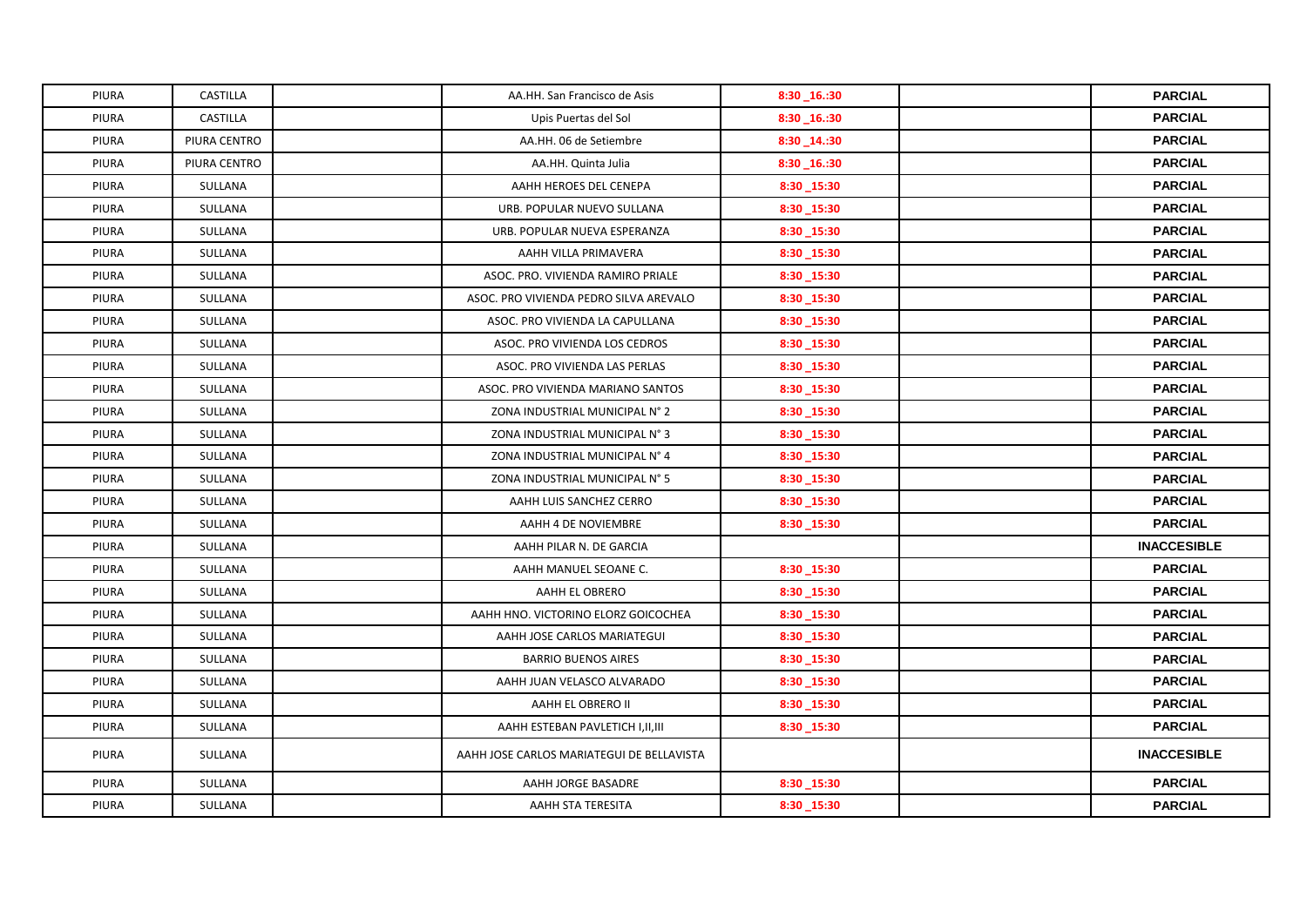| | | | | | | |
|---|---|---|---|---|---|---|
| PIURA | CASTILLA | | AA.HH. San Francisco de Asis | 8:30 _16.:30 | | **PARCIAL** |
| PIURA | CASTILLA | | Upis Puertas del Sol | 8:30 _16.:30 | | **PARCIAL** |
| PIURA | PIURA CENTRO | | AA.HH. 06 de Setiembre | 8:30 _14.:30 | | **PARCIAL** |
| PIURA | PIURA CENTRO | | AA.HH. Quinta Julia | 8:30 _16.:30 | | **PARCIAL** |
| PIURA | SULLANA | | AAHH HEROES DEL CENEPA | 8:30 _15:30 | | **PARCIAL** |
| PIURA | SULLANA | | URB. POPULAR NUEVO SULLANA | 8:30 _15:30 | | **PARCIAL** |
| PIURA | SULLANA | | URB. POPULAR NUEVA ESPERANZA | 8:30 _15:30 | | **PARCIAL** |
| PIURA | SULLANA | | AAHH VILLA PRIMAVERA | 8:30 _15:30 | | **PARCIAL** |
| PIURA | SULLANA | | ASOC. PRO. VIVIENDA RAMIRO PRIALE | 8:30 _15:30 | | **PARCIAL** |
| PIURA | SULLANA | | ASOC. PRO VIVIENDA PEDRO SILVA AREVALO | 8:30 _15:30 | | **PARCIAL** |
| PIURA | SULLANA | | ASOC. PRO VIVIENDA LA CAPULLANA | 8:30 _15:30 | | **PARCIAL** |
| PIURA | SULLANA | | ASOC. PRO VIVIENDA LOS CEDROS | 8:30 _15:30 | | **PARCIAL** |
| PIURA | SULLANA | | ASOC. PRO VIVIENDA LAS PERLAS | 8:30 _15:30 | | **PARCIAL** |
| PIURA | SULLANA | | ASOC. PRO VIVIENDA MARIANO SANTOS | 8:30 _15:30 | | **PARCIAL** |
| PIURA | SULLANA | | ZONA INDUSTRIAL MUNICIPAL N° 2 | 8:30 _15:30 | | **PARCIAL** |
| PIURA | SULLANA | | ZONA INDUSTRIAL MUNICIPAL N° 3 | 8:30 _15:30 | | **PARCIAL** |
| PIURA | SULLANA | | ZONA INDUSTRIAL MUNICIPAL N° 4 | 8:30 _15:30 | | **PARCIAL** |
| PIURA | SULLANA | | ZONA INDUSTRIAL MUNICIPAL N° 5 | 8:30 _15:30 | | **PARCIAL** |
| PIURA | SULLANA | | AAHH LUIS SANCHEZ CERRO | 8:30 _15:30 | | **PARCIAL** |
| PIURA | SULLANA | | AAHH 4 DE NOVIEMBRE | 8:30 _15:30 | | **PARCIAL** |
| PIURA | SULLANA | | AAHH PILAR N. DE GARCIA | | | **INACCESIBLE** |
| PIURA | SULLANA | | AAHH MANUEL SEOANE C. | 8:30 _15:30 | | **PARCIAL** |
| PIURA | SULLANA | | AAHH EL OBRERO | 8:30 _15:30 | | **PARCIAL** |
| PIURA | SULLANA | | AAHH HNO. VICTORINO ELORZ GOICOCHEA | 8:30 _15:30 | | **PARCIAL** |
| PIURA | SULLANA | | AAHH JOSE CARLOS MARIATEGUI | 8:30 _15:30 | | **PARCIAL** |
| PIURA | SULLANA | | BARRIO BUENOS AIRES | 8:30 _15:30 | | **PARCIAL** |
| PIURA | SULLANA | | AAHH JUAN VELASCO ALVARADO | 8:30 _15:30 | | **PARCIAL** |
| PIURA | SULLANA | | AAHH EL OBRERO II | 8:30 _15:30 | | **PARCIAL** |
| PIURA | SULLANA | | AAHH ESTEBAN PAVLETICH I,II,III | 8:30 _15:30 | | **PARCIAL** |
| PIURA | SULLANA | | AAHH JOSE CARLOS MARIATEGUI DE BELLAVISTA | | | **INACCESIBLE** |
| PIURA | SULLANA | | AAHH JORGE BASADRE | 8:30 _15:30 | | **PARCIAL** |
| PIURA | SULLANA | | AAHH STA TERESITA | 8:30 _15:30 | | **PARCIAL** |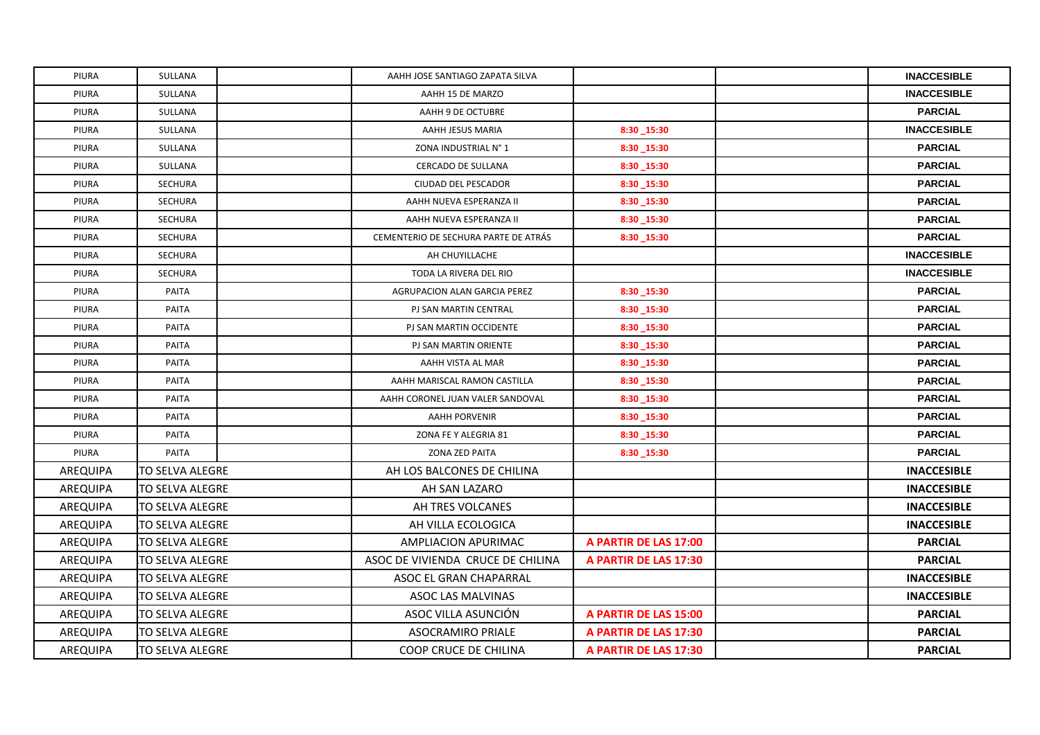| | | | | | | |
|---|---|---|---|---|---|---|
| PIURA | SULLANA | | AAHH JOSE SANTIAGO ZAPATA SILVA | | | **INACCESIBLE** |
| PIURA | SULLANA | | AAHH 15 DE MARZO | | | **INACCESIBLE** |
| PIURA | SULLANA | | AAHH 9 DE OCTUBRE | | | **PARCIAL** |
| PIURA | SULLANA | | AAHH JESUS MARIA | **8:30 _15:30** | | **INACCESIBLE** |
| PIURA | SULLANA | | ZONA INDUSTRIAL N° 1 | **8:30 _15:30** | | **PARCIAL** |
| PIURA | SULLANA | | CERCADO DE SULLANA | **8:30 _15:30** | | **PARCIAL** |
| PIURA | SECHURA | | CIUDAD DEL PESCADOR | **8:30 _15:30** | | **PARCIAL** |
| PIURA | SECHURA | | AAHH NUEVA ESPERANZA II | **8:30 _15:30** | | **PARCIAL** |
| PIURA | SECHURA | | AAHH NUEVA ESPERANZA II | **8:30 _15:30** | | **PARCIAL** |
| PIURA | SECHURA | | CEMENTERIO DE SECHURA PARTE DE ATRÁS | **8:30 _15:30** | | **PARCIAL** |
| PIURA | SECHURA | | AH CHUYILLACHE | | | **INACCESIBLE** |
| PIURA | SECHURA | | TODA LA RIVERA DEL RIO | | | **INACCESIBLE** |
| PIURA | PAITA | | AGRUPACION ALAN GARCIA PEREZ | **8:30 _15:30** | | **PARCIAL** |
| PIURA | PAITA | | PJ SAN MARTIN CENTRAL | **8:30 _15:30** | | **PARCIAL** |
| PIURA | PAITA | | PJ SAN MARTIN OCCIDENTE | **8:30 _15:30** | | **PARCIAL** |
| PIURA | PAITA | | PJ SAN MARTIN ORIENTE | **8:30 _15:30** | | **PARCIAL** |
| PIURA | PAITA | | AAHH VISTA AL MAR | **8:30 _15:30** | | **PARCIAL** |
| PIURA | PAITA | | AAHH MARISCAL RAMON CASTILLA | **8:30 _15:30** | | **PARCIAL** |
| PIURA | PAITA | | AAHH CORONEL JUAN VALER SANDOVAL | **8:30 _15:30** | | **PARCIAL** |
| PIURA | PAITA | | AAHH PORVENIR | **8:30 _15:30** | | **PARCIAL** |
| PIURA | PAITA | | ZONA FE Y ALEGRIA 81 | **8:30 _15:30** | | **PARCIAL** |
| PIURA | PAITA | | ZONA ZED PAITA | **8:30 _15:30** | | **PARCIAL** |
| AREQUIPA | TO SELVA ALEGRE | | AH LOS BALCONES DE CHILINA | | | **INACCESIBLE** |
| AREQUIPA | TO SELVA ALEGRE | | AH SAN LAZARO | | | **INACCESIBLE** |
| AREQUIPA | TO SELVA ALEGRE | | AH TRES VOLCANES | | | **INACCESIBLE** |
| AREQUIPA | TO SELVA ALEGRE | | AH VILLA ECOLOGICA | | | **INACCESIBLE** |
| AREQUIPA | TO SELVA ALEGRE | | AMPLIACION APURIMAC | **A PARTIR DE LAS 17:00** | | **PARCIAL** |
| AREQUIPA | TO SELVA ALEGRE | | ASOC DE VIVIENDA CRUCE DE CHILINA | **A PARTIR DE LAS 17:30** | | **PARCIAL** |
| AREQUIPA | TO SELVA ALEGRE | | ASOC EL GRAN CHAPARRAL | | | **INACCESIBLE** |
| AREQUIPA | TO SELVA ALEGRE | | ASOC LAS MALVINAS | | | **INACCESIBLE** |
| AREQUIPA | TO SELVA ALEGRE | | ASOC VILLA ASUNCIÓN | **A PARTIR DE LAS 15:00** | | **PARCIAL** |
| AREQUIPA | TO SELVA ALEGRE | | ASOCRAMIRO PRIALE | **A PARTIR DE LAS 17:30** | | **PARCIAL** |
| AREQUIPA | TO SELVA ALEGRE | | COOP CRUCE DE CHILINA | **A PARTIR DE LAS 17:30** | | **PARCIAL** |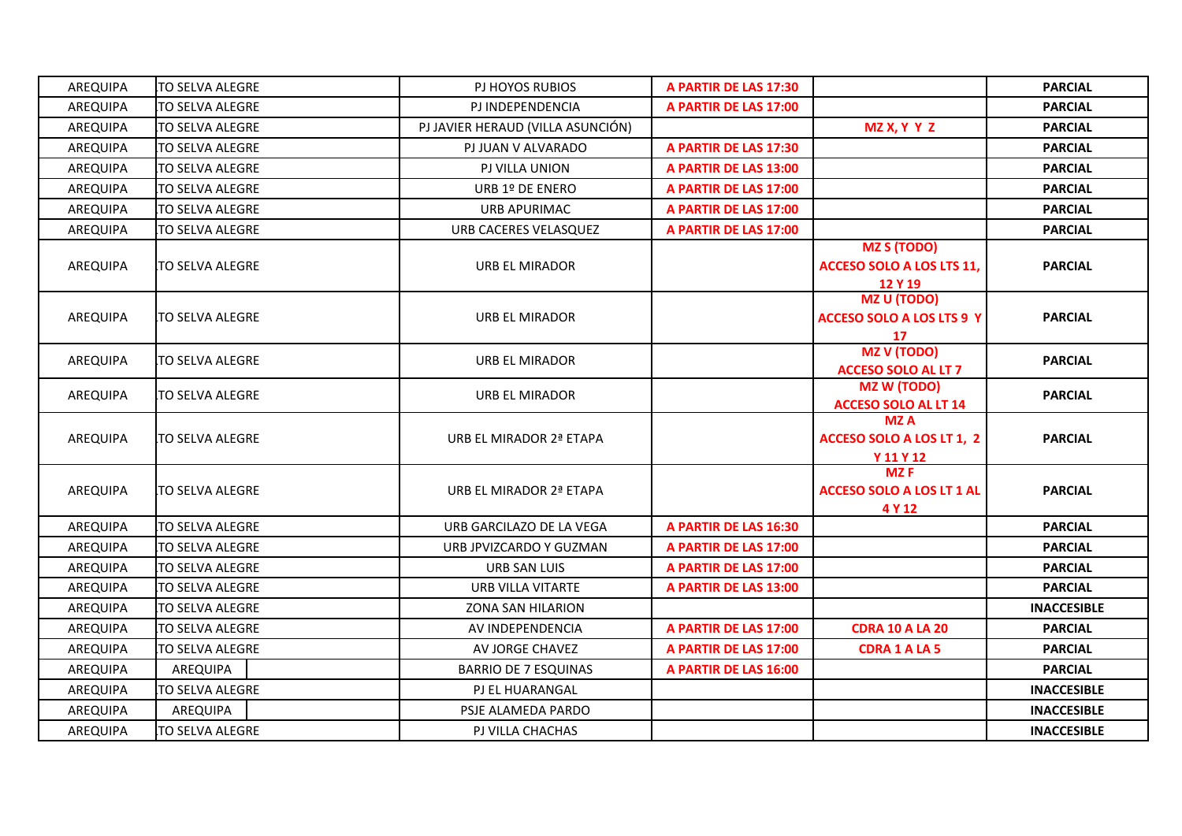| AREQUIPA | TO SELVA ALEGRE | PJ HOYOS RUBIOS | **A PARTIR DE LAS 17:30** | | **PARCIAL** |
|---|---|---|---|---|---|
| AREQUIPA | TO SELVA ALEGRE | PJ INDEPENDENCIA | **A PARTIR DE LAS 17:00** | | **PARCIAL** |
| AREQUIPA | TO SELVA ALEGRE | PJ JAVIER HERAUD (VILLA ASUNCIÓN) | | **MZ X, Y Y Z** | **PARCIAL** |
| AREQUIPA | TO SELVA ALEGRE | PJ JUAN V ALVARADO | **A PARTIR DE LAS 17:30** | | **PARCIAL** |
| AREQUIPA | TO SELVA ALEGRE | PJ VILLA UNION | **A PARTIR DE LAS 13:00** | | **PARCIAL** |
| AREQUIPA | TO SELVA ALEGRE | URB 1º DE ENERO | **A PARTIR DE LAS 17:00** | | **PARCIAL** |
| AREQUIPA | TO SELVA ALEGRE | URB APURIMAC | **A PARTIR DE LAS 17:00** | | **PARCIAL** |
| AREQUIPA | TO SELVA ALEGRE | URB CACERES VELASQUEZ | **A PARTIR DE LAS 17:00** | | **PARCIAL** |
| AREQUIPA | TO SELVA ALEGRE | URB EL MIRADOR | | **MZ S (TODO) ACCESO SOLO A LOS LTS 11, 12 Y 19** | **PARCIAL** |
| AREQUIPA | TO SELVA ALEGRE | URB EL MIRADOR | | **MZ U (TODO) ACCESO SOLO A LOS LTS 9 Y 17** | **PARCIAL** |
| AREQUIPA | TO SELVA ALEGRE | URB EL MIRADOR | | **MZ V (TODO) ACCESO SOLO AL LT 7** | **PARCIAL** |
| AREQUIPA | TO SELVA ALEGRE | URB EL MIRADOR | | **MZ W (TODO) ACCESO SOLO AL LT 14** | **PARCIAL** |
| AREQUIPA | TO SELVA ALEGRE | URB EL MIRADOR 2ª ETAPA | | **MZ A ACCESO SOLO A LOS LT 1, 2 Y 11 Y 12** | **PARCIAL** |
| AREQUIPA | TO SELVA ALEGRE | URB EL MIRADOR 2ª ETAPA | | **MZ F ACCESO SOLO A LOS LT 1 AL 4 Y 12** | **PARCIAL** |
| AREQUIPA | TO SELVA ALEGRE | URB GARCILAZO DE LA VEGA | **A PARTIR DE LAS 16:30** | | **PARCIAL** |
| AREQUIPA | TO SELVA ALEGRE | URB JPVIZCARDO Y GUZMAN | **A PARTIR DE LAS 17:00** | | **PARCIAL** |
| AREQUIPA | TO SELVA ALEGRE | URB SAN LUIS | **A PARTIR DE LAS 17:00** | | **PARCIAL** |
| AREQUIPA | TO SELVA ALEGRE | URB VILLA VITARTE | **A PARTIR DE LAS 13:00** | | **PARCIAL** |
| AREQUIPA | TO SELVA ALEGRE | ZONA SAN HILARION | | | **INACCESIBLE** |
| AREQUIPA | TO SELVA ALEGRE | AV INDEPENDENCIA | **A PARTIR DE LAS 17:00** | **CDRA 10 A LA 20** | **PARCIAL** |
| AREQUIPA | TO SELVA ALEGRE | AV JORGE CHAVEZ | **A PARTIR DE LAS 17:00** | **CDRA 1 A LA 5** | **PARCIAL** |
| AREQUIPA | AREQUIPA | BARRIO DE 7 ESQUINAS | **A PARTIR DE LAS 16:00** | | **PARCIAL** |
| AREQUIPA | TO SELVA ALEGRE | PJ EL HUARANGAL | | | **INACCESIBLE** |
| AREQUIPA | AREQUIPA | PSJE ALAMEDA PARDO | | | **INACCESIBLE** |
| AREQUIPA | TO SELVA ALEGRE | PJ VILLA CHACHAS | | | **INACCESIBLE** |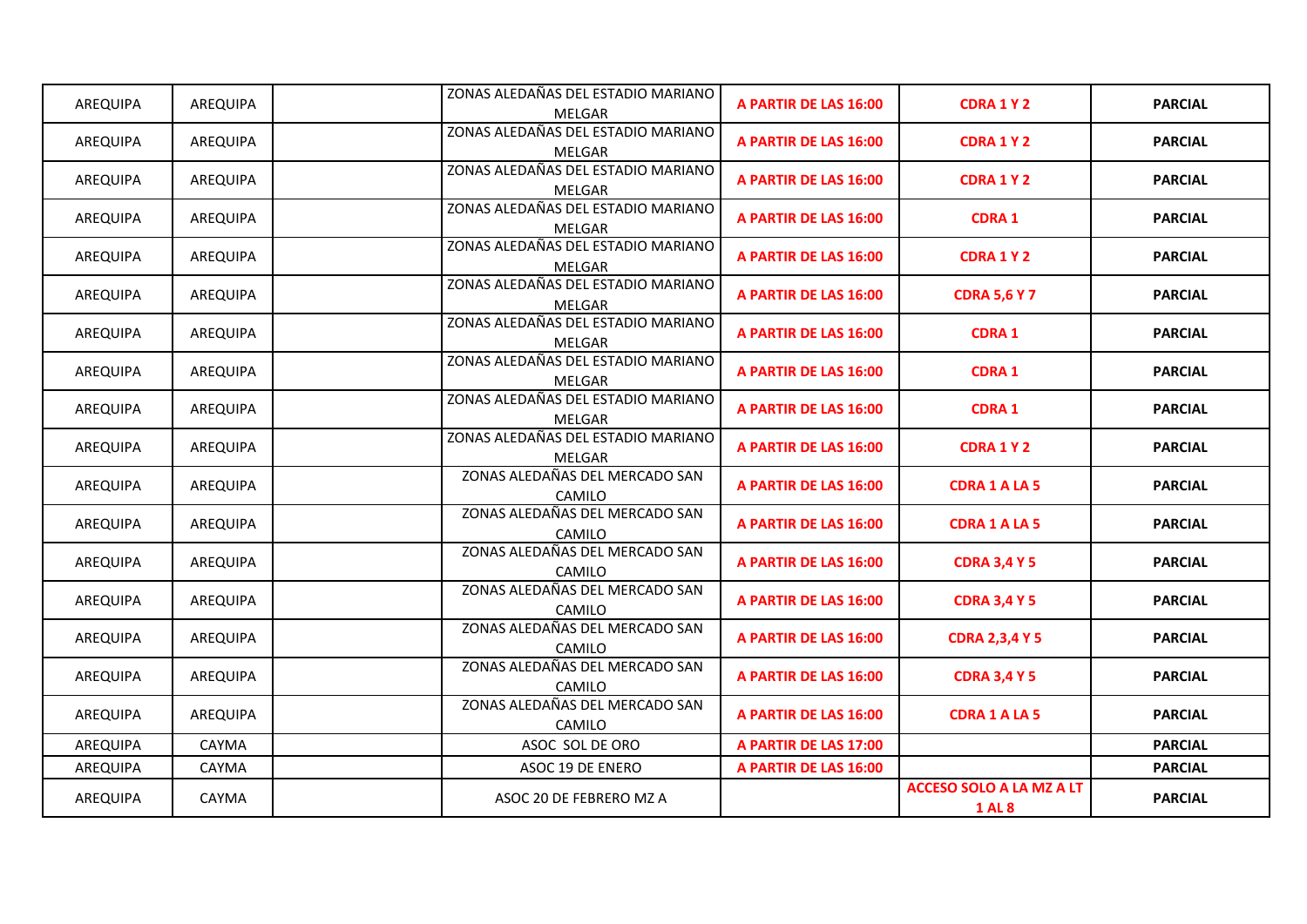| | | | | | | |
|---|---|---|---|---|---|---|
| AREQUIPA | AREQUIPA | | ZONAS ALEDAÑAS DEL ESTADIO MARIANO MELGAR | **A PARTIR DE LAS 16:00** | **CDRA 1 Y 2** | **PARCIAL** |
| AREQUIPA | AREQUIPA | | ZONAS ALEDAÑAS DEL ESTADIO MARIANO MELGAR | **A PARTIR DE LAS 16:00** | **CDRA 1 Y 2** | **PARCIAL** |
| AREQUIPA | AREQUIPA | | ZONAS ALEDAÑAS DEL ESTADIO MARIANO MELGAR | **A PARTIR DE LAS 16:00** | **CDRA 1 Y 2** | **PARCIAL** |
| AREQUIPA | AREQUIPA | | ZONAS ALEDAÑAS DEL ESTADIO MARIANO MELGAR | **A PARTIR DE LAS 16:00** | **CDRA 1** | **PARCIAL** |
| AREQUIPA | AREQUIPA | | ZONAS ALEDAÑAS DEL ESTADIO MARIANO MELGAR | **A PARTIR DE LAS 16:00** | **CDRA 1 Y 2** | **PARCIAL** |
| AREQUIPA | AREQUIPA | | ZONAS ALEDAÑAS DEL ESTADIO MARIANO MELGAR | **A PARTIR DE LAS 16:00** | **CDRA 5,6 Y 7** | **PARCIAL** |
| AREQUIPA | AREQUIPA | | ZONAS ALEDAÑAS DEL ESTADIO MARIANO MELGAR | **A PARTIR DE LAS 16:00** | **CDRA 1** | **PARCIAL** |
| AREQUIPA | AREQUIPA | | ZONAS ALEDAÑAS DEL ESTADIO MARIANO MELGAR | **A PARTIR DE LAS 16:00** | **CDRA 1** | **PARCIAL** |
| AREQUIPA | AREQUIPA | | ZONAS ALEDAÑAS DEL ESTADIO MARIANO MELGAR | **A PARTIR DE LAS 16:00** | **CDRA 1** | **PARCIAL** |
| AREQUIPA | AREQUIPA | | ZONAS ALEDAÑAS DEL ESTADIO MARIANO MELGAR | **A PARTIR DE LAS 16:00** | **CDRA 1 Y 2** | **PARCIAL** |
| AREQUIPA | AREQUIPA | | ZONAS ALEDAÑAS DEL MERCADO SAN CAMILO | **A PARTIR DE LAS 16:00** | **CDRA 1 A LA 5** | **PARCIAL** |
| AREQUIPA | AREQUIPA | | ZONAS ALEDAÑAS DEL MERCADO SAN CAMILO | **A PARTIR DE LAS 16:00** | **CDRA 1 A LA 5** | **PARCIAL** |
| AREQUIPA | AREQUIPA | | ZONAS ALEDAÑAS DEL MERCADO SAN CAMILO | **A PARTIR DE LAS 16:00** | **CDRA 3,4 Y 5** | **PARCIAL** |
| AREQUIPA | AREQUIPA | | ZONAS ALEDAÑAS DEL MERCADO SAN CAMILO | **A PARTIR DE LAS 16:00** | **CDRA 3,4 Y 5** | **PARCIAL** |
| AREQUIPA | AREQUIPA | | ZONAS ALEDAÑAS DEL MERCADO SAN CAMILO | **A PARTIR DE LAS 16:00** | **CDRA 2,3,4 Y 5** | **PARCIAL** |
| AREQUIPA | AREQUIPA | | ZONAS ALEDAÑAS DEL MERCADO SAN CAMILO | **A PARTIR DE LAS 16:00** | **CDRA 3,4 Y 5** | **PARCIAL** |
| AREQUIPA | AREQUIPA | | ZONAS ALEDAÑAS DEL MERCADO SAN CAMILO | **A PARTIR DE LAS 16:00** | **CDRA 1 A LA 5** | **PARCIAL** |
| AREQUIPA | CAYMA | | ASOC SOL DE ORO | **A PARTIR DE LAS 17:00** | | **PARCIAL** |
| AREQUIPA | CAYMA | | ASOC 19 DE ENERO | **A PARTIR DE LAS 16:00** | | **PARCIAL** |
| AREQUIPA | CAYMA | | ASOC 20 DE FEBRERO MZ A | | **ACCESO SOLO A LA MZ A LT 1 AL 8** | **PARCIAL** |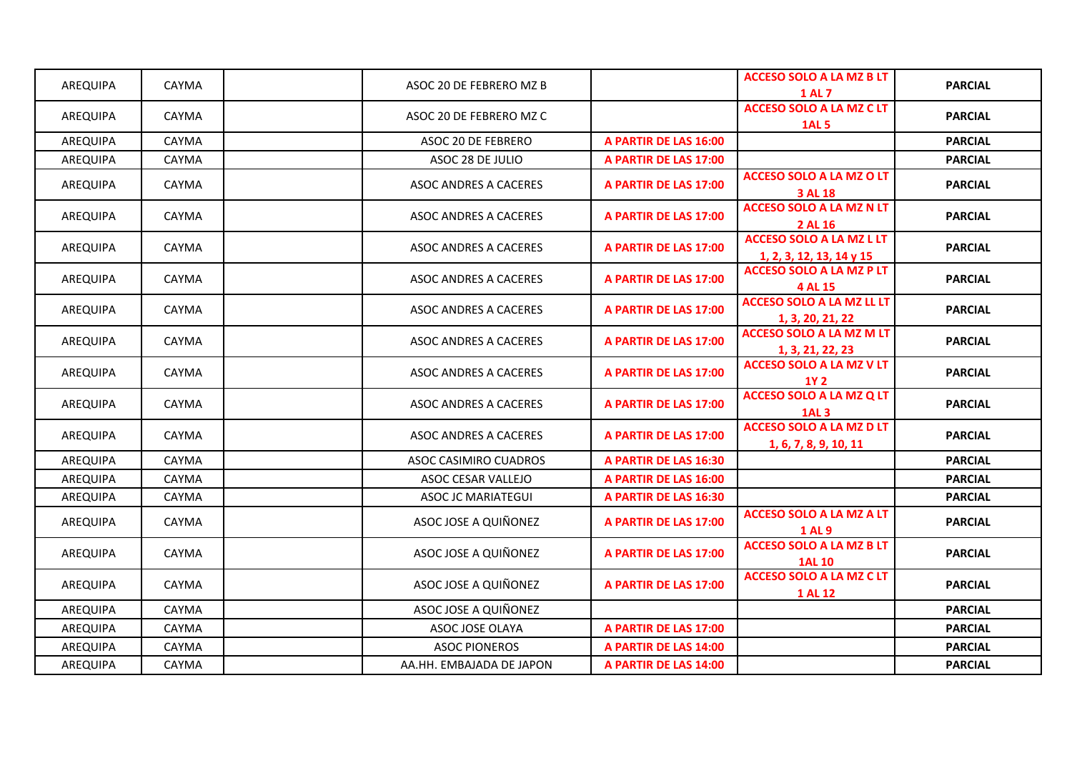| AREQUIPA | CAYMA | | ASOC 20 DE FEBRERO MZ B | | **ACCESO SOLO A LA MZ B LT 1 AL 7** | **PARCIAL** |
|---|---|---|---|---|---|---|
| AREQUIPA | CAYMA | | ASOC 20 DE FEBRERO MZ C | | **ACCESO SOLO A LA MZ C LT 1AL 5** | **PARCIAL** |
| AREQUIPA | CAYMA | | ASOC 20 DE FEBRERO | **A PARTIR DE LAS 16:00** | | **PARCIAL** |
| AREQUIPA | CAYMA | | ASOC 28 DE JULIO | **A PARTIR DE LAS 17:00** | | **PARCIAL** |
| AREQUIPA | CAYMA | | ASOC ANDRES A CACERES | **A PARTIR DE LAS 17:00** | **ACCESO SOLO A LA MZ O LT 3 AL 18** | **PARCIAL** |
| AREQUIPA | CAYMA | | ASOC ANDRES A CACERES | **A PARTIR DE LAS 17:00** | **ACCESO SOLO A LA MZ N LT 2 AL 16** | **PARCIAL** |
| AREQUIPA | CAYMA | | ASOC ANDRES A CACERES | **A PARTIR DE LAS 17:00** | **ACCESO SOLO A LA MZ L LT 1, 2, 3, 12, 13, 14 y 15** | **PARCIAL** |
| AREQUIPA | CAYMA | | ASOC ANDRES A CACERES | **A PARTIR DE LAS 17:00** | **ACCESO SOLO A LA MZ P LT 4 AL 15** | **PARCIAL** |
| AREQUIPA | CAYMA | | ASOC ANDRES A CACERES | **A PARTIR DE LAS 17:00** | **ACCESO SOLO A LA MZ LL LT 1, 3, 20, 21, 22** | **PARCIAL** |
| AREQUIPA | CAYMA | | ASOC ANDRES A CACERES | **A PARTIR DE LAS 17:00** | **ACCESO SOLO A LA MZ M LT 1, 3, 21, 22, 23** | **PARCIAL** |
| AREQUIPA | CAYMA | | ASOC ANDRES A CACERES | **A PARTIR DE LAS 17:00** | **ACCESO SOLO A LA MZ V LT 1Y 2** | **PARCIAL** |
| AREQUIPA | CAYMA | | ASOC ANDRES A CACERES | **A PARTIR DE LAS 17:00** | **ACCESO SOLO A LA MZ Q LT 1AL 3** | **PARCIAL** |
| AREQUIPA | CAYMA | | ASOC ANDRES A CACERES | **A PARTIR DE LAS 17:00** | **ACCESO SOLO A LA MZ D LT 1, 6, 7, 8, 9, 10, 11** | **PARCIAL** |
| AREQUIPA | CAYMA | | ASOC CASIMIRO CUADROS | **A PARTIR DE LAS 16:30** | | **PARCIAL** |
| AREQUIPA | CAYMA | | ASOC CESAR VALLEJO | **A PARTIR DE LAS 16:00** | | **PARCIAL** |
| AREQUIPA | CAYMA | | ASOC JC MARIATEGUI | **A PARTIR DE LAS 16:30** | | **PARCIAL** |
| AREQUIPA | CAYMA | | ASOC JOSE A QUIÑONEZ | **A PARTIR DE LAS 17:00** | **ACCESO SOLO A LA MZ A LT 1 AL 9** | **PARCIAL** |
| AREQUIPA | CAYMA | | ASOC JOSE A QUIÑONEZ | **A PARTIR DE LAS 17:00** | **ACCESO SOLO A LA MZ B LT 1AL 10** | **PARCIAL** |
| AREQUIPA | CAYMA | | ASOC JOSE A QUIÑONEZ | **A PARTIR DE LAS 17:00** | **ACCESO SOLO A LA MZ C LT 1 AL 12** | **PARCIAL** |
| AREQUIPA | CAYMA | | ASOC JOSE A QUIÑONEZ | | | **PARCIAL** |
| AREQUIPA | CAYMA | | ASOC JOSE OLAYA | **A PARTIR DE LAS 17:00** | | **PARCIAL** |
| AREQUIPA | CAYMA | | ASOC PIONEROS | **A PARTIR DE LAS 14:00** | | **PARCIAL** |
| AREQUIPA | CAYMA | | AA.HH. EMBAJADA DE JAPON | **A PARTIR DE LAS 14:00** | | **PARCIAL** |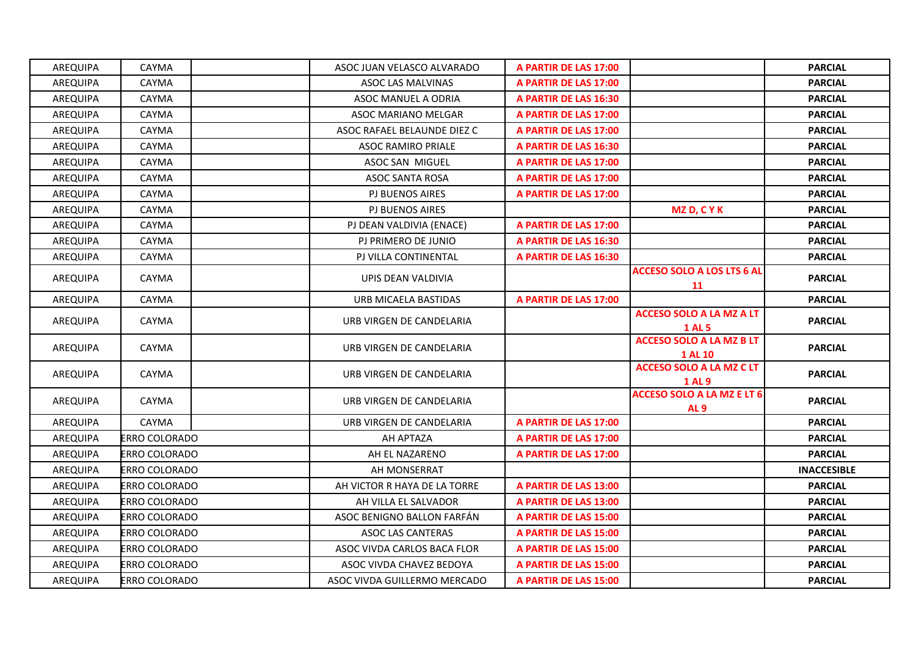| AREQUIPA | CAYMA | | ASOC JUAN VELASCO ALVARADO | **A PARTIR DE LAS 17:00** | | **PARCIAL** |
|---|---|---|---|---|---|---|
| AREQUIPA | CAYMA | | ASOC LAS MALVINAS | **A PARTIR DE LAS 17:00** | | **PARCIAL** |
| AREQUIPA | CAYMA | | ASOC MANUEL A ODRIA | **A PARTIR DE LAS 16:30** | | **PARCIAL** |
| AREQUIPA | CAYMA | | ASOC MARIANO MELGAR | **A PARTIR DE LAS 17:00** | | **PARCIAL** |
| AREQUIPA | CAYMA | | ASOC RAFAEL BELAUNDE DIEZ C | **A PARTIR DE LAS 17:00** | | **PARCIAL** |
| AREQUIPA | CAYMA | | ASOC RAMIRO PRIALE | **A PARTIR DE LAS 16:30** | | **PARCIAL** |
| AREQUIPA | CAYMA | | ASOC SAN MIGUEL | **A PARTIR DE LAS 17:00** | | **PARCIAL** |
| AREQUIPA | CAYMA | | ASOC SANTA ROSA | **A PARTIR DE LAS 17:00** | | **PARCIAL** |
| AREQUIPA | CAYMA | | PJ BUENOS AIRES | **A PARTIR DE LAS 17:00** | | **PARCIAL** |
| AREQUIPA | CAYMA | | PJ BUENOS AIRES | | **MZ D, C Y K** | **PARCIAL** |
| AREQUIPA | CAYMA | | PJ DEAN VALDIVIA (ENACE) | **A PARTIR DE LAS 17:00** | | **PARCIAL** |
| AREQUIPA | CAYMA | | PJ PRIMERO DE JUNIO | **A PARTIR DE LAS 16:30** | | **PARCIAL** |
| AREQUIPA | CAYMA | | PJ VILLA CONTINENTAL | **A PARTIR DE LAS 16:30** | | **PARCIAL** |
| AREQUIPA | CAYMA | | UPIS DEAN VALDIVIA | | **ACCESO SOLO A LOS LTS 6 AL 11** | **PARCIAL** |
| AREQUIPA | CAYMA | | URB MICAELA BASTIDAS | **A PARTIR DE LAS 17:00** | | **PARCIAL** |
| AREQUIPA | CAYMA | | URB VIRGEN DE CANDELARIA | | **ACCESO SOLO A LA MZ A LT 1 AL 5** | **PARCIAL** |
| AREQUIPA | CAYMA | | URB VIRGEN DE CANDELARIA | | **ACCESO SOLO A LA MZ B LT 1 AL 10** | **PARCIAL** |
| AREQUIPA | CAYMA | | URB VIRGEN DE CANDELARIA | | **ACCESO SOLO A LA MZ C LT 1 AL 9** | **PARCIAL** |
| AREQUIPA | CAYMA | | URB VIRGEN DE CANDELARIA | | **ACCESO SOLO A LA MZ E LT 6 AL 9** | **PARCIAL** |
| AREQUIPA | CAYMA | | URB VIRGEN DE CANDELARIA | **A PARTIR DE LAS 17:00** | | **PARCIAL** |
| AREQUIPA | ERRO COLORADO | | AH APTAZA | **A PARTIR DE LAS 17:00** | | **PARCIAL** |
| AREQUIPA | ERRO COLORADO | | AH EL NAZARENO | **A PARTIR DE LAS 17:00** | | **PARCIAL** |
| AREQUIPA | ERRO COLORADO | | AH MONSERRAT | | | **INACCESIBLE** |
| AREQUIPA | ERRO COLORADO | | AH VICTOR R HAYA DE LA TORRE | **A PARTIR DE LAS 13:00** | | **PARCIAL** |
| AREQUIPA | ERRO COLORADO | | AH VILLA EL SALVADOR | **A PARTIR DE LAS 13:00** | | **PARCIAL** |
| AREQUIPA | ERRO COLORADO | | ASOC BENIGNO BALLON FARFÁN | **A PARTIR DE LAS 15:00** | | **PARCIAL** |
| AREQUIPA | ERRO COLORADO | | ASOC LAS CANTERAS | **A PARTIR DE LAS 15:00** | | **PARCIAL** |
| AREQUIPA | ERRO COLORADO | | ASOC VIVDA CARLOS BACA FLOR | **A PARTIR DE LAS 15:00** | | **PARCIAL** |
| AREQUIPA | ERRO COLORADO | | ASOC VIVDA CHAVEZ BEDOYA | **A PARTIR DE LAS 15:00** | | **PARCIAL** |
| AREQUIPA | ERRO COLORADO | | ASOC VIVDA GUILLERMO MERCADO | **A PARTIR DE LAS 15:00** | | **PARCIAL** |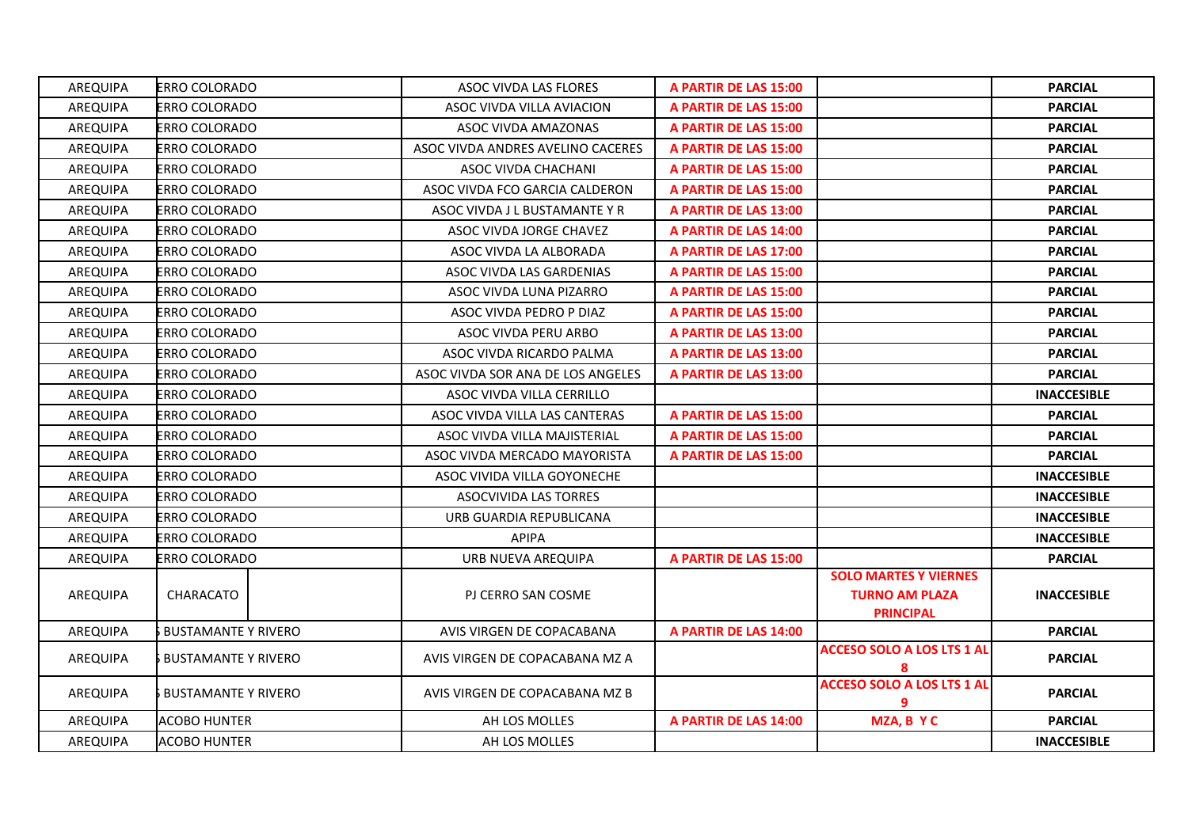| | | | | | |
|---|---|---|---|---|---|
| AREQUIPA | ERRO COLORADO | ASOC VIVDA LAS FLORES | **A PARTIR DE LAS 15:00** | | **PARCIAL** |
| AREQUIPA | ERRO COLORADO | ASOC VIVDA VILLA AVIACION | **A PARTIR DE LAS 15:00** | | **PARCIAL** |
| AREQUIPA | ERRO COLORADO | ASOC VIVDA AMAZONAS | **A PARTIR DE LAS 15:00** | | **PARCIAL** |
| AREQUIPA | ERRO COLORADO | ASOC VIVDA ANDRES AVELINO CACERES | **A PARTIR DE LAS 15:00** | | **PARCIAL** |
| AREQUIPA | ERRO COLORADO | ASOC VIVDA CHACHANI | **A PARTIR DE LAS 15:00** | | **PARCIAL** |
| AREQUIPA | ERRO COLORADO | ASOC VIVDA FCO GARCIA CALDERON | **A PARTIR DE LAS 15:00** | | **PARCIAL** |
| AREQUIPA | ERRO COLORADO | ASOC VIVDA J L BUSTAMANTE Y R | **A PARTIR DE LAS 13:00** | | **PARCIAL** |
| AREQUIPA | ERRO COLORADO | ASOC VIVDA JORGE CHAVEZ | **A PARTIR DE LAS 14:00** | | **PARCIAL** |
| AREQUIPA | ERRO COLORADO | ASOC VIVDA LA ALBORADA | **A PARTIR DE LAS 17:00** | | **PARCIAL** |
| AREQUIPA | ERRO COLORADO | ASOC VIVDA LAS GARDENIAS | **A PARTIR DE LAS 15:00** | | **PARCIAL** |
| AREQUIPA | ERRO COLORADO | ASOC VIVDA LUNA PIZARRO | **A PARTIR DE LAS 15:00** | | **PARCIAL** |
| AREQUIPA | ERRO COLORADO | ASOC VIVDA PEDRO P DIAZ | **A PARTIR DE LAS 15:00** | | **PARCIAL** |
| AREQUIPA | ERRO COLORADO | ASOC VIVDA PERU ARBO | **A PARTIR DE LAS 13:00** | | **PARCIAL** |
| AREQUIPA | ERRO COLORADO | ASOC VIVDA RICARDO PALMA | **A PARTIR DE LAS 13:00** | | **PARCIAL** |
| AREQUIPA | ERRO COLORADO | ASOC VIVDA SOR ANA DE LOS ANGELES | **A PARTIR DE LAS 13:00** | | **PARCIAL** |
| AREQUIPA | ERRO COLORADO | ASOC VIVDA VILLA CERRILLO | | | **INACCESIBLE** |
| AREQUIPA | ERRO COLORADO | ASOC VIVDA VILLA LAS CANTERAS | **A PARTIR DE LAS 15:00** | | **PARCIAL** |
| AREQUIPA | ERRO COLORADO | ASOC VIVDA VILLA MAJISTERIAL | **A PARTIR DE LAS 15:00** | | **PARCIAL** |
| AREQUIPA | ERRO COLORADO | ASOC VIVDA MERCADO MAYORISTA | **A PARTIR DE LAS 15:00** | | **PARCIAL** |
| AREQUIPA | ERRO COLORADO | ASOC VIVIDA VILLA GOYONECHE | | | **INACCESIBLE** |
| AREQUIPA | ERRO COLORADO | ASOCVIVIDA LAS TORRES | | | **INACCESIBLE** |
| AREQUIPA | ERRO COLORADO | URB GUARDIA REPUBLICANA | | | **INACCESIBLE** |
| AREQUIPA | ERRO COLORADO | APIPA | | | **INACCESIBLE** |
| AREQUIPA | ERRO COLORADO | URB NUEVA AREQUIPA | **A PARTIR DE LAS 15:00** | | **PARCIAL** |
| AREQUIPA | CHARACATO | PJ CERRO SAN COSME | | **SOLO MARTES Y VIERNES TURNO AM PLAZA PRINCIPAL** | **INACCESIBLE** |
| AREQUIPA | BUSTAMANTE Y RIVERO | AVIS VIRGEN DE COPACABANA | **A PARTIR DE LAS 14:00** | | **PARCIAL** |
| AREQUIPA | BUSTAMANTE Y RIVERO | AVIS VIRGEN DE COPACABANA MZ A | | **ACCESO SOLO A LOS LTS 1 AL 8** | **PARCIAL** |
| AREQUIPA | BUSTAMANTE Y RIVERO | AVIS VIRGEN DE COPACABANA MZ B | | **ACCESO SOLO A LOS LTS 1 AL 9** | **PARCIAL** |
| AREQUIPA | ACOBO HUNTER | AH LOS MOLLES | **A PARTIR DE LAS 14:00** | **MZA, B Y C** | **PARCIAL** |
| AREQUIPA | ACOBO HUNTER | AH LOS MOLLES | | | **INACCESIBLE** |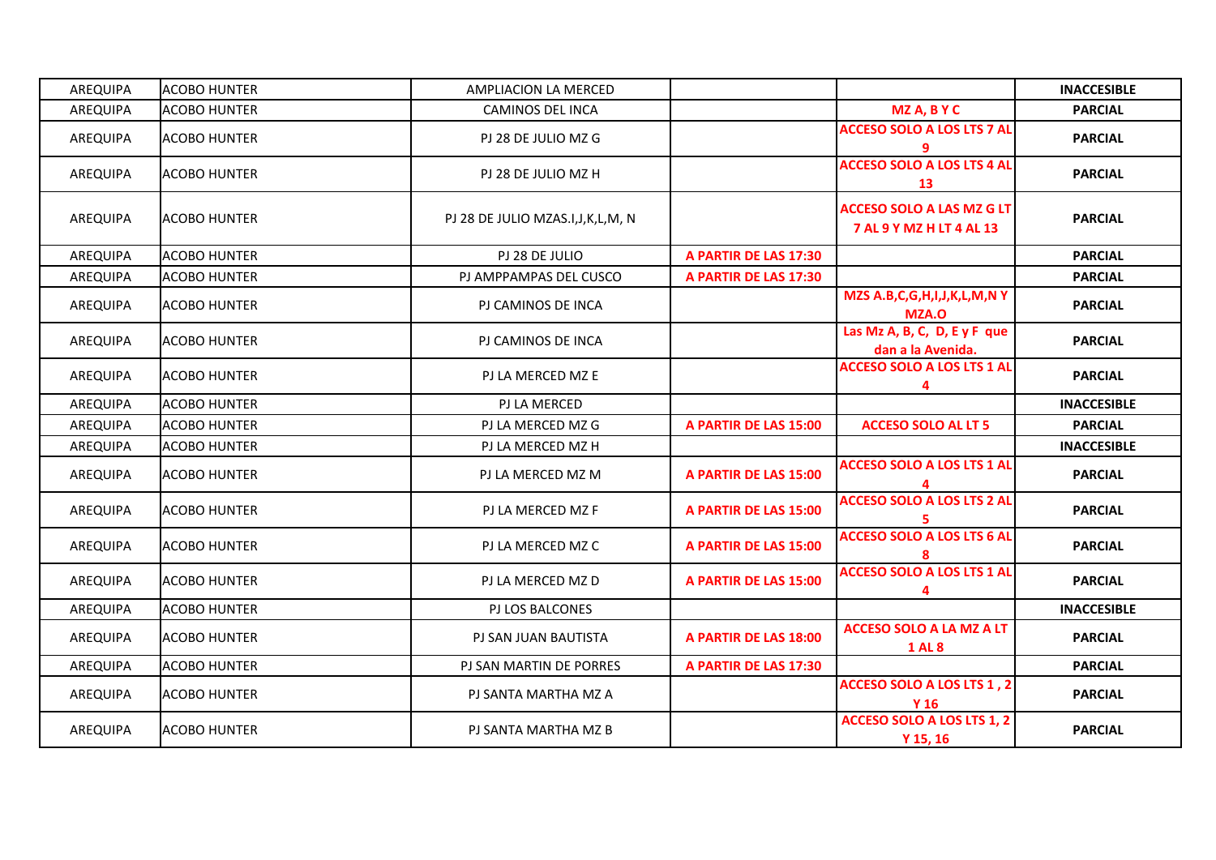| AREQUIPA | ACOBO HUNTER | AMPLIACION LA MERCED | | | **INACCESIBLE** |
|---|---|---|---|---|---|
| AREQUIPA | ACOBO HUNTER | CAMINOS DEL INCA | | **MZ A, B Y C** | **PARCIAL** |
| AREQUIPA | ACOBO HUNTER | PJ 28 DE JULIO MZ G | | **ACCESO SOLO A LOS LTS 7 AL 9** | **PARCIAL** |
| AREQUIPA | ACOBO HUNTER | PJ 28 DE JULIO MZ H | | **ACCESO SOLO A LOS LTS 4 AL 13** | **PARCIAL** |
| AREQUIPA | ACOBO HUNTER | PJ 28 DE JULIO MZAS.I,J,K,L,M, N | | **ACCESO SOLO A LAS MZ G LT 7 AL 9 Y MZ H LT 4 AL 13** | **PARCIAL** |
| AREQUIPA | ACOBO HUNTER | PJ 28 DE JULIO | **A PARTIR DE LAS 17:30** | | **PARCIAL** |
| AREQUIPA | ACOBO HUNTER | PJ AMPPAMPAS DEL CUSCO | **A PARTIR DE LAS 17:30** | | **PARCIAL** |
| AREQUIPA | ACOBO HUNTER | PJ CAMINOS DE INCA | | **MZS A.B,C,G,H,I,J,K,L,M,N Y MZA.O** | **PARCIAL** |
| AREQUIPA | ACOBO HUNTER | PJ CAMINOS DE INCA | | **Las Mz A, B, C, D, E y F que dan a la Avenida.** | **PARCIAL** |
| AREQUIPA | ACOBO HUNTER | PJ LA MERCED MZ E | | **ACCESO SOLO A LOS LTS 1 AL 4** | **PARCIAL** |
| AREQUIPA | ACOBO HUNTER | PJ LA MERCED | | | **INACCESIBLE** |
| AREQUIPA | ACOBO HUNTER | PJ LA MERCED MZ G | **A PARTIR DE LAS 15:00** | **ACCESO SOLO AL LT 5** | **PARCIAL** |
| AREQUIPA | ACOBO HUNTER | PJ LA MERCED MZ H | | | **INACCESIBLE** |
| AREQUIPA | ACOBO HUNTER | PJ LA MERCED MZ M | **A PARTIR DE LAS 15:00** | **ACCESO SOLO A LOS LTS 1 AL 4** | **PARCIAL** |
| AREQUIPA | ACOBO HUNTER | PJ LA MERCED MZ F | **A PARTIR DE LAS 15:00** | **ACCESO SOLO A LOS LTS 2 AL 5** | **PARCIAL** |
| AREQUIPA | ACOBO HUNTER | PJ LA MERCED MZ C | **A PARTIR DE LAS 15:00** | **ACCESO SOLO A LOS LTS 6 AL 8** | **PARCIAL** |
| AREQUIPA | ACOBO HUNTER | PJ LA MERCED MZ D | **A PARTIR DE LAS 15:00** | **ACCESO SOLO A LOS LTS 1 AL 4** | **PARCIAL** |
| AREQUIPA | ACOBO HUNTER | PJ LOS BALCONES | | | **INACCESIBLE** |
| AREQUIPA | ACOBO HUNTER | PJ SAN JUAN BAUTISTA | **A PARTIR DE LAS 18:00** | **ACCESO SOLO A LA MZ A LT 1 AL 8** | **PARCIAL** |
| AREQUIPA | ACOBO HUNTER | PJ SAN MARTIN DE PORRES | **A PARTIR DE LAS 17:30** | | **PARCIAL** |
| AREQUIPA | ACOBO HUNTER | PJ SANTA MARTHA MZ A | | **ACCESO SOLO A LOS LTS 1 , 2 Y 16** | **PARCIAL** |
| AREQUIPA | ACOBO HUNTER | PJ SANTA MARTHA MZ B | | **ACCESO SOLO A LOS LTS 1, 2 Y 15, 16** | **PARCIAL** |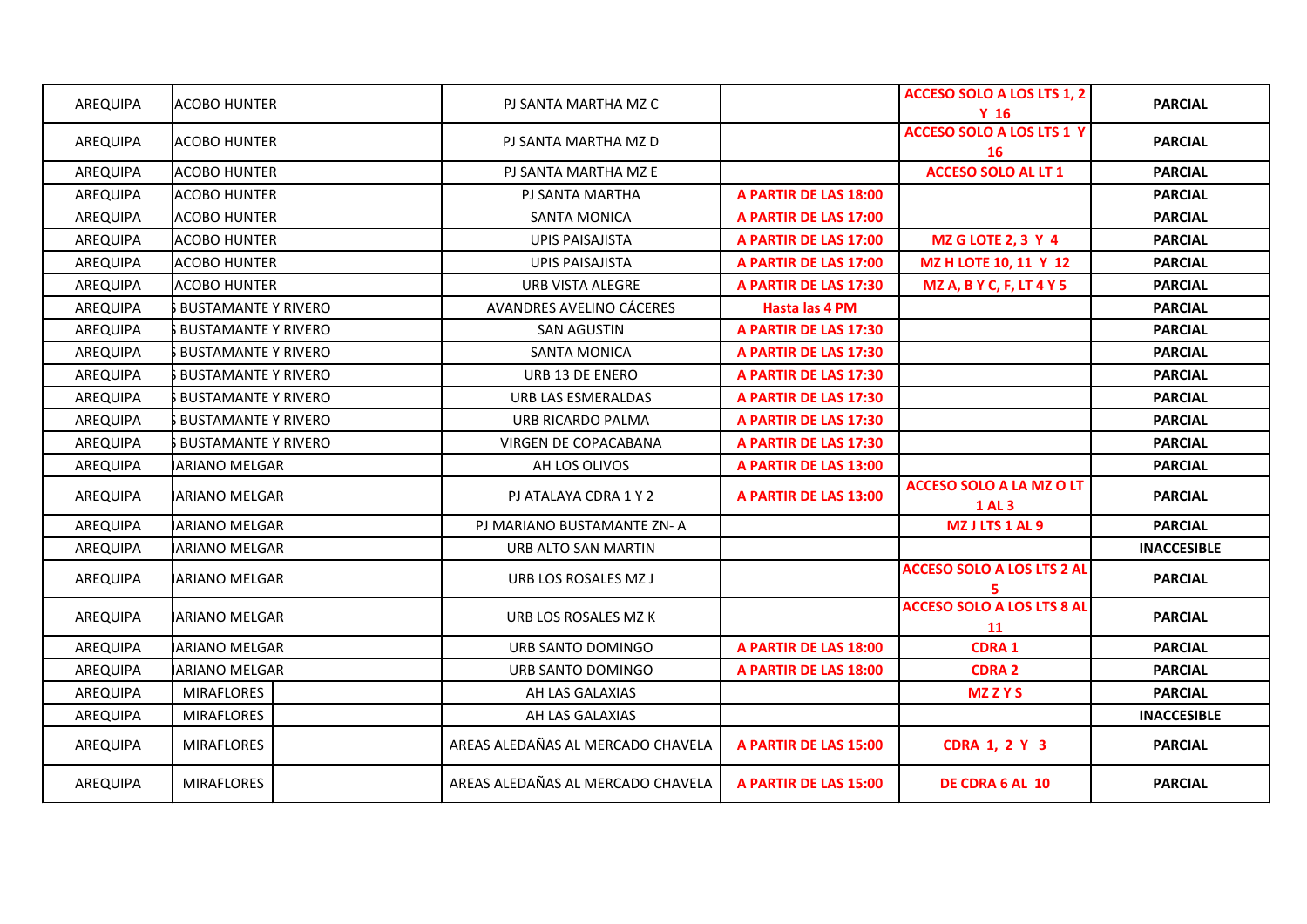| AREQUIPA | ACOBO HUNTER | PJ SANTA MARTHA MZ C | | ACCESO SOLO A LOS LTS 1, 2 Y 16 | PARCIAL |
|---|---|---|---|---|---|
| AREQUIPA | ACOBO HUNTER | PJ SANTA MARTHA MZ D | | ACCESO SOLO A LOS LTS 1 Y 16 | PARCIAL |
| AREQUIPA | ACOBO HUNTER | PJ SANTA MARTHA MZ E | | ACCESO SOLO AL LT 1 | PARCIAL |
| AREQUIPA | ACOBO HUNTER | PJ SANTA MARTHA | A PARTIR DE LAS 18:00 | | PARCIAL |
| AREQUIPA | ACOBO HUNTER | SANTA MONICA | A PARTIR DE LAS 17:00 | | PARCIAL |
| AREQUIPA | ACOBO HUNTER | UPIS PAISAJISTA | A PARTIR DE LAS 17:00 | MZ G LOTE 2, 3 Y 4 | PARCIAL |
| AREQUIPA | ACOBO HUNTER | UPIS PAISAJISTA | A PARTIR DE LAS 17:00 | MZ H LOTE 10, 11 Y 12 | PARCIAL |
| AREQUIPA | ACOBO HUNTER | URB VISTA ALEGRE | A PARTIR DE LAS 17:30 | MZ A, B Y C, F, LT 4 Y 5 | PARCIAL |
| AREQUIPA | BUSTAMANTE Y RIVERO | AVANDRES AVELINO CÁCERES | Hasta las 4 PM | | PARCIAL |
| AREQUIPA | BUSTAMANTE Y RIVERO | SAN AGUSTIN | A PARTIR DE LAS 17:30 | | PARCIAL |
| AREQUIPA | BUSTAMANTE Y RIVERO | SANTA MONICA | A PARTIR DE LAS 17:30 | | PARCIAL |
| AREQUIPA | BUSTAMANTE Y RIVERO | URB 13 DE ENERO | A PARTIR DE LAS 17:30 | | PARCIAL |
| AREQUIPA | BUSTAMANTE Y RIVERO | URB LAS ESMERALDAS | A PARTIR DE LAS 17:30 | | PARCIAL |
| AREQUIPA | BUSTAMANTE Y RIVERO | URB RICARDO PALMA | A PARTIR DE LAS 17:30 | | PARCIAL |
| AREQUIPA | BUSTAMANTE Y RIVERO | VIRGEN DE COPACABANA | A PARTIR DE LAS 17:30 | | PARCIAL |
| AREQUIPA | IARIANO MELGAR | AH LOS OLIVOS | A PARTIR DE LAS 13:00 | | PARCIAL |
| AREQUIPA | IARIANO MELGAR | PJ ATALAYA CDRA 1 Y 2 | A PARTIR DE LAS 13:00 | ACCESO SOLO A LA MZ O LT 1 AL 3 | PARCIAL |
| AREQUIPA | IARIANO MELGAR | PJ MARIANO BUSTAMANTE ZN- A | | MZ J LTS 1 AL 9 | PARCIAL |
| AREQUIPA | IARIANO MELGAR | URB ALTO SAN MARTIN | | | INACCESIBLE |
| AREQUIPA | IARIANO MELGAR | URB LOS ROSALES MZ J | | ACCESO SOLO A LOS LTS 2 AL 5 | PARCIAL |
| AREQUIPA | IARIANO MELGAR | URB LOS ROSALES MZ K | | ACCESO SOLO A LOS LTS 8 AL 11 | PARCIAL |
| AREQUIPA | IARIANO MELGAR | URB SANTO DOMINGO | A PARTIR DE LAS 18:00 | CDRA 1 | PARCIAL |
| AREQUIPA | IARIANO MELGAR | URB SANTO DOMINGO | A PARTIR DE LAS 18:00 | CDRA 2 | PARCIAL |
| AREQUIPA | MIRAFLORES | AH LAS GALAXIAS | | MZ Z Y S | PARCIAL |
| AREQUIPA | MIRAFLORES | AH LAS GALAXIAS | | | INACCESIBLE |
| AREQUIPA | MIRAFLORES | AREAS ALEDAÑAS AL MERCADO CHAVELA | A PARTIR DE LAS 15:00 | CDRA 1, 2 Y 3 | PARCIAL |
| AREQUIPA | MIRAFLORES | AREAS ALEDAÑAS AL MERCADO CHAVELA | A PARTIR DE LAS 15:00 | DE CDRA 6 AL 10 | PARCIAL |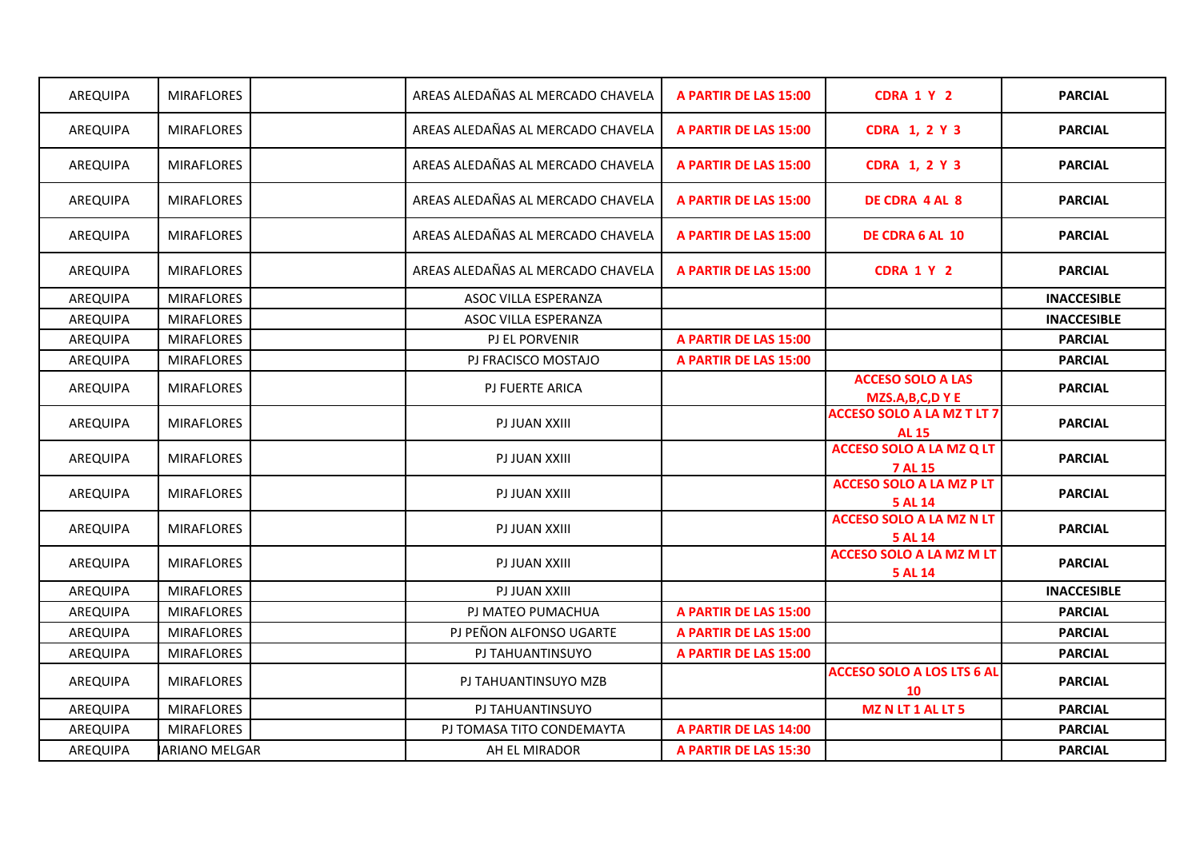| | | | | | | |
|---|---|---|---|---|---|---|
| AREQUIPA | MIRAFLORES | | AREAS ALEDAÑAS AL MERCADO CHAVELA | **A PARTIR DE LAS 15:00** | **CDRA 1 Y 2** | **PARCIAL** |
| AREQUIPA | MIRAFLORES | | AREAS ALEDAÑAS AL MERCADO CHAVELA | **A PARTIR DE LAS 15:00** | **CDRA 1, 2 Y 3** | **PARCIAL** |
| AREQUIPA | MIRAFLORES | | AREAS ALEDAÑAS AL MERCADO CHAVELA | **A PARTIR DE LAS 15:00** | **CDRA 1, 2 Y 3** | **PARCIAL** |
| AREQUIPA | MIRAFLORES | | AREAS ALEDAÑAS AL MERCADO CHAVELA | **A PARTIR DE LAS 15:00** | **DE CDRA 4 AL 8** | **PARCIAL** |
| AREQUIPA | MIRAFLORES | | AREAS ALEDAÑAS AL MERCADO CHAVELA | **A PARTIR DE LAS 15:00** | **DE CDRA 6 AL 10** | **PARCIAL** |
| AREQUIPA | MIRAFLORES | | AREAS ALEDAÑAS AL MERCADO CHAVELA | **A PARTIR DE LAS 15:00** | **CDRA 1 Y 2** | **PARCIAL** |
| AREQUIPA | MIRAFLORES | | ASOC VILLA ESPERANZA | | | **INACCESIBLE** |
| AREQUIPA | MIRAFLORES | | ASOC VILLA ESPERANZA | | | **INACCESIBLE** |
| AREQUIPA | MIRAFLORES | | PJ EL PORVENIR | **A PARTIR DE LAS 15:00** | | **PARCIAL** |
| AREQUIPA | MIRAFLORES | | PJ FRACISCO MOSTAJO | **A PARTIR DE LAS 15:00** | | **PARCIAL** |
| AREQUIPA | MIRAFLORES | | PJ FUERTE ARICA | | **ACCESO SOLO A LAS MZS.A,B,C,D Y E** | **PARCIAL** |
| AREQUIPA | MIRAFLORES | | PJ JUAN XXIII | | **ACCESO SOLO A LA MZ T LT 7 AL 15** | **PARCIAL** |
| AREQUIPA | MIRAFLORES | | PJ JUAN XXIII | | **ACCESO SOLO A LA MZ Q LT 7 AL 15** | **PARCIAL** |
| AREQUIPA | MIRAFLORES | | PJ JUAN XXIII | | **ACCESO SOLO A LA MZ P LT 5 AL 14** | **PARCIAL** |
| AREQUIPA | MIRAFLORES | | PJ JUAN XXIII | | **ACCESO SOLO A LA MZ N LT 5 AL 14** | **PARCIAL** |
| AREQUIPA | MIRAFLORES | | PJ JUAN XXIII | | **ACCESO SOLO A LA MZ M LT 5 AL 14** | **PARCIAL** |
| AREQUIPA | MIRAFLORES | | PJ JUAN XXIII | | | **INACCESIBLE** |
| AREQUIPA | MIRAFLORES | | PJ MATEO PUMACHUA | **A PARTIR DE LAS 15:00** | | **PARCIAL** |
| AREQUIPA | MIRAFLORES | | PJ PEÑON ALFONSO UGARTE | **A PARTIR DE LAS 15:00** | | **PARCIAL** |
| AREQUIPA | MIRAFLORES | | PJ TAHUANTINSUYO | **A PARTIR DE LAS 15:00** | | **PARCIAL** |
| AREQUIPA | MIRAFLORES | | PJ TAHUANTINSUYO MZB | | **ACCESO SOLO A LOS LTS 6 AL 10** | **PARCIAL** |
| AREQUIPA | MIRAFLORES | | PJ TAHUANTINSUYO | | **MZ N LT 1 AL LT 5** | **PARCIAL** |
| AREQUIPA | MIRAFLORES | | PJ TOMASA TITO CONDEMAYTA | **A PARTIR DE LAS 14:00** | | **PARCIAL** |
| AREQUIPA | IARIANO MELGAR | | AH EL MIRADOR | **A PARTIR DE LAS 15:30** | | **PARCIAL** |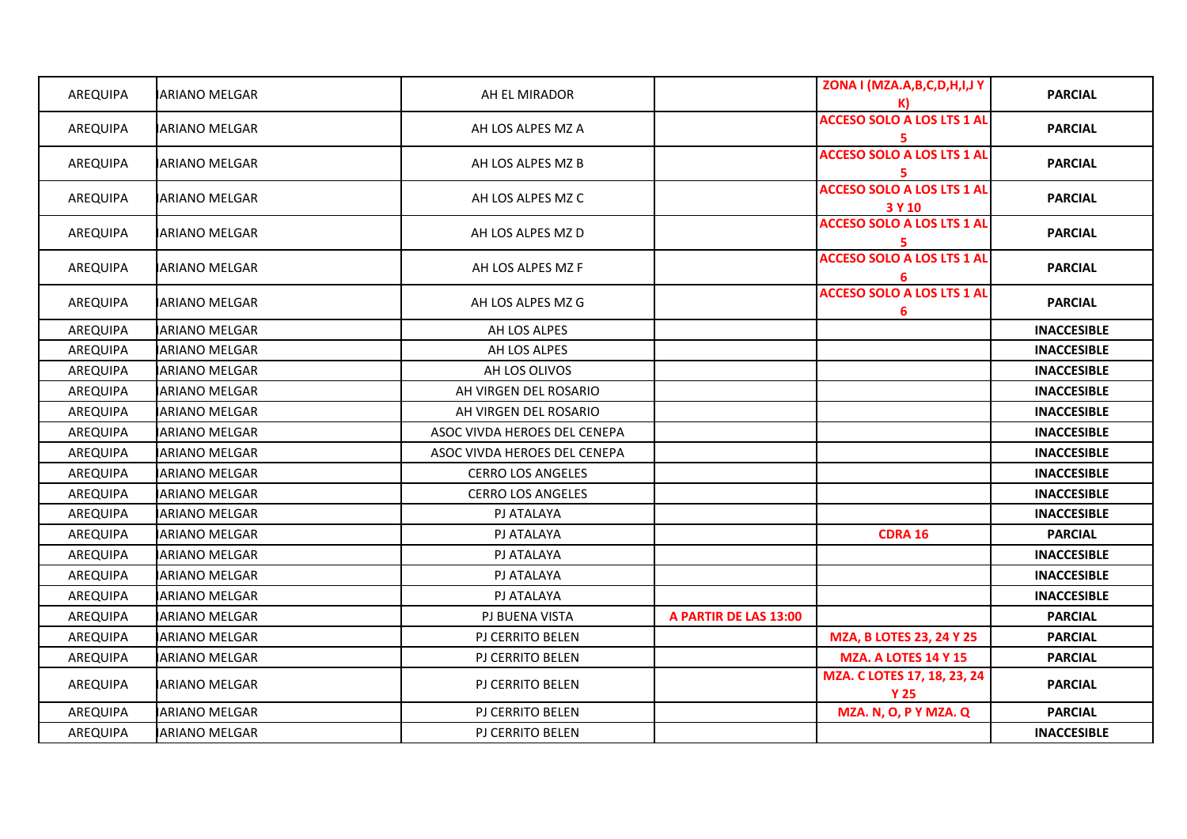| AREQUIPA | IARIANO MELGAR | AH EL MIRADOR | | ZONA I (MZA.A,B,C,D,H,I,J Y K) | PARCIAL |
|---|---|---|---|---|---|
| AREQUIPA | IARIANO MELGAR | AH LOS ALPES MZ A | | ACCESO SOLO A LOS LTS 1 AL 5 | PARCIAL |
| AREQUIPA | IARIANO MELGAR | AH LOS ALPES MZ B | | ACCESO SOLO A LOS LTS 1 AL 5 | PARCIAL |
| AREQUIPA | IARIANO MELGAR | AH LOS ALPES MZ C | | ACCESO SOLO A LOS LTS 1 AL 3 Y 10 | PARCIAL |
| AREQUIPA | IARIANO MELGAR | AH LOS ALPES MZ D | | ACCESO SOLO A LOS LTS 1 AL 5 | PARCIAL |
| AREQUIPA | IARIANO MELGAR | AH LOS ALPES MZ F | | ACCESO SOLO A LOS LTS 1 AL 6 | PARCIAL |
| AREQUIPA | IARIANO MELGAR | AH LOS ALPES MZ G | | ACCESO SOLO A LOS LTS 1 AL 6 | PARCIAL |
| AREQUIPA | IARIANO MELGAR | AH LOS ALPES | | | INACCESIBLE |
| AREQUIPA | IARIANO MELGAR | AH LOS ALPES | | | INACCESIBLE |
| AREQUIPA | IARIANO MELGAR | AH LOS OLIVOS | | | INACCESIBLE |
| AREQUIPA | IARIANO MELGAR | AH VIRGEN DEL ROSARIO | | | INACCESIBLE |
| AREQUIPA | IARIANO MELGAR | AH VIRGEN DEL ROSARIO | | | INACCESIBLE |
| AREQUIPA | IARIANO MELGAR | ASOC VIVDA HEROES DEL CENEPA | | | INACCESIBLE |
| AREQUIPA | IARIANO MELGAR | ASOC VIVDA HEROES DEL CENEPA | | | INACCESIBLE |
| AREQUIPA | IARIANO MELGAR | CERRO LOS ANGELES | | | INACCESIBLE |
| AREQUIPA | IARIANO MELGAR | CERRO LOS ANGELES | | | INACCESIBLE |
| AREQUIPA | IARIANO MELGAR | PJ ATALAYA | | | INACCESIBLE |
| AREQUIPA | IARIANO MELGAR | PJ ATALAYA | | CDRA 16 | PARCIAL |
| AREQUIPA | IARIANO MELGAR | PJ ATALAYA | | | INACCESIBLE |
| AREQUIPA | IARIANO MELGAR | PJ ATALAYA | | | INACCESIBLE |
| AREQUIPA | IARIANO MELGAR | PJ ATALAYA | | | INACCESIBLE |
| AREQUIPA | IARIANO MELGAR | PJ BUENA VISTA | A PARTIR DE LAS 13:00 | | PARCIAL |
| AREQUIPA | IARIANO MELGAR | PJ CERRITO BELEN | | MZA, B LOTES 23, 24 Y 25 | PARCIAL |
| AREQUIPA | IARIANO MELGAR | PJ CERRITO BELEN | | MZA. A LOTES 14 Y 15 | PARCIAL |
| AREQUIPA | IARIANO MELGAR | PJ CERRITO BELEN | | MZA. C LOTES 17, 18, 23, 24 Y 25 | PARCIAL |
| AREQUIPA | IARIANO MELGAR | PJ CERRITO BELEN | | MZA. N, O, P Y MZA. Q | PARCIAL |
| AREQUIPA | IARIANO MELGAR | PJ CERRITO BELEN | | | INACCESIBLE |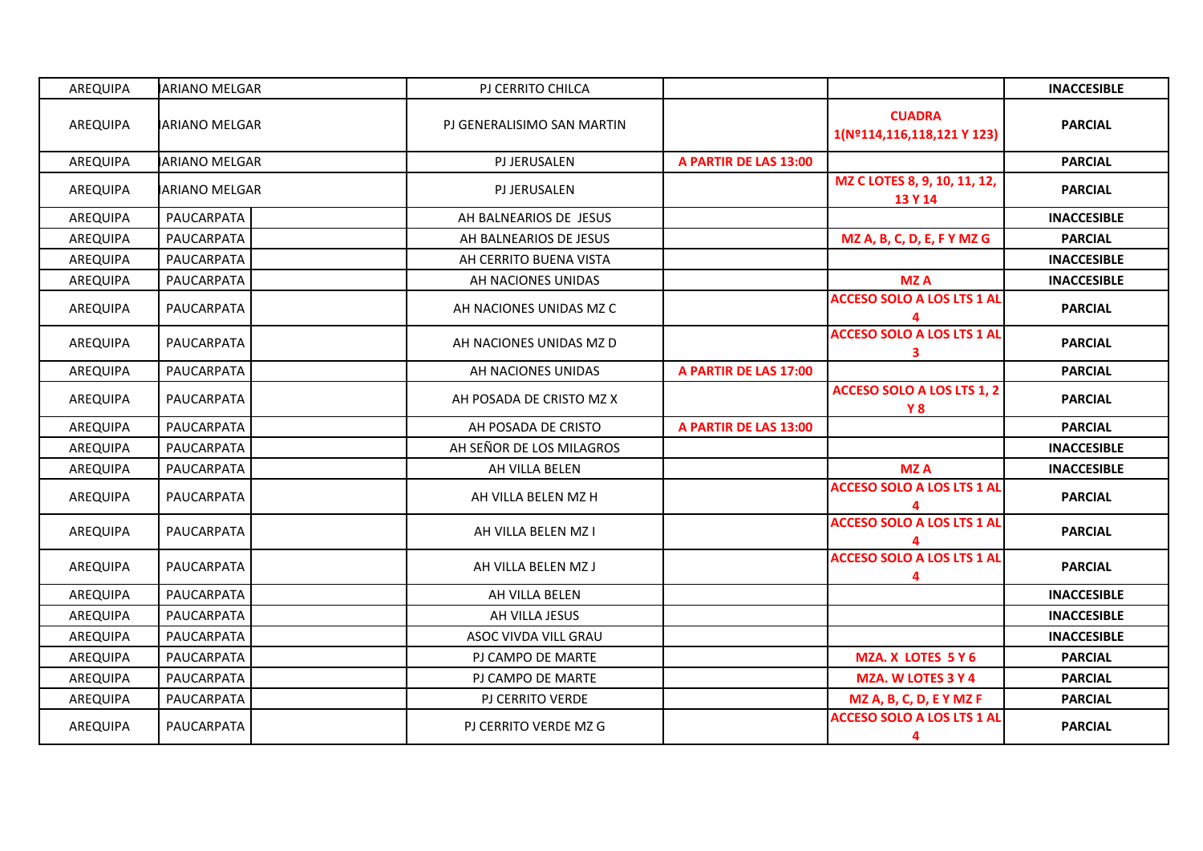| AREQUIPA | IARIANO MELGAR | | PJ CERRITO CHILCA | | | INACCESIBLE |
|---|---|---|---|---|---|---|
| AREQUIPA | IARIANO MELGAR | | PJ GENERALISIMO SAN MARTIN | | CUADRA 1(Nº114,116,118,121 Y 123) | PARCIAL |
| AREQUIPA | IARIANO MELGAR | | PJ JERUSALEN | A PARTIR DE LAS 13:00 | | PARCIAL |
| AREQUIPA | IARIANO MELGAR | | PJ JERUSALEN | | MZ C LOTES 8, 9, 10, 11, 12, 13 Y 14 | PARCIAL |
| AREQUIPA | PAUCARPATA | | AH BALNEARIOS DE JESUS | | | INACCESIBLE |
| AREQUIPA | PAUCARPATA | | AH BALNEARIOS DE JESUS | | MZ A, B, C, D, E, F Y MZ G | PARCIAL |
| AREQUIPA | PAUCARPATA | | AH CERRITO BUENA VISTA | | | INACCESIBLE |
| AREQUIPA | PAUCARPATA | | AH NACIONES UNIDAS | | MZ A | INACCESIBLE |
| AREQUIPA | PAUCARPATA | | AH NACIONES UNIDAS MZ C | | ACCESO SOLO A LOS LTS 1 AL 4 | PARCIAL |
| AREQUIPA | PAUCARPATA | | AH NACIONES UNIDAS MZ D | | ACCESO SOLO A LOS LTS 1 AL 3 | PARCIAL |
| AREQUIPA | PAUCARPATA | | AH NACIONES UNIDAS | A PARTIR DE LAS 17:00 | | PARCIAL |
| AREQUIPA | PAUCARPATA | | AH POSADA DE CRISTO MZ X | | ACCESO SOLO A LOS LTS 1, 2 Y 8 | PARCIAL |
| AREQUIPA | PAUCARPATA | | AH POSADA DE CRISTO | A PARTIR DE LAS 13:00 | | PARCIAL |
| AREQUIPA | PAUCARPATA | | AH SEÑOR DE LOS MILAGROS | | | INACCESIBLE |
| AREQUIPA | PAUCARPATA | | AH VILLA BELEN | | MZ A | INACCESIBLE |
| AREQUIPA | PAUCARPATA | | AH VILLA BELEN MZ H | | ACCESO SOLO A LOS LTS 1 AL 4 | PARCIAL |
| AREQUIPA | PAUCARPATA | | AH VILLA BELEN MZ I | | ACCESO SOLO A LOS LTS 1 AL 4 | PARCIAL |
| AREQUIPA | PAUCARPATA | | AH VILLA BELEN MZ J | | ACCESO SOLO A LOS LTS 1 AL 4 | PARCIAL |
| AREQUIPA | PAUCARPATA | | AH VILLA BELEN | | | INACCESIBLE |
| AREQUIPA | PAUCARPATA | | AH VILLA JESUS | | | INACCESIBLE |
| AREQUIPA | PAUCARPATA | | ASOC VIVDA VILL GRAU | | | INACCESIBLE |
| AREQUIPA | PAUCARPATA | | PJ CAMPO DE MARTE | | MZA. X LOTES 5 Y 6 | PARCIAL |
| AREQUIPA | PAUCARPATA | | PJ CAMPO DE MARTE | | MZA. W LOTES 3 Y 4 | PARCIAL |
| AREQUIPA | PAUCARPATA | | PJ CERRITO VERDE | | MZ A, B, C, D, E Y MZ F | PARCIAL |
| AREQUIPA | PAUCARPATA | | PJ CERRITO VERDE MZ G | | ACCESO SOLO A LOS LTS 1 AL 4 | PARCIAL |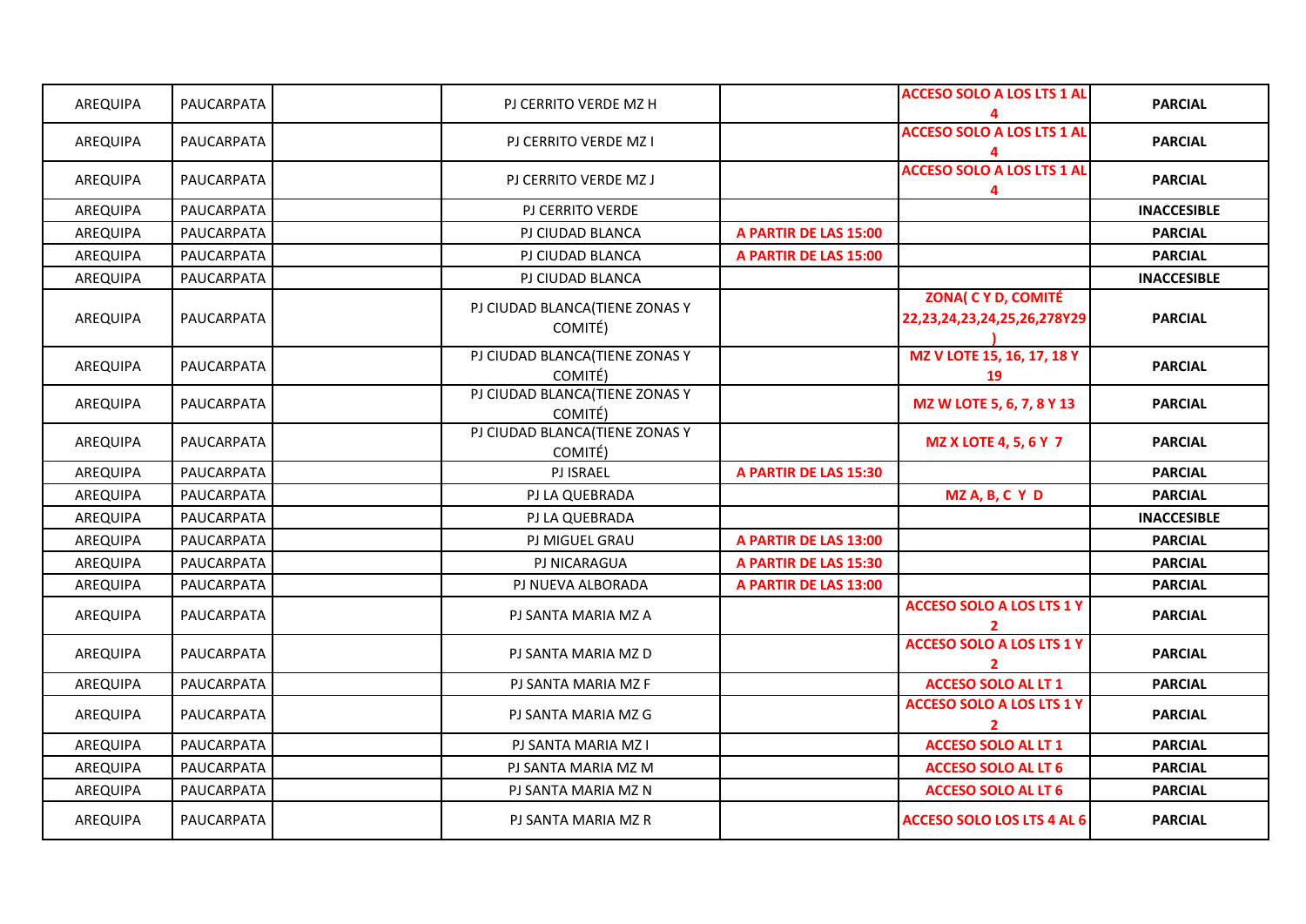| AREQUIPA | PAUCARPATA | | PJ CERRITO VERDE MZ H | | **ACCESO SOLO A LOS LTS 1 AL 4** | **PARCIAL** |
|---|---|---|---|---|---|---|
| AREQUIPA | PAUCARPATA | | PJ CERRITO VERDE MZ I | | **ACCESO SOLO A LOS LTS 1 AL 4** | **PARCIAL** |
| AREQUIPA | PAUCARPATA | | PJ CERRITO VERDE MZ J | | **ACCESO SOLO A LOS LTS 1 AL 4** | **PARCIAL** |
| AREQUIPA | PAUCARPATA | | PJ CERRITO VERDE | | | **INACCESIBLE** |
| AREQUIPA | PAUCARPATA | | PJ CIUDAD BLANCA | **A PARTIR DE LAS 15:00** | | **PARCIAL** |
| AREQUIPA | PAUCARPATA | | PJ CIUDAD BLANCA | **A PARTIR DE LAS 15:00** | | **PARCIAL** |
| AREQUIPA | PAUCARPATA | | PJ CIUDAD BLANCA | | | **INACCESIBLE** |
| AREQUIPA | PAUCARPATA | | PJ CIUDAD BLANCA(TIENE ZONAS Y COMITÉ) | | **ZONA( C Y D, COMITÉ 22,23,24,23,24,25,26,278Y29 )** | **PARCIAL** |
| AREQUIPA | PAUCARPATA | | PJ CIUDAD BLANCA(TIENE ZONAS Y COMITÉ) | | **MZ V LOTE 15, 16, 17, 18 Y 19** | **PARCIAL** |
| AREQUIPA | PAUCARPATA | | PJ CIUDAD BLANCA(TIENE ZONAS Y COMITÉ) | | **MZ W LOTE 5, 6, 7, 8 Y 13** | **PARCIAL** |
| AREQUIPA | PAUCARPATA | | PJ CIUDAD BLANCA(TIENE ZONAS Y COMITÉ) | | **MZ X LOTE 4, 5, 6 Y 7** | **PARCIAL** |
| AREQUIPA | PAUCARPATA | | PJ ISRAEL | **A PARTIR DE LAS 15:30** | | **PARCIAL** |
| AREQUIPA | PAUCARPATA | | PJ LA QUEBRADA | | **MZ A, B, C Y D** | **PARCIAL** |
| AREQUIPA | PAUCARPATA | | PJ LA QUEBRADA | | | **INACCESIBLE** |
| AREQUIPA | PAUCARPATA | | PJ MIGUEL GRAU | **A PARTIR DE LAS 13:00** | | **PARCIAL** |
| AREQUIPA | PAUCARPATA | | PJ NICARAGUA | **A PARTIR DE LAS 15:30** | | **PARCIAL** |
| AREQUIPA | PAUCARPATA | | PJ NUEVA ALBORADA | **A PARTIR DE LAS 13:00** | | **PARCIAL** |
| AREQUIPA | PAUCARPATA | | PJ SANTA MARIA MZ A | | **ACCESO SOLO A LOS LTS 1 Y 2** | **PARCIAL** |
| AREQUIPA | PAUCARPATA | | PJ SANTA MARIA MZ D | | **ACCESO SOLO A LOS LTS 1 Y 2** | **PARCIAL** |
| AREQUIPA | PAUCARPATA | | PJ SANTA MARIA MZ F | | **ACCESO SOLO AL LT 1** | **PARCIAL** |
| AREQUIPA | PAUCARPATA | | PJ SANTA MARIA MZ G | | **ACCESO SOLO A LOS LTS 1 Y 2** | **PARCIAL** |
| AREQUIPA | PAUCARPATA | | PJ SANTA MARIA MZ I | | **ACCESO SOLO AL LT 1** | **PARCIAL** |
| AREQUIPA | PAUCARPATA | | PJ SANTA MARIA MZ M | | **ACCESO SOLO AL LT 6** | **PARCIAL** |
| AREQUIPA | PAUCARPATA | | PJ SANTA MARIA MZ N | | **ACCESO SOLO AL LT 6** | **PARCIAL** |
| AREQUIPA | PAUCARPATA | | PJ SANTA MARIA MZ R | | **ACCESO SOLO LOS LTS 4 AL 6** | **PARCIAL** |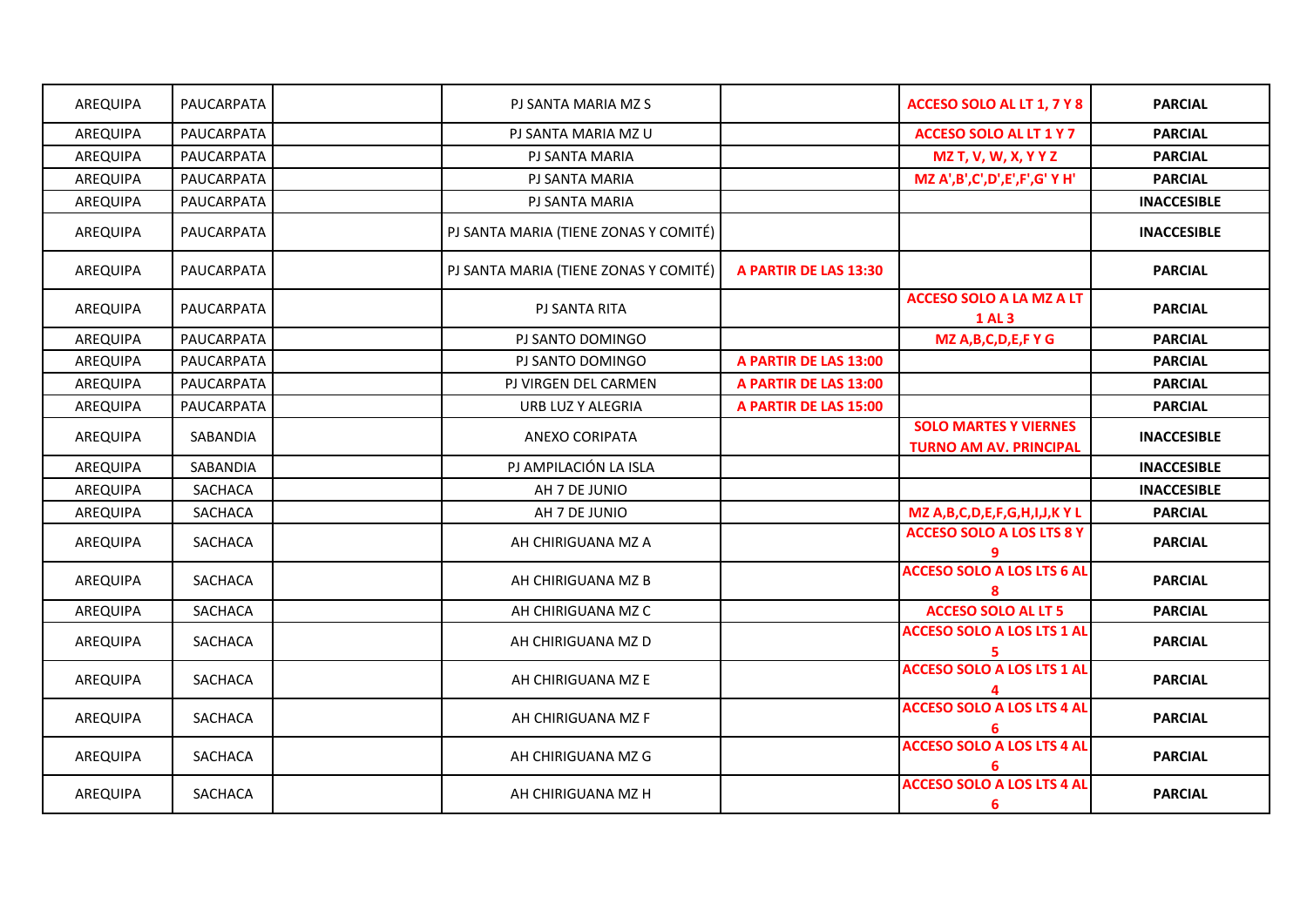| AREQUIPA | PAUCARPATA | | PJ SANTA MARIA MZ S | | **ACCESO SOLO AL LT 1, 7 Y 8** | **PARCIAL** |
|---|---|---|---|---|---|---|
| AREQUIPA | PAUCARPATA | | PJ SANTA MARIA MZ U | | **ACCESO SOLO AL LT 1 Y 7** | **PARCIAL** |
| AREQUIPA | PAUCARPATA | | PJ SANTA MARIA | | **MZ T, V, W, X, Y Y Z** | **PARCIAL** |
| AREQUIPA | PAUCARPATA | | PJ SANTA MARIA | | **MZ A',B',C',D',E',F',G' Y H'** | **PARCIAL** |
| AREQUIPA | PAUCARPATA | | PJ SANTA MARIA | | | **INACCESIBLE** |
| AREQUIPA | PAUCARPATA | | PJ SANTA MARIA (TIENE ZONAS Y COMITÉ) | | | **INACCESIBLE** |
| AREQUIPA | PAUCARPATA | | PJ SANTA MARIA (TIENE ZONAS Y COMITÉ) | **A PARTIR DE LAS 13:30** | | **PARCIAL** |
| AREQUIPA | PAUCARPATA | | PJ SANTA RITA | | **ACCESO SOLO A LA MZ A LT 1 AL 3** | **PARCIAL** |
| AREQUIPA | PAUCARPATA | | PJ SANTO DOMINGO | | **MZ A,B,C,D,E,F Y G** | **PARCIAL** |
| AREQUIPA | PAUCARPATA | | PJ SANTO DOMINGO | **A PARTIR DE LAS 13:00** | | **PARCIAL** |
| AREQUIPA | PAUCARPATA | | PJ VIRGEN DEL CARMEN | **A PARTIR DE LAS 13:00** | | **PARCIAL** |
| AREQUIPA | PAUCARPATA | | URB LUZ Y ALEGRIA | **A PARTIR DE LAS 15:00** | | **PARCIAL** |
| AREQUIPA | SABANDIA | | ANEXO CORIPATA | | **SOLO MARTES Y VIERNES TURNO AM AV. PRINCIPAL** | **INACCESIBLE** |
| AREQUIPA | SABANDIA | | PJ AMPILACIÓN LA ISLA | | | **INACCESIBLE** |
| AREQUIPA | SACHACA | | AH 7 DE JUNIO | | | **INACCESIBLE** |
| AREQUIPA | SACHACA | | AH 7 DE JUNIO | | **MZ A,B,C,D,E,F,G,H,I,J,K Y L** | **PARCIAL** |
| AREQUIPA | SACHACA | | AH CHIRIGUANA MZ A | | **ACCESO SOLO A LOS LTS 8 Y 9** | **PARCIAL** |
| AREQUIPA | SACHACA | | AH CHIRIGUANA MZ B | | **ACCESO SOLO A LOS LTS 6 AL 8** | **PARCIAL** |
| AREQUIPA | SACHACA | | AH CHIRIGUANA MZ C | | **ACCESO SOLO AL LT 5** | **PARCIAL** |
| AREQUIPA | SACHACA | | AH CHIRIGUANA MZ D | | **ACCESO SOLO A LOS LTS 1 AL 5** | **PARCIAL** |
| AREQUIPA | SACHACA | | AH CHIRIGUANA MZ E | | **ACCESO SOLO A LOS LTS 1 AL 4** | **PARCIAL** |
| AREQUIPA | SACHACA | | AH CHIRIGUANA MZ F | | **ACCESO SOLO A LOS LTS 4 AL 6** | **PARCIAL** |
| AREQUIPA | SACHACA | | AH CHIRIGUANA MZ G | | **ACCESO SOLO A LOS LTS 4 AL 6** | **PARCIAL** |
| AREQUIPA | SACHACA | | AH CHIRIGUANA MZ H | | **ACCESO SOLO A LOS LTS 4 AL 6** | **PARCIAL** |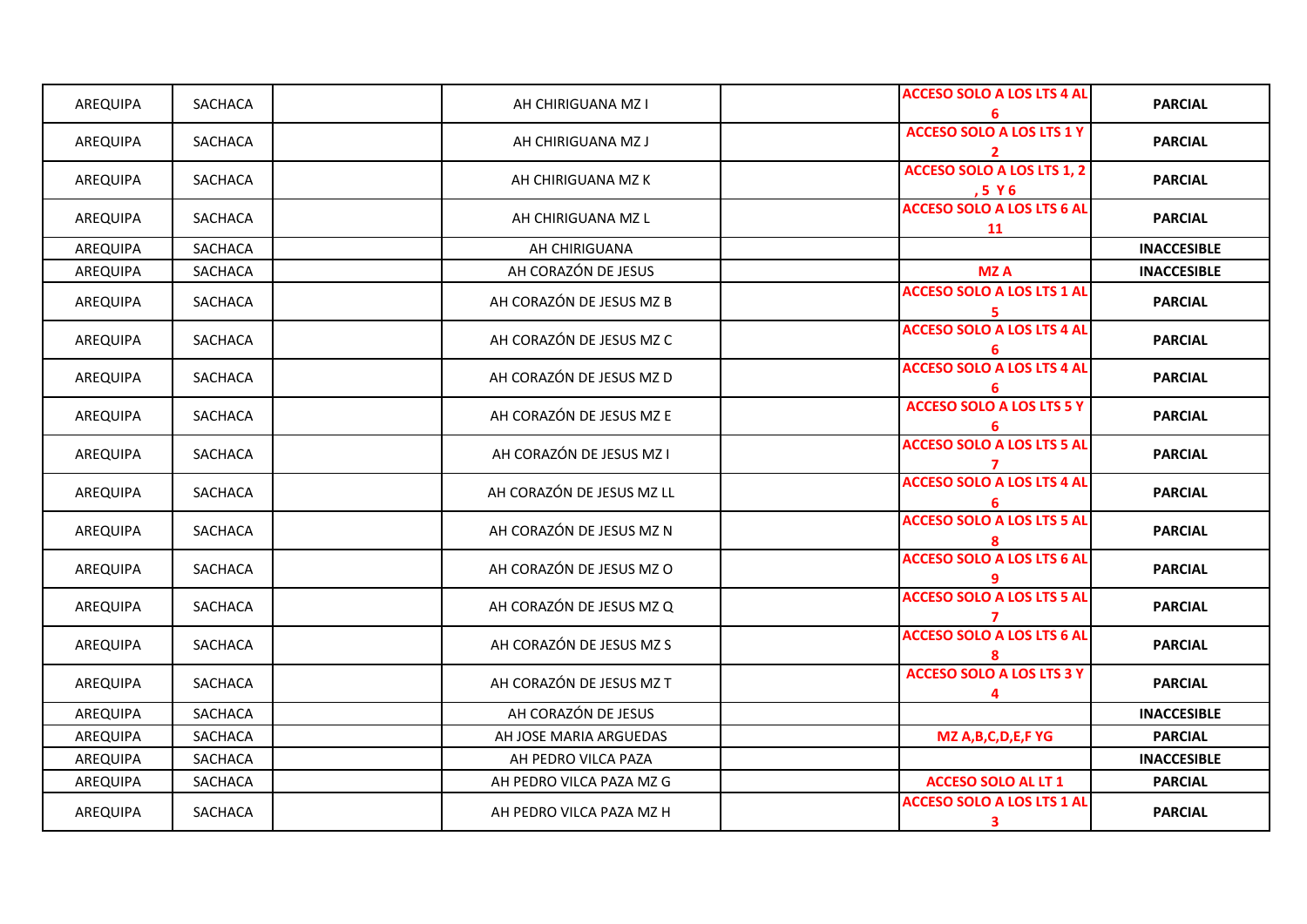| | | | | | | |
|---|---|---|---|---|---|---|
| AREQUIPA | SACHACA | | AH CHIRIGUANA MZ I | | **ACCESO SOLO A LOS LTS 4 AL 6** | **PARCIAL** |
| AREQUIPA | SACHACA | | AH CHIRIGUANA MZ J | | **ACCESO SOLO A LOS LTS 1 Y 2** | **PARCIAL** |
| AREQUIPA | SACHACA | | AH CHIRIGUANA MZ K | | **ACCESO SOLO A LOS LTS 1, 2 ,5 Y 6** | **PARCIAL** |
| AREQUIPA | SACHACA | | AH CHIRIGUANA MZ L | | **ACCESO SOLO A LOS LTS 6 AL 11** | **PARCIAL** |
| AREQUIPA | SACHACA | | AH CHIRIGUANA | | | **INACCESIBLE** |
| AREQUIPA | SACHACA | | AH CORAZÓN DE JESUS | | **MZ A** | **INACCESIBLE** |
| AREQUIPA | SACHACA | | AH CORAZÓN DE JESUS MZ B | | **ACCESO SOLO A LOS LTS 1 AL 5** | **PARCIAL** |
| AREQUIPA | SACHACA | | AH CORAZÓN DE JESUS MZ C | | **ACCESO SOLO A LOS LTS 4 AL 6** | **PARCIAL** |
| AREQUIPA | SACHACA | | AH CORAZÓN DE JESUS MZ D | | **ACCESO SOLO A LOS LTS 4 AL 6** | **PARCIAL** |
| AREQUIPA | SACHACA | | AH CORAZÓN DE JESUS MZ E | | **ACCESO SOLO A LOS LTS 5 Y 6** | **PARCIAL** |
| AREQUIPA | SACHACA | | AH CORAZÓN DE JESUS MZ I | | **ACCESO SOLO A LOS LTS 5 AL 7** | **PARCIAL** |
| AREQUIPA | SACHACA | | AH CORAZÓN DE JESUS MZ LL | | **ACCESO SOLO A LOS LTS 4 AL 6** | **PARCIAL** |
| AREQUIPA | SACHACA | | AH CORAZÓN DE JESUS MZ N | | **ACCESO SOLO A LOS LTS 5 AL 8** | **PARCIAL** |
| AREQUIPA | SACHACA | | AH CORAZÓN DE JESUS MZ O | | **ACCESO SOLO A LOS LTS 6 AL 9** | **PARCIAL** |
| AREQUIPA | SACHACA | | AH CORAZÓN DE JESUS MZ Q | | **ACCESO SOLO A LOS LTS 5 AL 7** | **PARCIAL** |
| AREQUIPA | SACHACA | | AH CORAZÓN DE JESUS MZ S | | **ACCESO SOLO A LOS LTS 6 AL 8** | **PARCIAL** |
| AREQUIPA | SACHACA | | AH CORAZÓN DE JESUS MZ T | | **ACCESO SOLO A LOS LTS 3 Y 4** | **PARCIAL** |
| AREQUIPA | SACHACA | | AH CORAZÓN DE JESUS | | | **INACCESIBLE** |
| AREQUIPA | SACHACA | | AH JOSE MARIA ARGUEDAS | | **MZ A,B,C,D,E,F YG** | **PARCIAL** |
| AREQUIPA | SACHACA | | AH PEDRO VILCA PAZA | | | **INACCESIBLE** |
| AREQUIPA | SACHACA | | AH PEDRO VILCA PAZA MZ G | | **ACCESO SOLO AL LT 1** | **PARCIAL** |
| AREQUIPA | SACHACA | | AH PEDRO VILCA PAZA MZ H | | **ACCESO SOLO A LOS LTS 1 AL 3** | **PARCIAL** |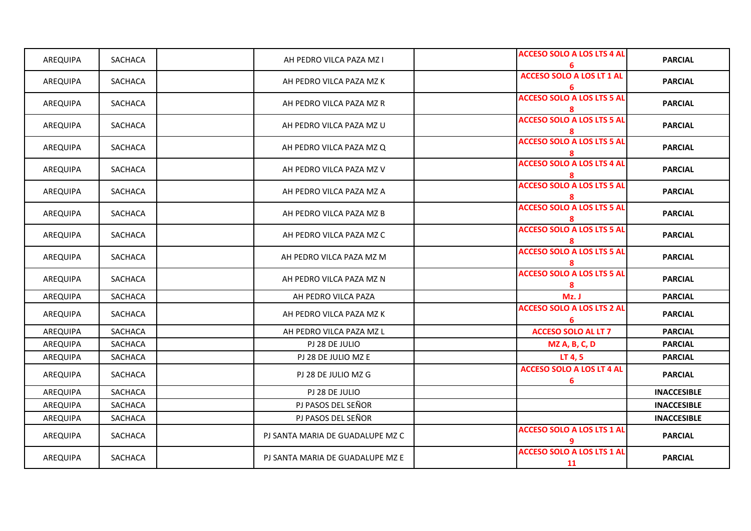| AREQUIPA | SACHACA | | AH PEDRO VILCA PAZA MZ I | | **ACCESO SOLO A LOS LTS 4 AL 6** | **PARCIAL** |
|---|---|---|---|---|---|---|
| AREQUIPA | SACHACA | | AH PEDRO VILCA PAZA MZ K | | **ACCESO SOLO A LOS LT 1 AL 6** | **PARCIAL** |
| AREQUIPA | SACHACA | | AH PEDRO VILCA PAZA MZ R | | **ACCESO SOLO A LOS LTS 5 AL 8** | **PARCIAL** |
| AREQUIPA | SACHACA | | AH PEDRO VILCA PAZA MZ U | | **ACCESO SOLO A LOS LTS 5 AL 8** | **PARCIAL** |
| AREQUIPA | SACHACA | | AH PEDRO VILCA PAZA MZ Q | | **ACCESO SOLO A LOS LTS 5 AL 8** | **PARCIAL** |
| AREQUIPA | SACHACA | | AH PEDRO VILCA PAZA MZ V | | **ACCESO SOLO A LOS LTS 4 AL 8** | **PARCIAL** |
| AREQUIPA | SACHACA | | AH PEDRO VILCA PAZA MZ A | | **ACCESO SOLO A LOS LTS 5 AL 8** | **PARCIAL** |
| AREQUIPA | SACHACA | | AH PEDRO VILCA PAZA MZ B | | **ACCESO SOLO A LOS LTS 5 AL 8** | **PARCIAL** |
| AREQUIPA | SACHACA | | AH PEDRO VILCA PAZA MZ C | | **ACCESO SOLO A LOS LTS 5 AL 8** | **PARCIAL** |
| AREQUIPA | SACHACA | | AH PEDRO VILCA PAZA MZ M | | **ACCESO SOLO A LOS LTS 5 AL 8** | **PARCIAL** |
| AREQUIPA | SACHACA | | AH PEDRO VILCA PAZA MZ N | | **ACCESO SOLO A LOS LTS 5 AL 8** | **PARCIAL** |
| AREQUIPA | SACHACA | | AH PEDRO VILCA PAZA | | **Mz. J** | **PARCIAL** |
| AREQUIPA | SACHACA | | AH PEDRO VILCA PAZA MZ K | | **ACCESO SOLO A LOS LTS 2 AL 6** | **PARCIAL** |
| AREQUIPA | SACHACA | | AH PEDRO VILCA PAZA MZ L | | **ACCESO SOLO AL LT 7** | **PARCIAL** |
| AREQUIPA | SACHACA | | PJ 28 DE JULIO | | **MZ A, B, C, D** | **PARCIAL** |
| AREQUIPA | SACHACA | | PJ 28 DE JULIO MZ E | | **LT 4, 5** | **PARCIAL** |
| AREQUIPA | SACHACA | | PJ 28 DE JULIO MZ G | | **ACCESO SOLO A LOS LT 4 AL 6** | **PARCIAL** |
| AREQUIPA | SACHACA | | PJ 28 DE JULIO | | | **INACCESIBLE** |
| AREQUIPA | SACHACA | | PJ PASOS DEL SEÑOR | | | **INACCESIBLE** |
| AREQUIPA | SACHACA | | PJ PASOS DEL SEÑOR | | | **INACCESIBLE** |
| AREQUIPA | SACHACA | | PJ SANTA MARIA DE GUADALUPE MZ C | | **ACCESO SOLO A LOS LTS 1 AL 9** | **PARCIAL** |
| AREQUIPA | SACHACA | | PJ SANTA MARIA DE GUADALUPE MZ E | | **ACCESO SOLO A LOS LTS 1 AL 11** | **PARCIAL** |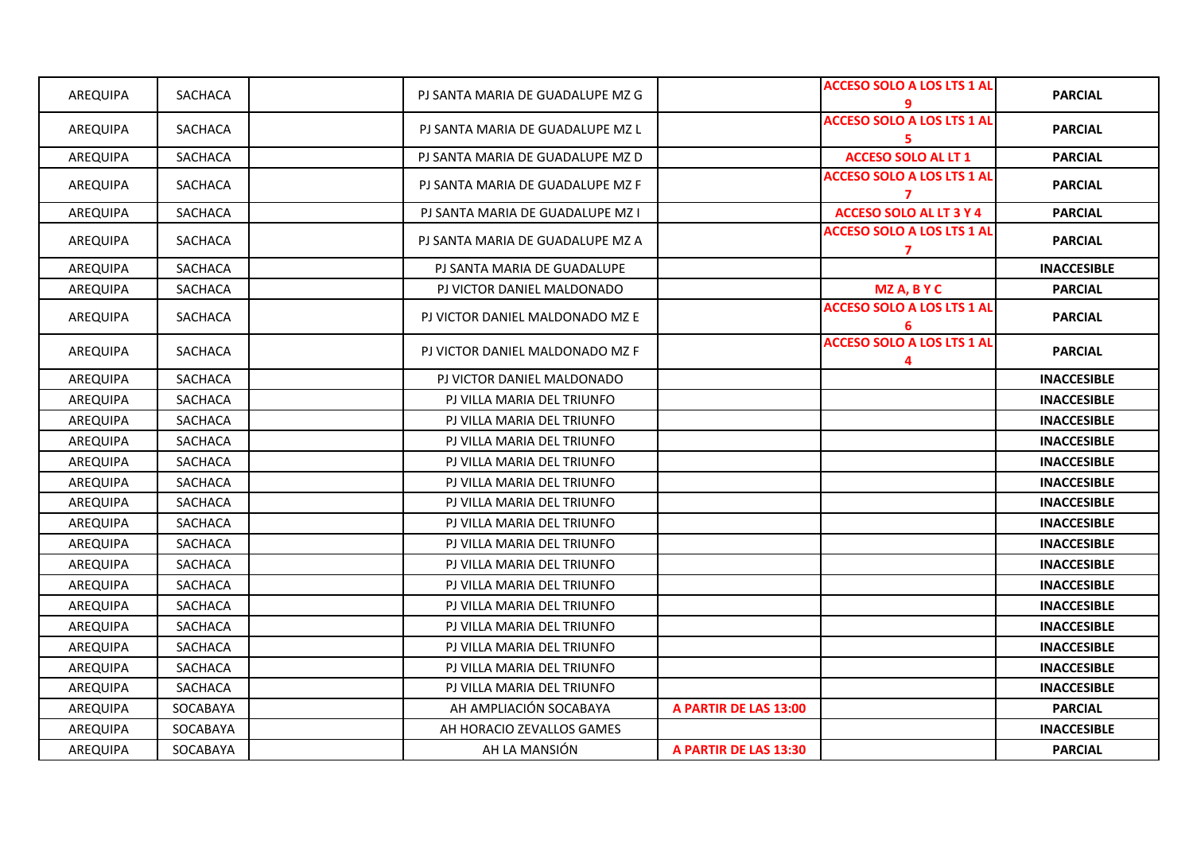| AREQUIPA | SACHACA | | PJ SANTA MARIA DE GUADALUPE MZ G | | **ACCESO SOLO A LOS LTS 1 AL 9** | **PARCIAL** |
|---|---|---|---|---|---|---|
| AREQUIPA | SACHACA | | PJ SANTA MARIA DE GUADALUPE MZ L | | **ACCESO SOLO A LOS LTS 1 AL 5** | **PARCIAL** |
| AREQUIPA | SACHACA | | PJ SANTA MARIA DE GUADALUPE MZ D | | **ACCESO SOLO AL LT 1** | **PARCIAL** |
| AREQUIPA | SACHACA | | PJ SANTA MARIA DE GUADALUPE MZ F | | **ACCESO SOLO A LOS LTS 1 AL 7** | **PARCIAL** |
| AREQUIPA | SACHACA | | PJ SANTA MARIA DE GUADALUPE MZ I | | **ACCESO SOLO AL LT 3 Y 4** | **PARCIAL** |
| AREQUIPA | SACHACA | | PJ SANTA MARIA DE GUADALUPE MZ A | | **ACCESO SOLO A LOS LTS 1 AL 7** | **PARCIAL** |
| AREQUIPA | SACHACA | | PJ SANTA MARIA DE GUADALUPE | | | **INACCESIBLE** |
| AREQUIPA | SACHACA | | PJ VICTOR DANIEL MALDONADO | | **MZ A, B Y C** | **PARCIAL** |
| AREQUIPA | SACHACA | | PJ VICTOR DANIEL MALDONADO MZ E | | **ACCESO SOLO A LOS LTS 1 AL 6** | **PARCIAL** |
| AREQUIPA | SACHACA | | PJ VICTOR DANIEL MALDONADO MZ F | | **ACCESO SOLO A LOS LTS 1 AL 4** | **PARCIAL** |
| AREQUIPA | SACHACA | | PJ VICTOR DANIEL MALDONADO | | | **INACCESIBLE** |
| AREQUIPA | SACHACA | | PJ VILLA MARIA DEL TRIUNFO | | | **INACCESIBLE** |
| AREQUIPA | SACHACA | | PJ VILLA MARIA DEL TRIUNFO | | | **INACCESIBLE** |
| AREQUIPA | SACHACA | | PJ VILLA MARIA DEL TRIUNFO | | | **INACCESIBLE** |
| AREQUIPA | SACHACA | | PJ VILLA MARIA DEL TRIUNFO | | | **INACCESIBLE** |
| AREQUIPA | SACHACA | | PJ VILLA MARIA DEL TRIUNFO | | | **INACCESIBLE** |
| AREQUIPA | SACHACA | | PJ VILLA MARIA DEL TRIUNFO | | | **INACCESIBLE** |
| AREQUIPA | SACHACA | | PJ VILLA MARIA DEL TRIUNFO | | | **INACCESIBLE** |
| AREQUIPA | SACHACA | | PJ VILLA MARIA DEL TRIUNFO | | | **INACCESIBLE** |
| AREQUIPA | SACHACA | | PJ VILLA MARIA DEL TRIUNFO | | | **INACCESIBLE** |
| AREQUIPA | SACHACA | | PJ VILLA MARIA DEL TRIUNFO | | | **INACCESIBLE** |
| AREQUIPA | SACHACA | | PJ VILLA MARIA DEL TRIUNFO | | | **INACCESIBLE** |
| AREQUIPA | SACHACA | | PJ VILLA MARIA DEL TRIUNFO | | | **INACCESIBLE** |
| AREQUIPA | SACHACA | | PJ VILLA MARIA DEL TRIUNFO | | | **INACCESIBLE** |
| AREQUIPA | SACHACA | | PJ VILLA MARIA DEL TRIUNFO | | | **INACCESIBLE** |
| AREQUIPA | SACHACA | | PJ VILLA MARIA DEL TRIUNFO | | | **INACCESIBLE** |
| AREQUIPA | SOCABAYA | | AH AMPLIACIÓN SOCABAYA | **A PARTIR DE LAS 13:00** | | **PARCIAL** |
| AREQUIPA | SOCABAYA | | AH HORACIO ZEVALLOS GAMES | | | **INACCESIBLE** |
| AREQUIPA | SOCABAYA | | AH LA MANSIÓN | **A PARTIR DE LAS 13:30** | | **PARCIAL** |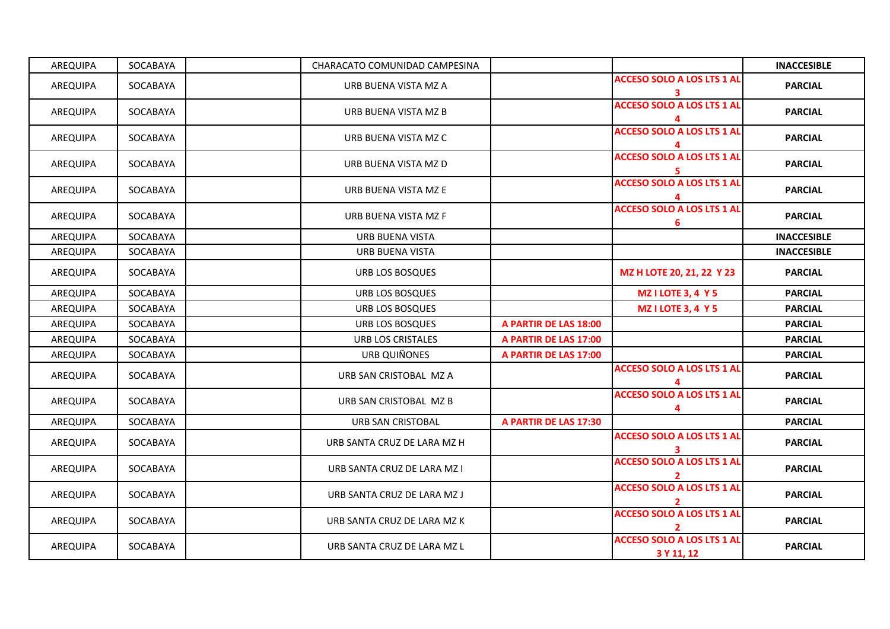| | | | | | | |
|---|---|---|---|---|---|---|
| AREQUIPA | SOCABAYA | | CHARACATO COMUNIDAD CAMPESINA | | | **INACCESIBLE** |
| AREQUIPA | SOCABAYA | | URB BUENA VISTA MZ A | | **ACCESO SOLO A LOS LTS 1 AL 3** | **PARCIAL** |
| AREQUIPA | SOCABAYA | | URB BUENA VISTA MZ B | | **ACCESO SOLO A LOS LTS 1 AL 4** | **PARCIAL** |
| AREQUIPA | SOCABAYA | | URB BUENA VISTA MZ C | | **ACCESO SOLO A LOS LTS 1 AL 4** | **PARCIAL** |
| AREQUIPA | SOCABAYA | | URB BUENA VISTA MZ D | | **ACCESO SOLO A LOS LTS 1 AL 5** | **PARCIAL** |
| AREQUIPA | SOCABAYA | | URB BUENA VISTA MZ E | | **ACCESO SOLO A LOS LTS 1 AL 4** | **PARCIAL** |
| AREQUIPA | SOCABAYA | | URB BUENA VISTA MZ F | | **ACCESO SOLO A LOS LTS 1 AL 6** | **PARCIAL** |
| AREQUIPA | SOCABAYA | | URB BUENA VISTA | | | **INACCESIBLE** |
| AREQUIPA | SOCABAYA | | URB BUENA VISTA | | | **INACCESIBLE** |
| AREQUIPA | SOCABAYA | | URB LOS BOSQUES | | **MZ H LOTE 20, 21, 22 Y 23** | **PARCIAL** |
| AREQUIPA | SOCABAYA | | URB LOS BOSQUES | | **MZ I LOTE 3, 4 Y 5** | **PARCIAL** |
| AREQUIPA | SOCABAYA | | URB LOS BOSQUES | | **MZ I LOTE 3, 4 Y 5** | **PARCIAL** |
| AREQUIPA | SOCABAYA | | URB LOS BOSQUES | **A PARTIR DE LAS 18:00** | | **PARCIAL** |
| AREQUIPA | SOCABAYA | | URB LOS CRISTALES | **A PARTIR DE LAS 17:00** | | **PARCIAL** |
| AREQUIPA | SOCABAYA | | URB QUIÑONES | **A PARTIR DE LAS 17:00** | | **PARCIAL** |
| AREQUIPA | SOCABAYA | | URB SAN CRISTOBAL MZ A | | **ACCESO SOLO A LOS LTS 1 AL 4** | **PARCIAL** |
| AREQUIPA | SOCABAYA | | URB SAN CRISTOBAL MZ B | | **ACCESO SOLO A LOS LTS 1 AL 4** | **PARCIAL** |
| AREQUIPA | SOCABAYA | | URB SAN CRISTOBAL | **A PARTIR DE LAS 17:30** | | **PARCIAL** |
| AREQUIPA | SOCABAYA | | URB SANTA CRUZ DE LARA MZ H | | **ACCESO SOLO A LOS LTS 1 AL 3** | **PARCIAL** |
| AREQUIPA | SOCABAYA | | URB SANTA CRUZ DE LARA MZ I | | **ACCESO SOLO A LOS LTS 1 AL 2** | **PARCIAL** |
| AREQUIPA | SOCABAYA | | URB SANTA CRUZ DE LARA MZ J | | **ACCESO SOLO A LOS LTS 1 AL 2** | **PARCIAL** |
| AREQUIPA | SOCABAYA | | URB SANTA CRUZ DE LARA MZ K | | **ACCESO SOLO A LOS LTS 1 AL 2** | **PARCIAL** |
| AREQUIPA | SOCABAYA | | URB SANTA CRUZ DE LARA MZ L | | **ACCESO SOLO A LOS LTS 1 AL 3 Y 11, 12** | **PARCIAL** |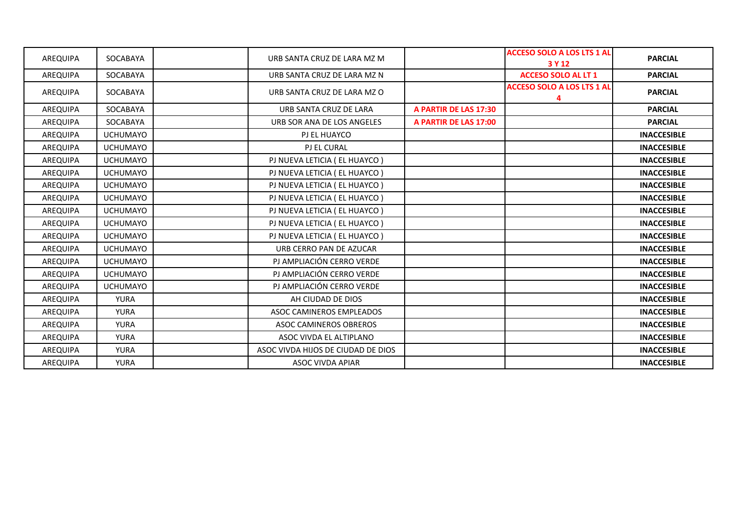| | | | | | | |
|---|---|---|---|---|---|---|
| AREQUIPA | SOCABAYA | | URB SANTA CRUZ DE LARA MZ M | | **ACCESO SOLO A LOS LTS 1 AL 3 Y 12** | **PARCIAL** |
| AREQUIPA | SOCABAYA | | URB SANTA CRUZ DE LARA MZ N | | **ACCESO SOLO AL LT 1** | **PARCIAL** |
| AREQUIPA | SOCABAYA | | URB SANTA CRUZ DE LARA MZ O | | **ACCESO SOLO A LOS LTS 1 AL 4** | **PARCIAL** |
| AREQUIPA | SOCABAYA | | URB SANTA CRUZ DE LARA | **A PARTIR DE LAS 17:30** | | **PARCIAL** |
| AREQUIPA | SOCABAYA | | URB SOR ANA DE LOS ANGELES | **A PARTIR DE LAS 17:00** | | **PARCIAL** |
| AREQUIPA | UCHUMAYO | | PJ EL HUAYCO | | | **INACCESIBLE** |
| AREQUIPA | UCHUMAYO | | PJ EL CURAL | | | **INACCESIBLE** |
| AREQUIPA | UCHUMAYO | | PJ NUEVA LETICIA ( EL HUAYCO ) | | | **INACCESIBLE** |
| AREQUIPA | UCHUMAYO | | PJ NUEVA LETICIA ( EL HUAYCO ) | | | **INACCESIBLE** |
| AREQUIPA | UCHUMAYO | | PJ NUEVA LETICIA ( EL HUAYCO ) | | | **INACCESIBLE** |
| AREQUIPA | UCHUMAYO | | PJ NUEVA LETICIA ( EL HUAYCO ) | | | **INACCESIBLE** |
| AREQUIPA | UCHUMAYO | | PJ NUEVA LETICIA ( EL HUAYCO ) | | | **INACCESIBLE** |
| AREQUIPA | UCHUMAYO | | PJ NUEVA LETICIA ( EL HUAYCO ) | | | **INACCESIBLE** |
| AREQUIPA | UCHUMAYO | | PJ NUEVA LETICIA ( EL HUAYCO ) | | | **INACCESIBLE** |
| AREQUIPA | UCHUMAYO | | URB CERRO PAN DE AZUCAR | | | **INACCESIBLE** |
| AREQUIPA | UCHUMAYO | | PJ AMPLIACIÓN CERRO VERDE | | | **INACCESIBLE** |
| AREQUIPA | UCHUMAYO | | PJ AMPLIACIÓN CERRO VERDE | | | **INACCESIBLE** |
| AREQUIPA | UCHUMAYO | | PJ AMPLIACIÓN CERRO VERDE | | | **INACCESIBLE** |
| AREQUIPA | YURA | | AH CIUDAD DE DIOS | | | **INACCESIBLE** |
| AREQUIPA | YURA | | ASOC CAMINEROS EMPLEADOS | | | **INACCESIBLE** |
| AREQUIPA | YURA | | ASOC CAMINEROS OBREROS | | | **INACCESIBLE** |
| AREQUIPA | YURA | | ASOC VIVDA EL ALTIPLANO | | | **INACCESIBLE** |
| AREQUIPA | YURA | | ASOC VIVDA HIJOS DE CIUDAD DE DIOS | | | **INACCESIBLE** |
| AREQUIPA | YURA | | ASOC VIVDA APIAR | | | **INACCESIBLE** |